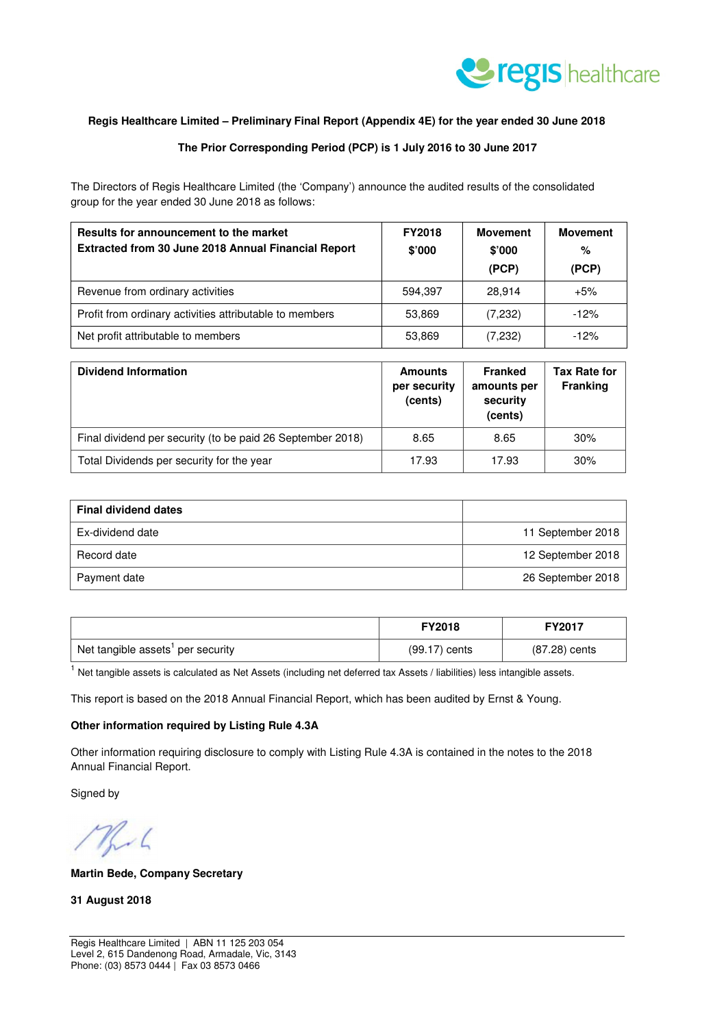**Regis Healthcare Limited – Preliminary Final Report (Appendix 4E) for the year ended 30 June 2018**

**The Prior Corresponding Period (PCP) is 1 July 2016 to 30 June 2017**

The Directors of Regis Healthcare Limited (the 'Company') announce the audited results of the consolidated group for the year ended 30 June 2018 as follows:

| **Results for announcement to the market Extracted from 30 June 2018 Annual Financial Report** | **FY2018 $'000** | **Movement $'000 (PCP)** | **Movement % (PCP)** |
|---|---|---|---|
| Revenue from ordinary activities | 594,397 | 28,914 | +5% |
| Profit from ordinary activities attributable to members | 53,869 | (7,232) | -12% |
| Net profit attributable to members | 53,869 | (7,232) | -12% |

| **Dividend Information** | **Amounts per security (cents)** | **Franked amounts per security (cents)** | **Tax Rate for Franking** |
|---|---|---|---|
| Final dividend per security (to be paid 26 September 2018) | 8.65 | 8.65 | 30% |
| Total Dividends per security for the year | 17.93 | 17.93 | 30% |

| **Final dividend dates** | |
|---|---|
| Ex-dividend date | 11 September 2018 |
| Record date | 12 September 2018 |
| Payment date | 26 September 2018 |

| | **FY2018** | **FY2017** |
|---|---|---|
| Net tangible assets[1] per security | (99.17) cents | (87.28) cents |

[1] Net tangible assets is calculated as Net Assets (including net deferred tax Assets / liabilities) less intangible assets.

This report is based on the 2018 Annual Financial Report, which has been audited by Ernst & Young.

**Other information required by Listing Rule 4.3A**

Other information requiring disclosure to comply with Listing Rule 4.3A is contained in the notes to the 2018 Annual Financial Report.

Signed by

**Martin Bede, Company Secretary**

**31 August 2018**

Regis Healthcare Limited | ABN 11 125 203 054
Level 2, 615 Dandenong Road, Armadale, Vic, 3143
Phone: (03) 8573 0444 | Fax 03 8573 0466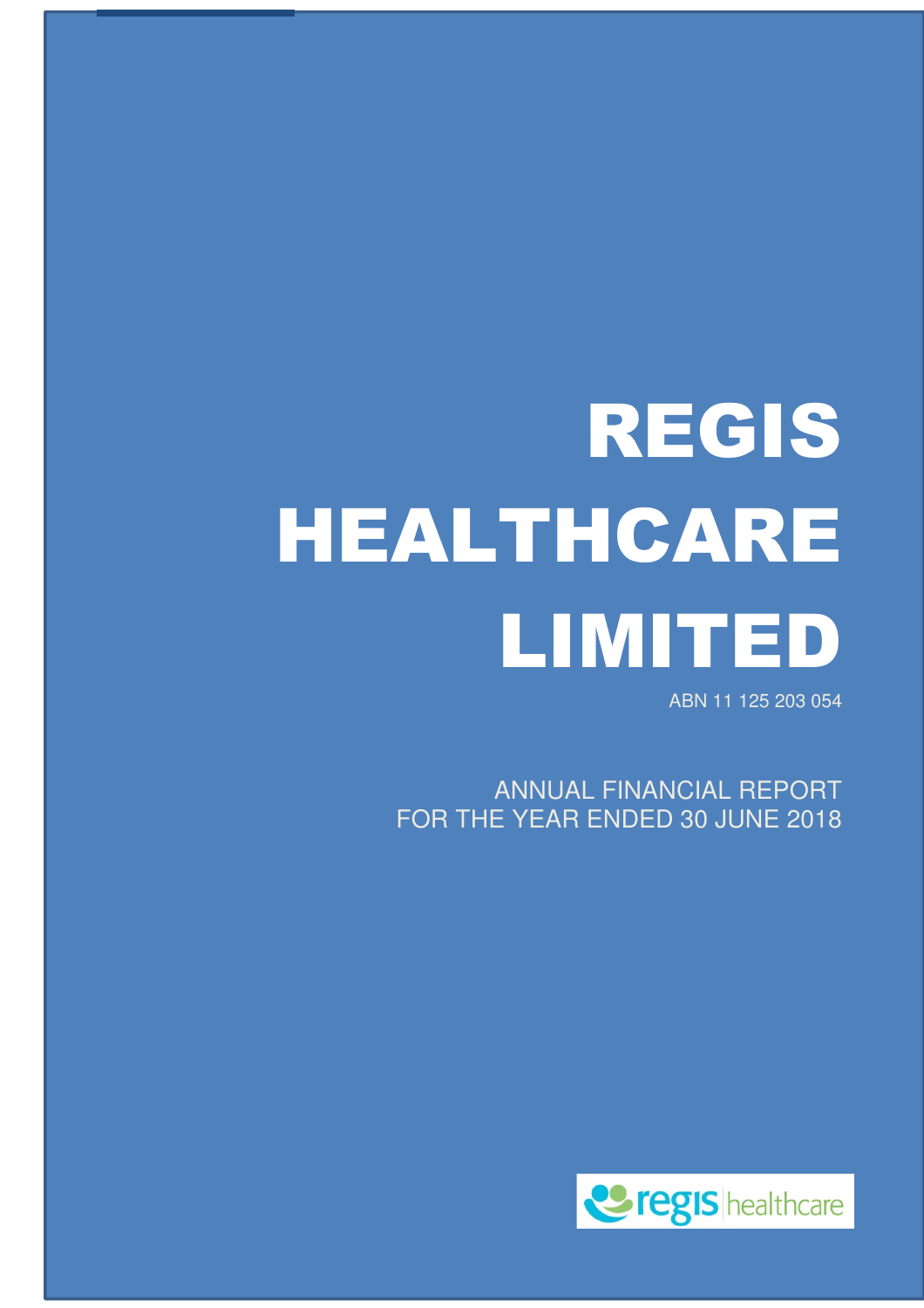# REGIS HEALTHCARE LIMITED

ABN 11 125 203 054

ANNUAL FINANCIAL REPORT
FOR THE YEAR ENDED 30 JUNE 2018

regis healthcare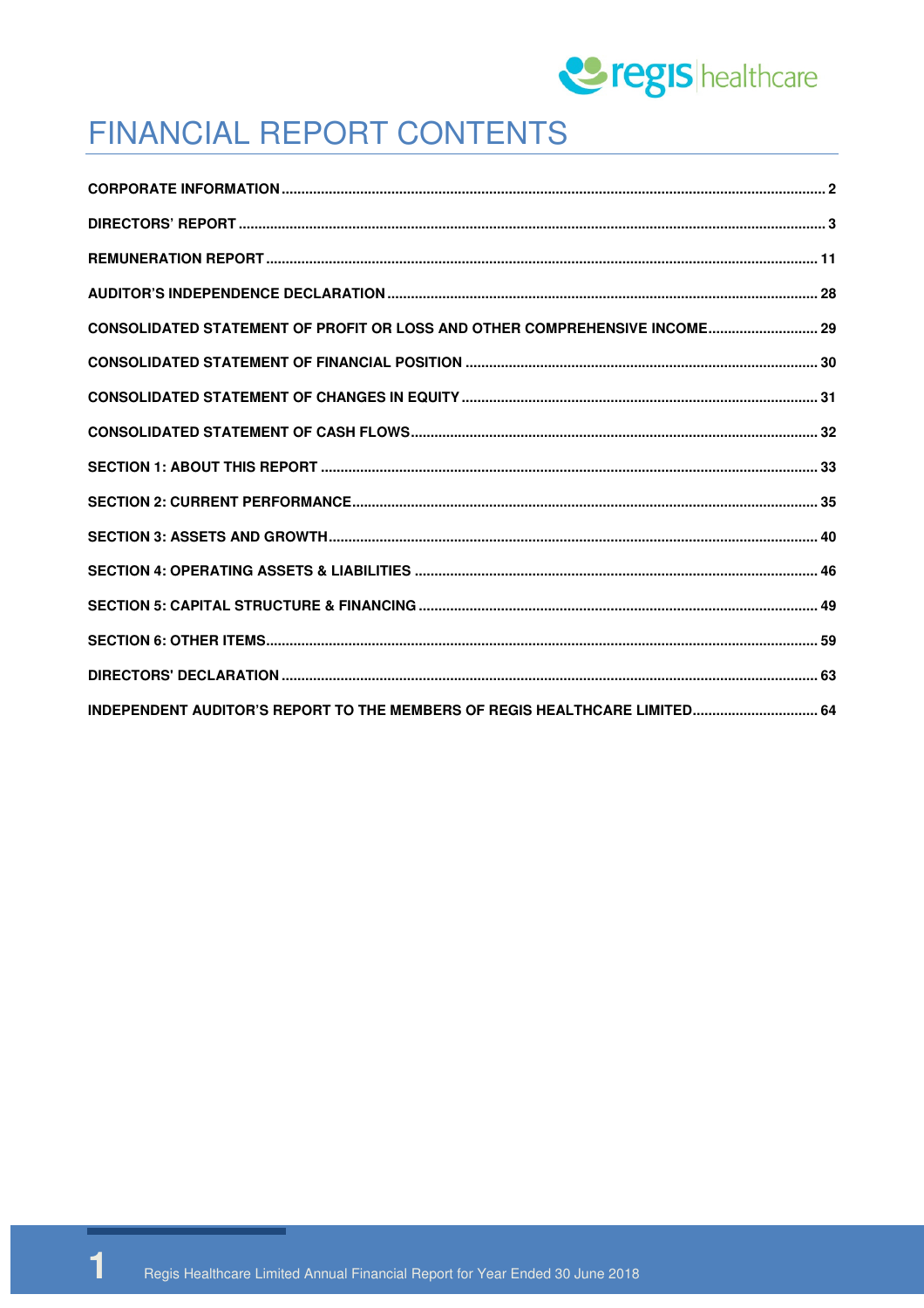# FINANCIAL REPORT CONTENTS

| | |
|---|---|
| **CORPORATE INFORMATION** | **2** |
| **DIRECTORS' REPORT** | **3** |
| **REMUNERATION REPORT** | **11** |
| **AUDITOR'S INDEPENDENCE DECLARATION** | **28** |
| **CONSOLIDATED STATEMENT OF PROFIT OR LOSS AND OTHER COMPREHENSIVE INCOME** | **29** |
| **CONSOLIDATED STATEMENT OF FINANCIAL POSITION** | **30** |
| **CONSOLIDATED STATEMENT OF CHANGES IN EQUITY** | **31** |
| **CONSOLIDATED STATEMENT OF CASH FLOWS** | **32** |
| **SECTION 1: ABOUT THIS REPORT** | **33** |
| **SECTION 2: CURRENT PERFORMANCE** | **35** |
| **SECTION 3: ASSETS AND GROWTH** | **40** |
| **SECTION 4: OPERATING ASSETS & LIABILITIES** | **46** |
| **SECTION 5: CAPITAL STRUCTURE & FINANCING** | **49** |
| **SECTION 6: OTHER ITEMS** | **59** |
| **DIRECTORS' DECLARATION** | **63** |
| **INDEPENDENT AUDITOR'S REPORT TO THE MEMBERS OF REGIS HEALTHCARE LIMITED** | **64** |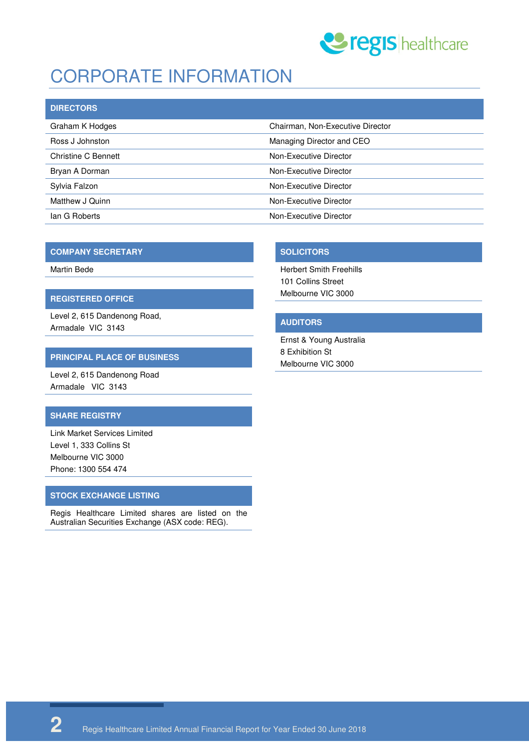# CORPORATE INFORMATION

## DIRECTORS

| | |
|---|---|
| Graham K Hodges | Chairman, Non-Executive Director |
| Ross J Johnston | Managing Director and CEO |
| Christine C Bennett | Non-Executive Director |
| Bryan A Dorman | Non-Executive Director |
| Sylvia Falzon | Non-Executive Director |
| Matthew J Quinn | Non-Executive Director |
| Ian G Roberts | Non-Executive Director |

## COMPANY SECRETARY

Martin Bede

## REGISTERED OFFICE

Level 2, 615 Dandenong Road,
Armadale VIC 3143

## PRINCIPAL PLACE OF BUSINESS

Level 2, 615 Dandenong Road
Armadale VIC 3143

## SHARE REGISTRY

Link Market Services Limited
Level 1, 333 Collins St
Melbourne VIC 3000
Phone: 1300 554 474

## STOCK EXCHANGE LISTING

Regis Healthcare Limited shares are listed on the Australian Securities Exchange (ASX code: REG).

## SOLICITORS

Herbert Smith Freehills
101 Collins Street
Melbourne VIC 3000

## AUDITORS

Ernst & Young Australia
8 Exhibition St
Melbourne VIC 3000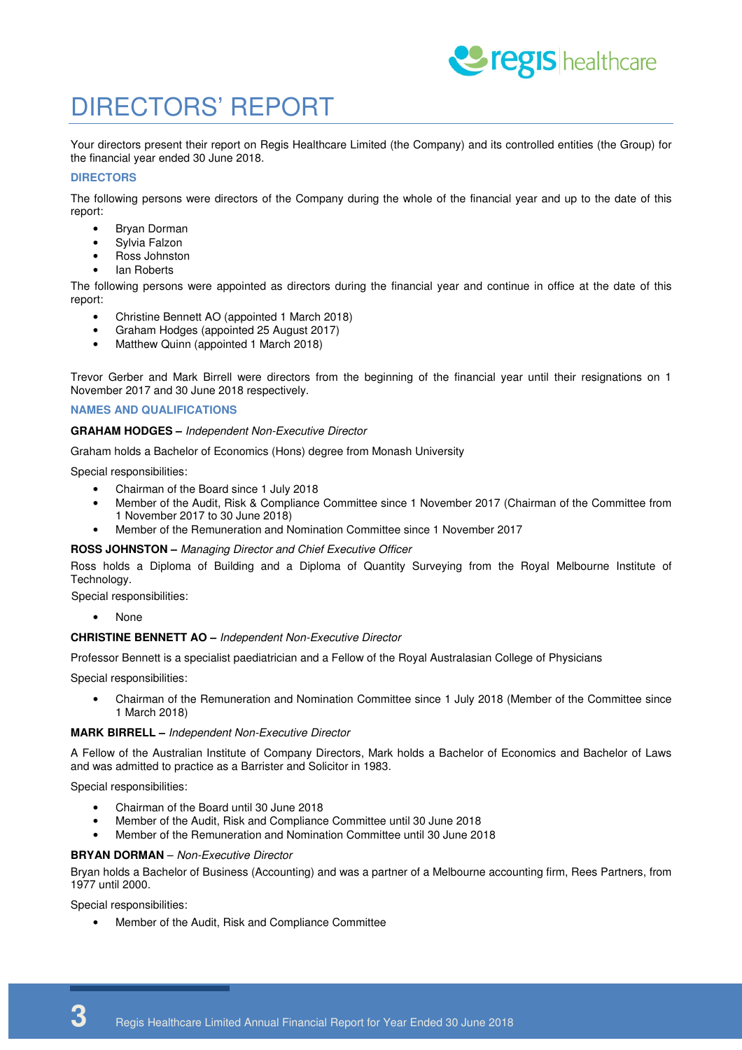# DIRECTORS' REPORT

Your directors present their report on Regis Healthcare Limited (the Company) and its controlled entities (the Group) for the financial year ended 30 June 2018.

## DIRECTORS

The following persons were directors of the Company during the whole of the financial year and up to the date of this report:

- Bryan Dorman
- Sylvia Falzon
- Ross Johnston
- Ian Roberts

The following persons were appointed as directors during the financial year and continue in office at the date of this report:

- Christine Bennett AO (appointed 1 March 2018)
- Graham Hodges (appointed 25 August 2017)
- Matthew Quinn (appointed 1 March 2018)

Trevor Gerber and Mark Birrell were directors from the beginning of the financial year until their resignations on 1 November 2017 and 30 June 2018 respectively.

## NAMES AND QUALIFICATIONS

**GRAHAM HODGES –** *Independent Non-Executive Director*

Graham holds a Bachelor of Economics (Hons) degree from Monash University

Special responsibilities:

- Chairman of the Board since 1 July 2018
- Member of the Audit, Risk & Compliance Committee since 1 November 2017 (Chairman of the Committee from 1 November 2017 to 30 June 2018)
- Member of the Remuneration and Nomination Committee since 1 November 2017

**ROSS JOHNSTON –** *Managing Director and Chief Executive Officer*

Ross holds a Diploma of Building and a Diploma of Quantity Surveying from the Royal Melbourne Institute of Technology.

Special responsibilities:

- None

**CHRISTINE BENNETT AO –** *Independent Non-Executive Director*

Professor Bennett is a specialist paediatrician and a Fellow of the Royal Australasian College of Physicians

Special responsibilities:

- Chairman of the Remuneration and Nomination Committee since 1 July 2018 (Member of the Committee since 1 March 2018)

**MARK BIRRELL –** *Independent Non-Executive Director*

A Fellow of the Australian Institute of Company Directors, Mark holds a Bachelor of Economics and Bachelor of Laws and was admitted to practice as a Barrister and Solicitor in 1983.

Special responsibilities:

- Chairman of the Board until 30 June 2018
- Member of the Audit, Risk and Compliance Committee until 30 June 2018
- Member of the Remuneration and Nomination Committee until 30 June 2018

**BRYAN DORMAN** – *Non-Executive Director*

Bryan holds a Bachelor of Business (Accounting) and was a partner of a Melbourne accounting firm, Rees Partners, from 1977 until 2000.

Special responsibilities:

- Member of the Audit, Risk and Compliance Committee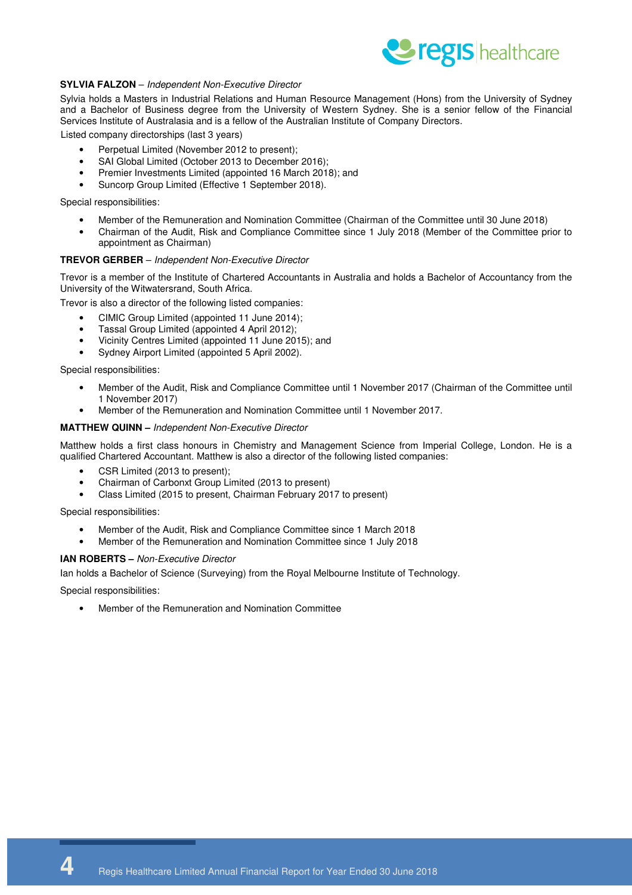**SYLVIA FALZON** – *Independent Non-Executive Director*

Sylvia holds a Masters in Industrial Relations and Human Resource Management (Hons) from the University of Sydney and a Bachelor of Business degree from the University of Western Sydney. She is a senior fellow of the Financial Services Institute of Australasia and is a fellow of the Australian Institute of Company Directors.

Listed company directorships (last 3 years)

- Perpetual Limited (November 2012 to present);
- SAI Global Limited (October 2013 to December 2016);
- Premier Investments Limited (appointed 16 March 2018); and
- Suncorp Group Limited (Effective 1 September 2018).

Special responsibilities:

- Member of the Remuneration and Nomination Committee (Chairman of the Committee until 30 June 2018)
- Chairman of the Audit, Risk and Compliance Committee since 1 July 2018 (Member of the Committee prior to appointment as Chairman)

**TREVOR GERBER** – *Independent Non-Executive Director*

Trevor is a member of the Institute of Chartered Accountants in Australia and holds a Bachelor of Accountancy from the University of the Witwatersrand, South Africa.

Trevor is also a director of the following listed companies:

- CIMIC Group Limited (appointed 11 June 2014);
- Tassal Group Limited (appointed 4 April 2012);
- Vicinity Centres Limited (appointed 11 June 2015); and
- Sydney Airport Limited (appointed 5 April 2002).

Special responsibilities:

- Member of the Audit, Risk and Compliance Committee until 1 November 2017 (Chairman of the Committee until 1 November 2017)
- Member of the Remuneration and Nomination Committee until 1 November 2017.

**MATTHEW QUINN –** *Independent Non-Executive Director*

Matthew holds a first class honours in Chemistry and Management Science from Imperial College, London. He is a qualified Chartered Accountant. Matthew is also a director of the following listed companies:

- CSR Limited (2013 to present);
- Chairman of Carbonxt Group Limited (2013 to present)
- Class Limited (2015 to present, Chairman February 2017 to present)

Special responsibilities:

- Member of the Audit, Risk and Compliance Committee since 1 March 2018
- Member of the Remuneration and Nomination Committee since 1 July 2018

**IAN ROBERTS –** *Non-Executive Director*

Ian holds a Bachelor of Science (Surveying) from the Royal Melbourne Institute of Technology.

Special responsibilities:

- Member of the Remuneration and Nomination Committee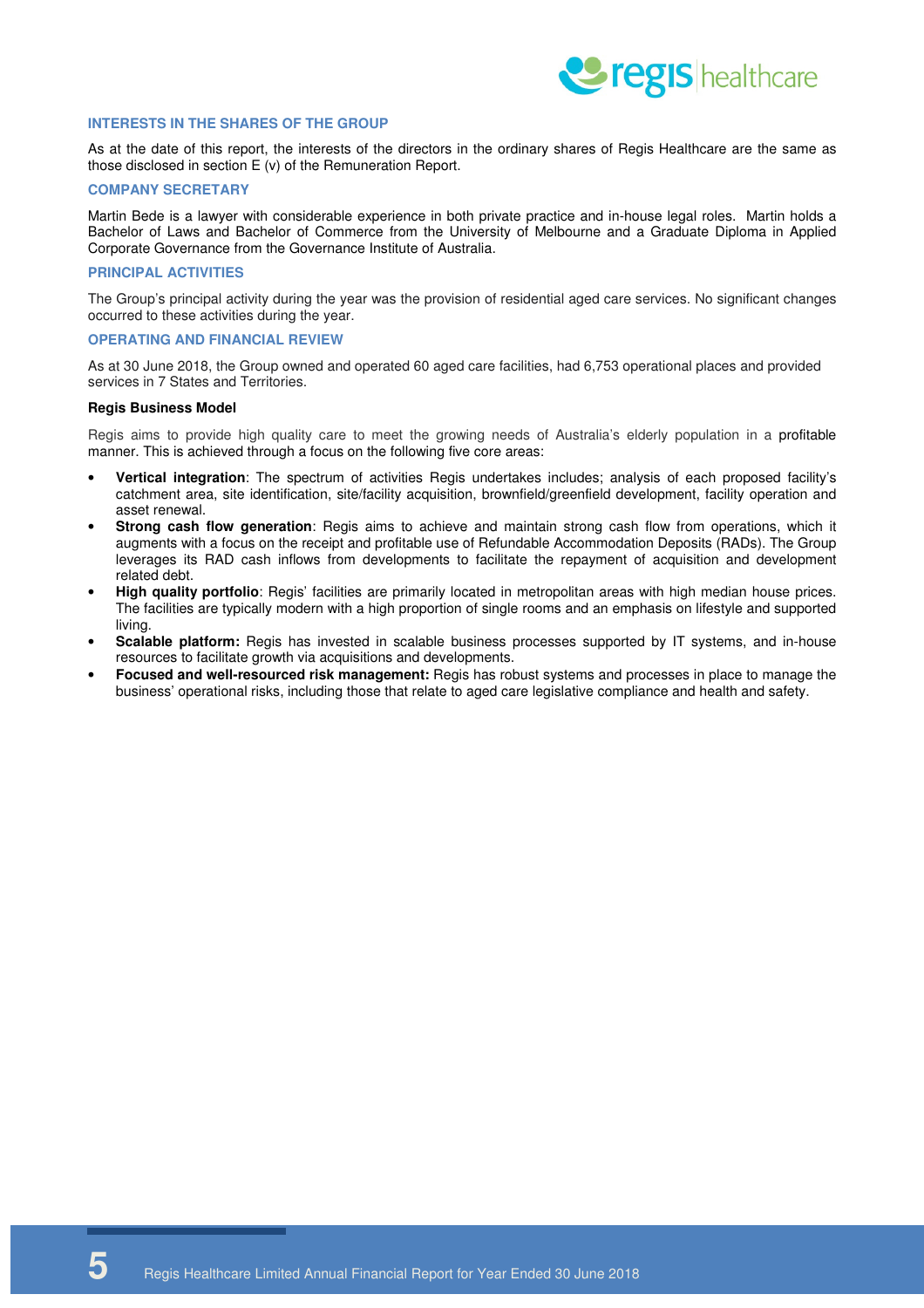## INTERESTS IN THE SHARES OF THE GROUP

As at the date of this report, the interests of the directors in the ordinary shares of Regis Healthcare are the same as those disclosed in section E (v) of the Remuneration Report.

## COMPANY SECRETARY

Martin Bede is a lawyer with considerable experience in both private practice and in-house legal roles. Martin holds a Bachelor of Laws and Bachelor of Commerce from the University of Melbourne and a Graduate Diploma in Applied Corporate Governance from the Governance Institute of Australia.

## PRINCIPAL ACTIVITIES

The Group's principal activity during the year was the provision of residential aged care services. No significant changes occurred to these activities during the year.

## OPERATING AND FINANCIAL REVIEW

As at 30 June 2018, the Group owned and operated 60 aged care facilities, had 6,753 operational places and provided services in 7 States and Territories.

### Regis Business Model

Regis aims to provide high quality care to meet the growing needs of Australia's elderly population in a profitable manner. This is achieved through a focus on the following five core areas:

- **Vertical integration**: The spectrum of activities Regis undertakes includes; analysis of each proposed facility's catchment area, site identification, site/facility acquisition, brownfield/greenfield development, facility operation and asset renewal.
- **Strong cash flow generation**: Regis aims to achieve and maintain strong cash flow from operations, which it augments with a focus on the receipt and profitable use of Refundable Accommodation Deposits (RADs). The Group leverages its RAD cash inflows from developments to facilitate the repayment of acquisition and development related debt.
- **High quality portfolio**: Regis' facilities are primarily located in metropolitan areas with high median house prices. The facilities are typically modern with a high proportion of single rooms and an emphasis on lifestyle and supported living.
- **Scalable platform:** Regis has invested in scalable business processes supported by IT systems, and in-house resources to facilitate growth via acquisitions and developments.
- **Focused and well-resourced risk management:** Regis has robust systems and processes in place to manage the business' operational risks, including those that relate to aged care legislative compliance and health and safety.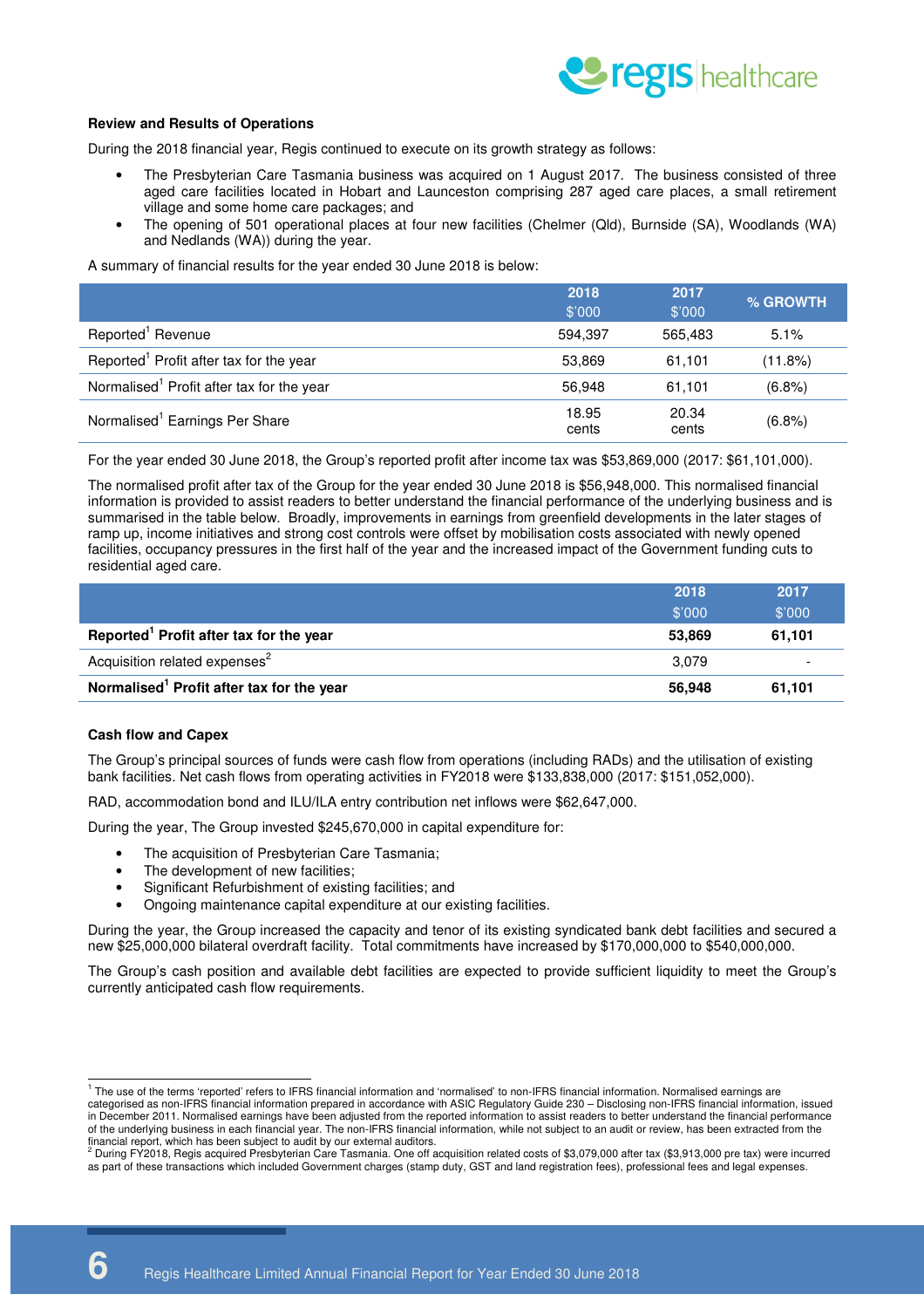### Review and Results of Operations

During the 2018 financial year, Regis continued to execute on its growth strategy as follows:

- The Presbyterian Care Tasmania business was acquired on 1 August 2017. The business consisted of three aged care facilities located in Hobart and Launceston comprising 287 aged care places, a small retirement village and some home care packages; and
- The opening of 501 operational places at four new facilities (Chelmer (Qld), Burnside (SA), Woodlands (WA) and Nedlands (WA)) during the year.

A summary of financial results for the year ended 30 June 2018 is below:

| | 2018 $'000 | 2017 $'000 | % GROWTH |
|---|---|---|---|
| Reported[1] Revenue | 594,397 | 565,483 | 5.1% |
| Reported[1] Profit after tax for the year | 53,869 | 61,101 | (11.8%) |
| Normalised[1] Profit after tax for the year | 56,948 | 61,101 | (6.8%) |
| Normalised[1] Earnings Per Share | 18.95 cents | 20.34 cents | (6.8%) |

For the year ended 30 June 2018, the Group's reported profit after income tax was $53,869,000 (2017: $61,101,000).

The normalised profit after tax of the Group for the year ended 30 June 2018 is $56,948,000. This normalised financial information is provided to assist readers to better understand the financial performance of the underlying business and is summarised in the table below. Broadly, improvements in earnings from greenfield developments in the later stages of ramp up, income initiatives and strong cost controls were offset by mobilisation costs associated with newly opened facilities, occupancy pressures in the first half of the year and the increased impact of the Government funding cuts to residential aged care.

| | 2018 $'000 | 2017 $'000 |
|---|---|---|
| **Reported[1] Profit after tax for the year** | **53,869** | **61,101** |
| Acquisition related expenses[2] | 3,079 | - |
| **Normalised[1] Profit after tax for the year** | **56,948** | **61,101** |

### Cash flow and Capex

The Group's principal sources of funds were cash flow from operations (including RADs) and the utilisation of existing bank facilities. Net cash flows from operating activities in FY2018 were $133,838,000 (2017: $151,052,000).

RAD, accommodation bond and ILU/ILA entry contribution net inflows were $62,647,000.

During the year, The Group invested $245,670,000 in capital expenditure for:

- The acquisition of Presbyterian Care Tasmania;
- The development of new facilities;
- Significant Refurbishment of existing facilities; and
- Ongoing maintenance capital expenditure at our existing facilities.

During the year, the Group increased the capacity and tenor of its existing syndicated bank debt facilities and secured a new $25,000,000 bilateral overdraft facility. Total commitments have increased by $170,000,000 to $540,000,000.

The Group's cash position and available debt facilities are expected to provide sufficient liquidity to meet the Group's currently anticipated cash flow requirements.

---

[1] The use of the terms 'reported' refers to IFRS financial information and 'normalised' to non-IFRS financial information. Normalised earnings are categorised as non-IFRS financial information prepared in accordance with ASIC Regulatory Guide 230 – Disclosing non-IFRS financial information, issued in December 2011. Normalised earnings have been adjusted from the reported information to assist readers to better understand the financial performance of the underlying business in each financial year. The non-IFRS financial information, while not subject to an audit or review, has been extracted from the financial report, which has been subject to audit by our external auditors.

[2] During FY2018, Regis acquired Presbyterian Care Tasmania. One off acquisition related costs of $3,079,000 after tax ($3,913,000 pre tax) were incurred as part of these transactions which included Government charges (stamp duty, GST and land registration fees), professional fees and legal expenses.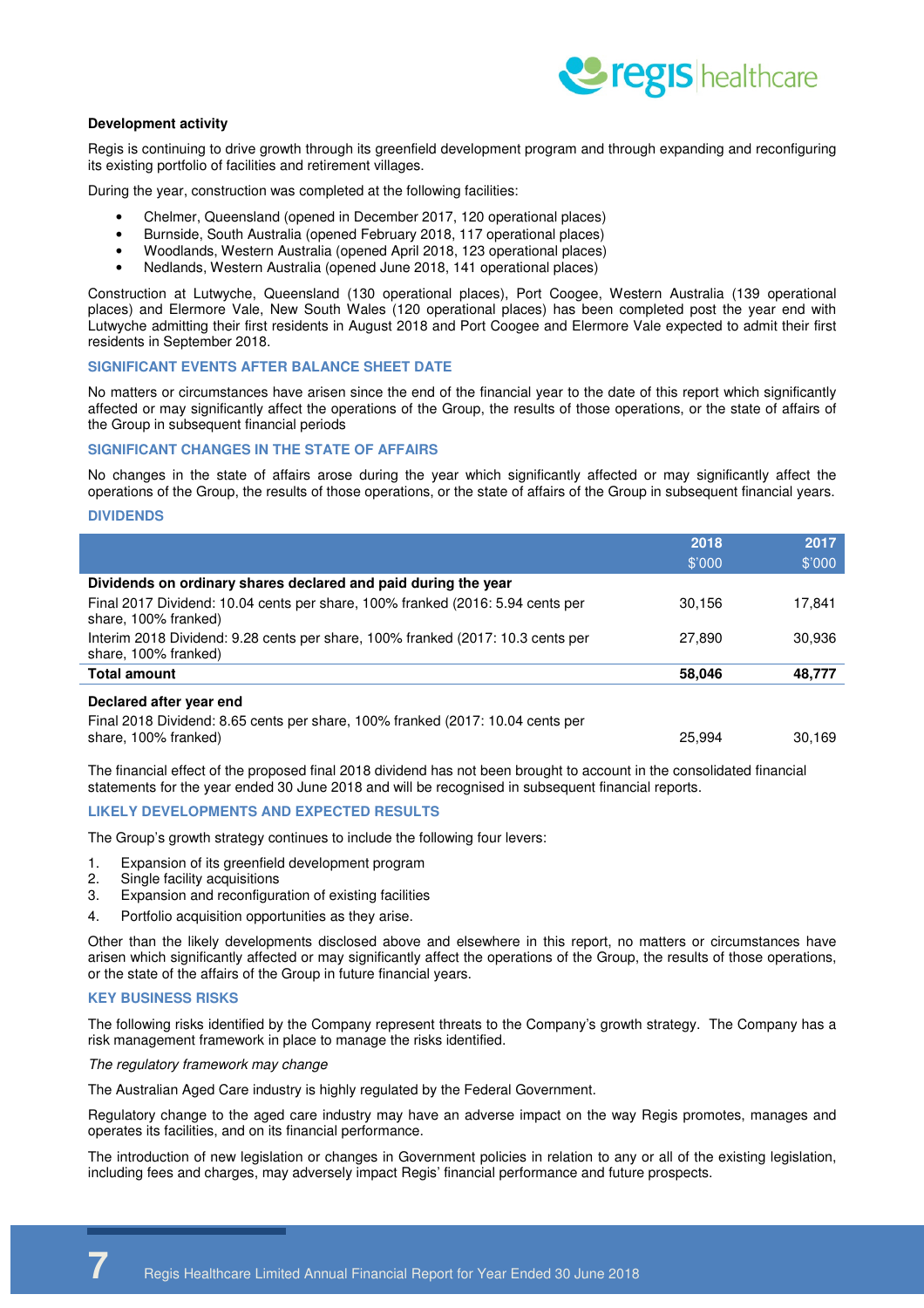**Development activity**

Regis is continuing to drive growth through its greenfield development program and through expanding and reconfiguring its existing portfolio of facilities and retirement villages.

During the year, construction was completed at the following facilities:

- Chelmer, Queensland (opened in December 2017, 120 operational places)
- Burnside, South Australia (opened February 2018, 117 operational places)
- Woodlands, Western Australia (opened April 2018, 123 operational places)
- Nedlands, Western Australia (opened June 2018, 141 operational places)

Construction at Lutwyche, Queensland (130 operational places), Port Coogee, Western Australia (139 operational places) and Elermore Vale, New South Wales (120 operational places) has been completed post the year end with Lutwyche admitting their first residents in August 2018 and Port Coogee and Elermore Vale expected to admit their first residents in September 2018.

## SIGNIFICANT EVENTS AFTER BALANCE SHEET DATE

No matters or circumstances have arisen since the end of the financial year to the date of this report which significantly affected or may significantly affect the operations of the Group, the results of those operations, or the state of affairs of the Group in subsequent financial periods

## SIGNIFICANT CHANGES IN THE STATE OF AFFAIRS

No changes in the state of affairs arose during the year which significantly affected or may significantly affect the operations of the Group, the results of those operations, or the state of affairs of the Group in subsequent financial years.

## DIVIDENDS

| | 2018 $'000 | 2017 $'000 |
|---|---|---|
| **Dividends on ordinary shares declared and paid during the year** | | |
| Final 2017 Dividend: 10.04 cents per share, 100% franked (2016: 5.94 cents per share, 100% franked) | 30,156 | 17,841 |
| Interim 2018 Dividend: 9.28 cents per share, 100% franked (2017: 10.3 cents per share, 100% franked) | 27,890 | 30,936 |
| **Total amount** | **58,046** | **48,777** |
| **Declared after year end** | | |
| Final 2018 Dividend: 8.65 cents per share, 100% franked (2017: 10.04 cents per share, 100% franked) | 25,994 | 30,169 |

The financial effect of the proposed final 2018 dividend has not been brought to account in the consolidated financial statements for the year ended 30 June 2018 and will be recognised in subsequent financial reports.

## LIKELY DEVELOPMENTS AND EXPECTED RESULTS

The Group's growth strategy continues to include the following four levers:

1. Expansion of its greenfield development program
2. Single facility acquisitions
3. Expansion and reconfiguration of existing facilities
4. Portfolio acquisition opportunities as they arise.

Other than the likely developments disclosed above and elsewhere in this report, no matters or circumstances have arisen which significantly affected or may significantly affect the operations of the Group, the results of those operations, or the state of the affairs of the Group in future financial years.

## KEY BUSINESS RISKS

The following risks identified by the Company represent threats to the Company's growth strategy. The Company has a risk management framework in place to manage the risks identified.

*The regulatory framework may change*

The Australian Aged Care industry is highly regulated by the Federal Government.

Regulatory change to the aged care industry may have an adverse impact on the way Regis promotes, manages and operates its facilities, and on its financial performance.

The introduction of new legislation or changes in Government policies in relation to any or all of the existing legislation, including fees and charges, may adversely impact Regis' financial performance and future prospects.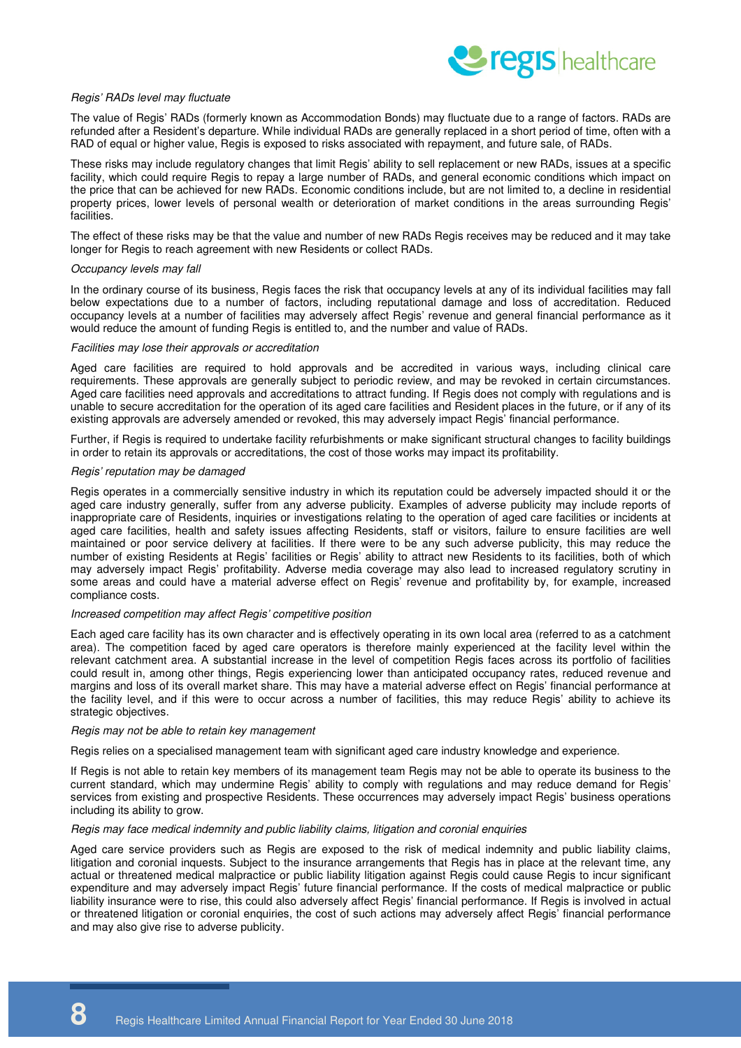*Regis' RADs level may fluctuate*

The value of Regis' RADs (formerly known as Accommodation Bonds) may fluctuate due to a range of factors. RADs are refunded after a Resident's departure. While individual RADs are generally replaced in a short period of time, often with a RAD of equal or higher value, Regis is exposed to risks associated with repayment, and future sale, of RADs.

These risks may include regulatory changes that limit Regis' ability to sell replacement or new RADs, issues at a specific facility, which could require Regis to repay a large number of RADs, and general economic conditions which impact on the price that can be achieved for new RADs. Economic conditions include, but are not limited to, a decline in residential property prices, lower levels of personal wealth or deterioration of market conditions in the areas surrounding Regis' facilities.

The effect of these risks may be that the value and number of new RADs Regis receives may be reduced and it may take longer for Regis to reach agreement with new Residents or collect RADs.

*Occupancy levels may fall*

In the ordinary course of its business, Regis faces the risk that occupancy levels at any of its individual facilities may fall below expectations due to a number of factors, including reputational damage and loss of accreditation. Reduced occupancy levels at a number of facilities may adversely affect Regis' revenue and general financial performance as it would reduce the amount of funding Regis is entitled to, and the number and value of RADs.

*Facilities may lose their approvals or accreditation*

Aged care facilities are required to hold approvals and be accredited in various ways, including clinical care requirements. These approvals are generally subject to periodic review, and may be revoked in certain circumstances. Aged care facilities need approvals and accreditations to attract funding. If Regis does not comply with regulations and is unable to secure accreditation for the operation of its aged care facilities and Resident places in the future, or if any of its existing approvals are adversely amended or revoked, this may adversely impact Regis' financial performance.

Further, if Regis is required to undertake facility refurbishments or make significant structural changes to facility buildings in order to retain its approvals or accreditations, the cost of those works may impact its profitability.

*Regis' reputation may be damaged*

Regis operates in a commercially sensitive industry in which its reputation could be adversely impacted should it or the aged care industry generally, suffer from any adverse publicity. Examples of adverse publicity may include reports of inappropriate care of Residents, inquiries or investigations relating to the operation of aged care facilities or incidents at aged care facilities, health and safety issues affecting Residents, staff or visitors, failure to ensure facilities are well maintained or poor service delivery at facilities. If there were to be any such adverse publicity, this may reduce the number of existing Residents at Regis' facilities or Regis' ability to attract new Residents to its facilities, both of which may adversely impact Regis' profitability. Adverse media coverage may also lead to increased regulatory scrutiny in some areas and could have a material adverse effect on Regis' revenue and profitability by, for example, increased compliance costs.

*Increased competition may affect Regis' competitive position*

Each aged care facility has its own character and is effectively operating in its own local area (referred to as a catchment area). The competition faced by aged care operators is therefore mainly experienced at the facility level within the relevant catchment area. A substantial increase in the level of competition Regis faces across its portfolio of facilities could result in, among other things, Regis experiencing lower than anticipated occupancy rates, reduced revenue and margins and loss of its overall market share. This may have a material adverse effect on Regis' financial performance at the facility level, and if this were to occur across a number of facilities, this may reduce Regis' ability to achieve its strategic objectives.

*Regis may not be able to retain key management*

Regis relies on a specialised management team with significant aged care industry knowledge and experience.

If Regis is not able to retain key members of its management team Regis may not be able to operate its business to the current standard, which may undermine Regis' ability to comply with regulations and may reduce demand for Regis' services from existing and prospective Residents. These occurrences may adversely impact Regis' business operations including its ability to grow.

*Regis may face medical indemnity and public liability claims, litigation and coronial enquiries*

Aged care service providers such as Regis are exposed to the risk of medical indemnity and public liability claims, litigation and coronial inquests. Subject to the insurance arrangements that Regis has in place at the relevant time, any actual or threatened medical malpractice or public liability litigation against Regis could cause Regis to incur significant expenditure and may adversely impact Regis' future financial performance. If the costs of medical malpractice or public liability insurance were to rise, this could also adversely affect Regis' financial performance. If Regis is involved in actual or threatened litigation or coronial enquiries, the cost of such actions may adversely affect Regis' financial performance and may also give rise to adverse publicity.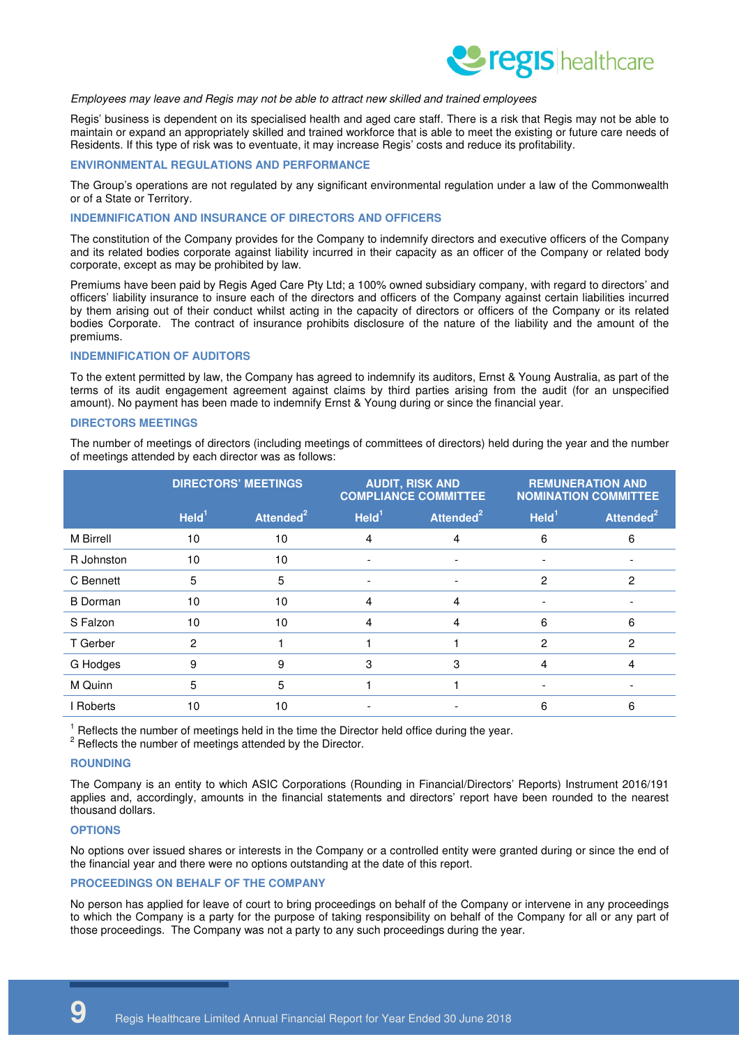*Employees may leave and Regis may not be able to attract new skilled and trained employees*

Regis' business is dependent on its specialised health and aged care staff. There is a risk that Regis may not be able to maintain or expand an appropriately skilled and trained workforce that is able to meet the existing or future care needs of Residents. If this type of risk was to eventuate, it may increase Regis' costs and reduce its profitability.

### ENVIRONMENTAL REGULATIONS AND PERFORMANCE

The Group's operations are not regulated by any significant environmental regulation under a law of the Commonwealth or of a State or Territory.

### INDEMNIFICATION AND INSURANCE OF DIRECTORS AND OFFICERS

The constitution of the Company provides for the Company to indemnify directors and executive officers of the Company and its related bodies corporate against liability incurred in their capacity as an officer of the Company or related body corporate, except as may be prohibited by law.

Premiums have been paid by Regis Aged Care Pty Ltd; a 100% owned subsidiary company, with regard to directors' and officers' liability insurance to insure each of the directors and officers of the Company against certain liabilities incurred by them arising out of their conduct whilst acting in the capacity of directors or officers of the Company or its related bodies Corporate. The contract of insurance prohibits disclosure of the nature of the liability and the amount of the premiums.

### INDEMNIFICATION OF AUDITORS

To the extent permitted by law, the Company has agreed to indemnify its auditors, Ernst & Young Australia, as part of the terms of its audit engagement agreement against claims by third parties arising from the audit (for an unspecified amount). No payment has been made to indemnify Ernst & Young during or since the financial year.

### DIRECTORS MEETINGS

The number of meetings of directors (including meetings of committees of directors) held during the year and the number of meetings attended by each director was as follows:

| | DIRECTORS' MEETINGS | | AUDIT, RISK AND COMPLIANCE COMMITTEE | | REMUNERATION AND NOMINATION COMMITTEE | |
|---|---|---|---|---|---|---|
| | Held[1] | Attended[2] | Held[1] | Attended[2] | Held[1] | Attended[2] |
| M Birrell | 10 | 10 | 4 | 4 | 6 | 6 |
| R Johnston | 10 | 10 | - | - | - | - |
| C Bennett | 5 | 5 | - | - | 2 | 2 |
| B Dorman | 10 | 10 | 4 | 4 | - | - |
| S Falzon | 10 | 10 | 4 | 4 | 6 | 6 |
| T Gerber | 2 | 1 | 1 | 1 | 2 | 2 |
| G Hodges | 9 | 9 | 3 | 3 | 4 | 4 |
| M Quinn | 5 | 5 | 1 | 1 | - | - |
| I Roberts | 10 | 10 | - | - | 6 | 6 |

[1] Reflects the number of meetings held in the time the Director held office during the year.
[2] Reflects the number of meetings attended by the Director.

### ROUNDING

The Company is an entity to which ASIC Corporations (Rounding in Financial/Directors' Reports) Instrument 2016/191 applies and, accordingly, amounts in the financial statements and directors' report have been rounded to the nearest thousand dollars.

### OPTIONS

No options over issued shares or interests in the Company or a controlled entity were granted during or since the end of the financial year and there were no options outstanding at the date of this report.

### PROCEEDINGS ON BEHALF OF THE COMPANY

No person has applied for leave of court to bring proceedings on behalf of the Company or intervene in any proceedings to which the Company is a party for the purpose of taking responsibility on behalf of the Company for all or any part of those proceedings. The Company was not a party to any such proceedings during the year.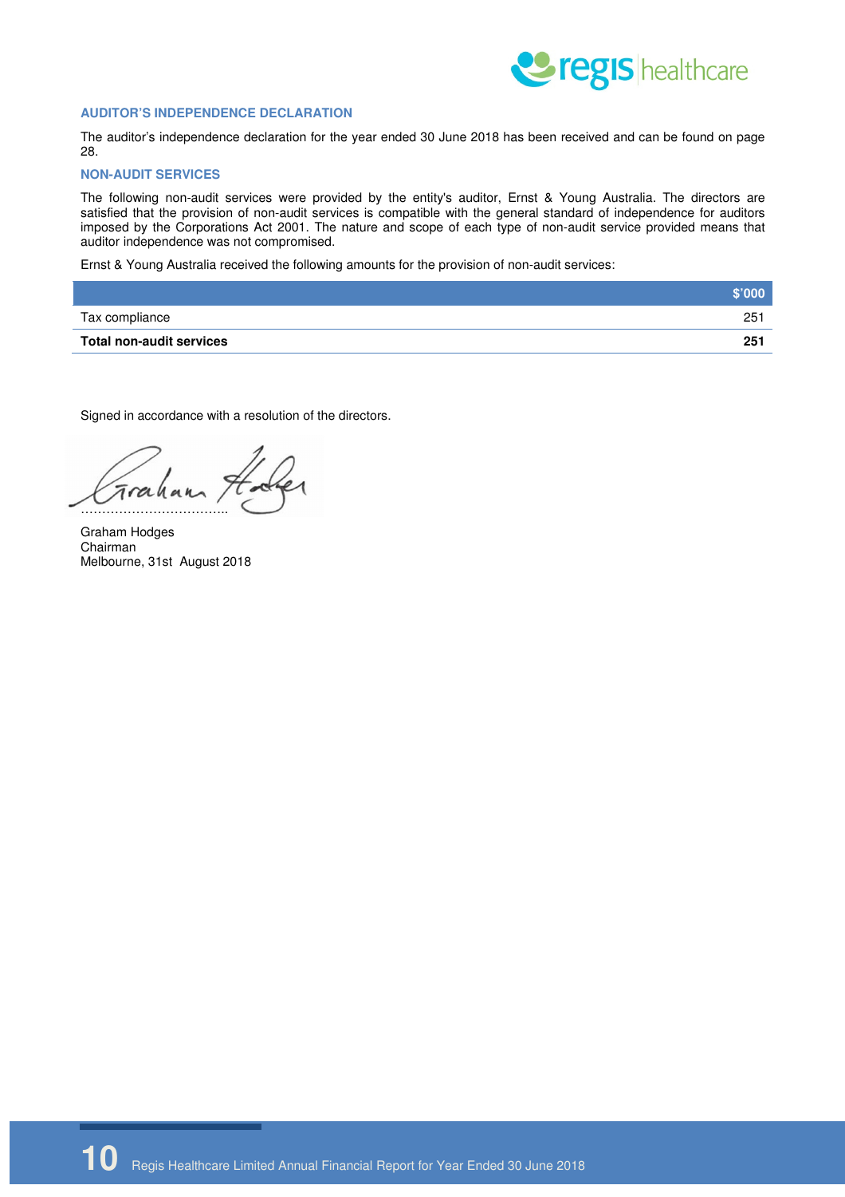## AUDITOR'S INDEPENDENCE DECLARATION

The auditor's independence declaration for the year ended 30 June 2018 has been received and can be found on page 28.

## NON-AUDIT SERVICES

The following non-audit services were provided by the entity's auditor, Ernst & Young Australia. The directors are satisfied that the provision of non-audit services is compatible with the general standard of independence for auditors imposed by the Corporations Act 2001. The nature and scope of each type of non-audit service provided means that auditor independence was not compromised.

Ernst & Young Australia received the following amounts for the provision of non-audit services:

| | $'000 |
|---|---|
| Tax compliance | 251 |
| **Total non-audit services** | **251** |

Signed in accordance with a resolution of the directors.

……………………………..

Graham Hodges
Chairman
Melbourne, 31st August 2018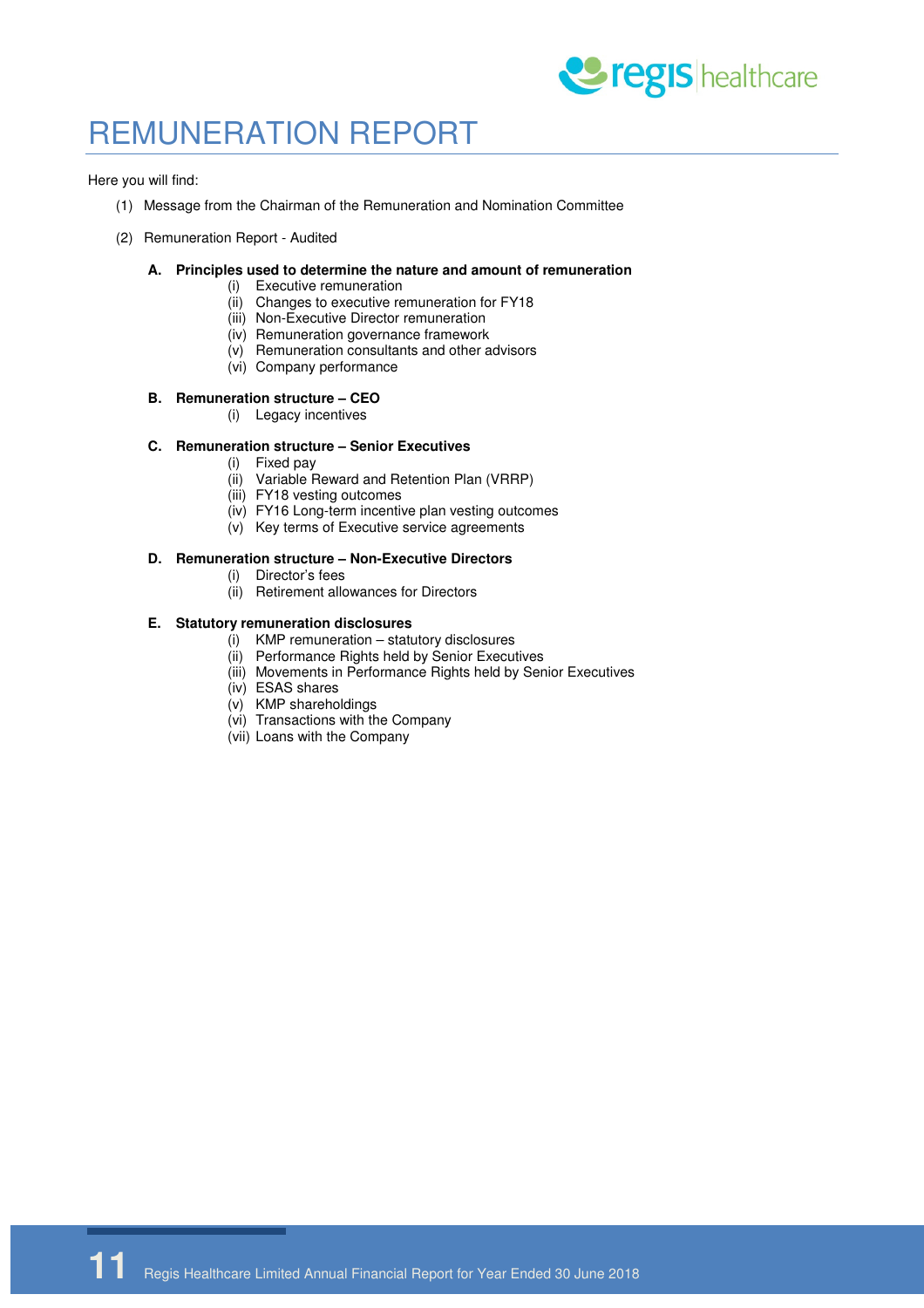# REMUNERATION REPORT

Here you will find:

(1) Message from the Chairman of the Remuneration and Nomination Committee

(2) Remuneration Report - Audited

**A. Principles used to determine the nature and amount of remuneration**

- (i) Executive remuneration
- (ii) Changes to executive remuneration for FY18
- (iii) Non-Executive Director remuneration
- (iv) Remuneration governance framework
- (v) Remuneration consultants and other advisors
- (vi) Company performance

**B. Remuneration structure – CEO**

- (i) Legacy incentives

**C. Remuneration structure – Senior Executives**

- (i) Fixed pay
- (ii) Variable Reward and Retention Plan (VRRP)
- (iii) FY18 vesting outcomes
- (iv) FY16 Long-term incentive plan vesting outcomes
- (v) Key terms of Executive service agreements

**D. Remuneration structure – Non-Executive Directors**

- (i) Director's fees
- (ii) Retirement allowances for Directors

**E. Statutory remuneration disclosures**

- (i) KMP remuneration – statutory disclosures
- (ii) Performance Rights held by Senior Executives
- (iii) Movements in Performance Rights held by Senior Executives
- (iv) ESAS shares
- (v) KMP shareholdings
- (vi) Transactions with the Company
- (vii) Loans with the Company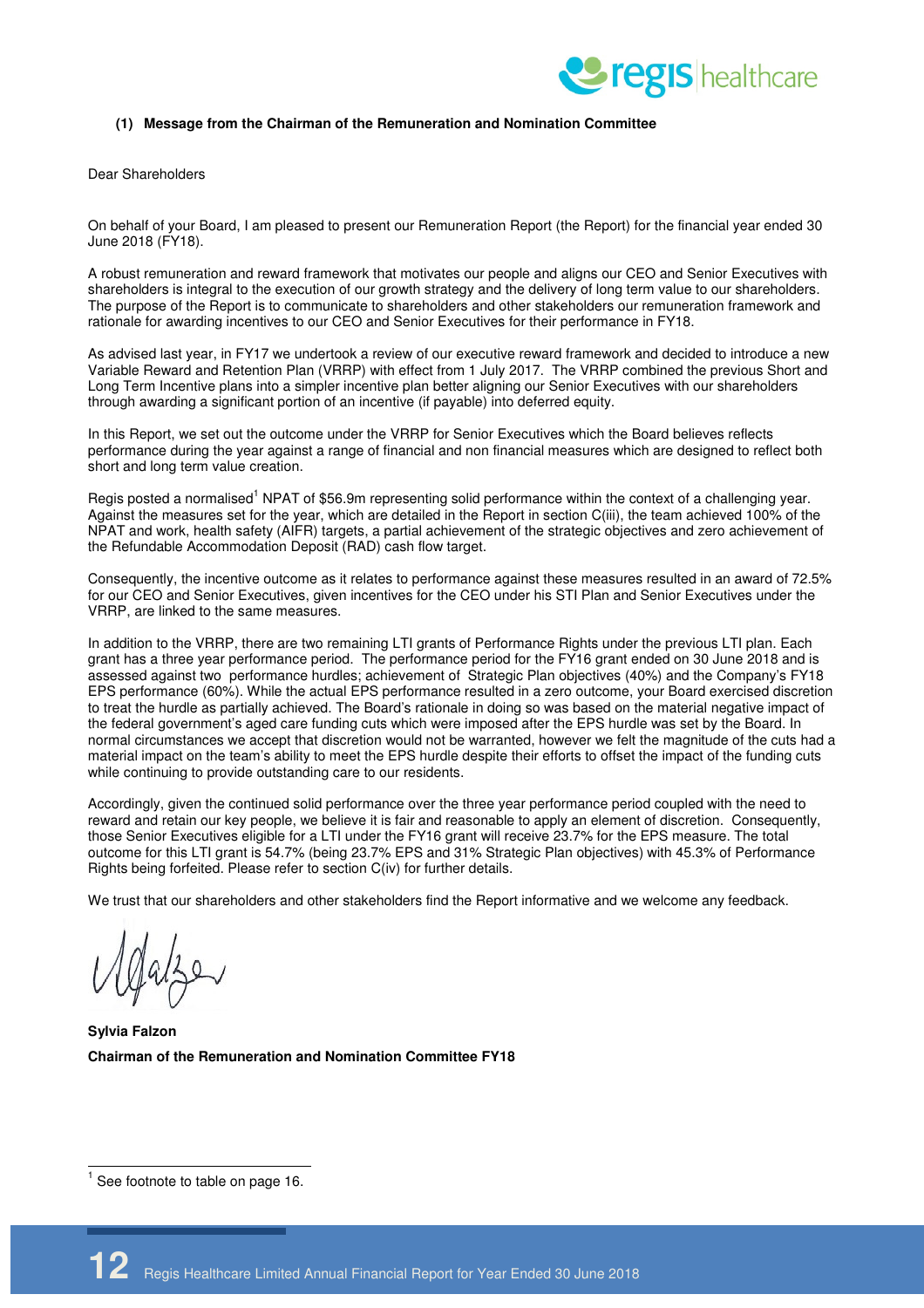### (1) Message from the Chairman of the Remuneration and Nomination Committee

Dear Shareholders

On behalf of your Board, I am pleased to present our Remuneration Report (the Report) for the financial year ended 30 June 2018 (FY18).

A robust remuneration and reward framework that motivates our people and aligns our CEO and Senior Executives with shareholders is integral to the execution of our growth strategy and the delivery of long term value to our shareholders. The purpose of the Report is to communicate to shareholders and other stakeholders our remuneration framework and rationale for awarding incentives to our CEO and Senior Executives for their performance in FY18.

As advised last year, in FY17 we undertook a review of our executive reward framework and decided to introduce a new Variable Reward and Retention Plan (VRRP) with effect from 1 July 2017. The VRRP combined the previous Short and Long Term Incentive plans into a simpler incentive plan better aligning our Senior Executives with our shareholders through awarding a significant portion of an incentive (if payable) into deferred equity.

In this Report, we set out the outcome under the VRRP for Senior Executives which the Board believes reflects performance during the year against a range of financial and non financial measures which are designed to reflect both short and long term value creation.

Regis posted a normalised[1] NPAT of $56.9m representing solid performance within the context of a challenging year. Against the measures set for the year, which are detailed in the Report in section C(iii), the team achieved 100% of the NPAT and work, health safety (AIFR) targets, a partial achievement of the strategic objectives and zero achievement of the Refundable Accommodation Deposit (RAD) cash flow target.

Consequently, the incentive outcome as it relates to performance against these measures resulted in an award of 72.5% for our CEO and Senior Executives, given incentives for the CEO under his STI Plan and Senior Executives under the VRRP, are linked to the same measures.

In addition to the VRRP, there are two remaining LTI grants of Performance Rights under the previous LTI plan. Each grant has a three year performance period. The performance period for the FY16 grant ended on 30 June 2018 and is assessed against two performance hurdles; achievement of Strategic Plan objectives (40%) and the Company's FY18 EPS performance (60%). While the actual EPS performance resulted in a zero outcome, your Board exercised discretion to treat the hurdle as partially achieved. The Board's rationale in doing so was based on the material negative impact of the federal government's aged care funding cuts which were imposed after the EPS hurdle was set by the Board. In normal circumstances we accept that discretion would not be warranted, however we felt the magnitude of the cuts had a material impact on the team's ability to meet the EPS hurdle despite their efforts to offset the impact of the funding cuts while continuing to provide outstanding care to our residents.

Accordingly, given the continued solid performance over the three year performance period coupled with the need to reward and retain our key people, we believe it is fair and reasonable to apply an element of discretion. Consequently, those Senior Executives eligible for a LTI under the FY16 grant will receive 23.7% for the EPS measure. The total outcome for this LTI grant is 54.7% (being 23.7% EPS and 31% Strategic Plan objectives) with 45.3% of Performance Rights being forfeited. Please refer to section C(iv) for further details.

We trust that our shareholders and other stakeholders find the Report informative and we welcome any feedback.

**Sylvia Falzon**

**Chairman of the Remuneration and Nomination Committee FY18**

[1] See footnote to table on page 16.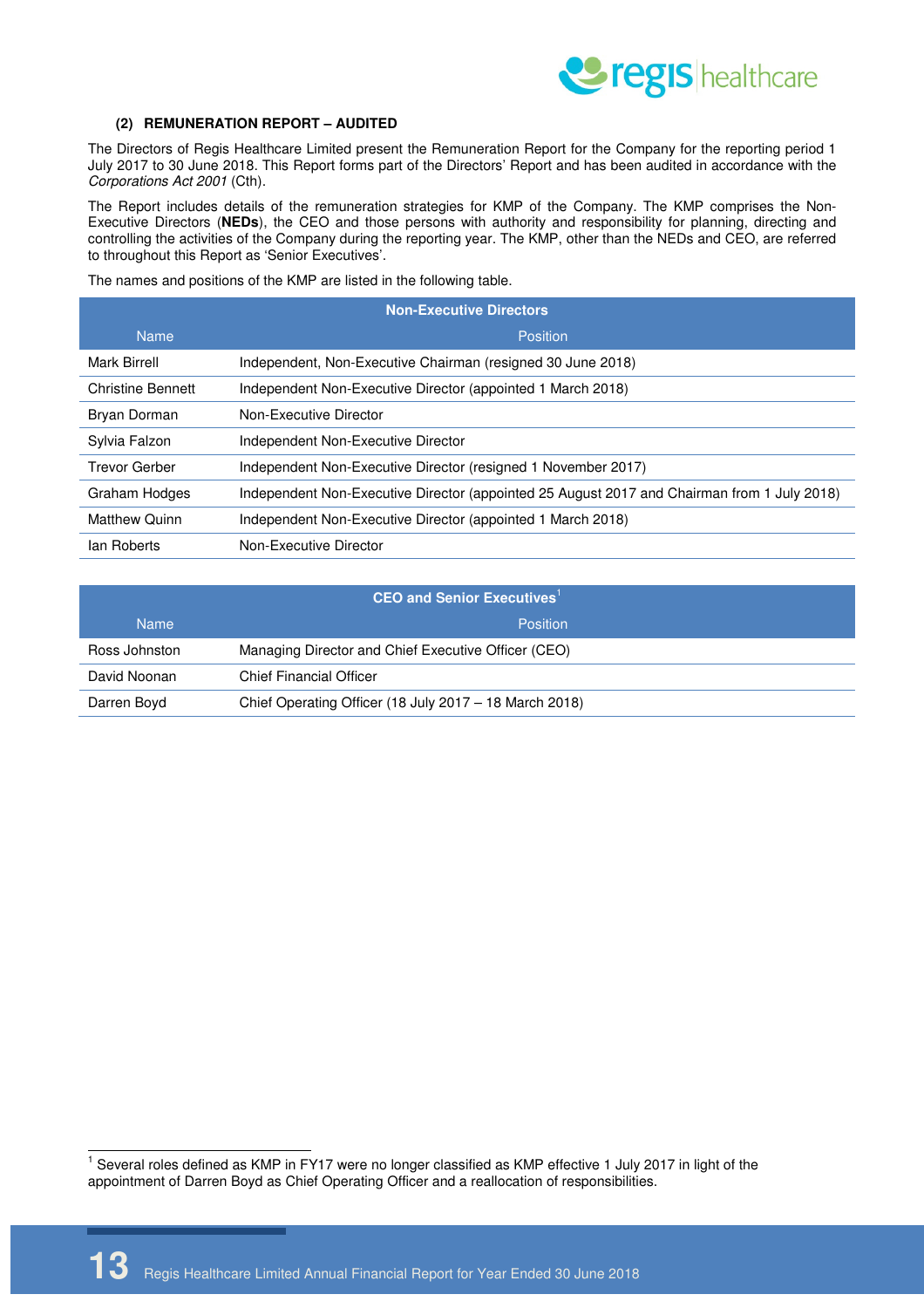## (2) REMUNERATION REPORT – AUDITED

The Directors of Regis Healthcare Limited present the Remuneration Report for the Company for the reporting period 1 July 2017 to 30 June 2018. This Report forms part of the Directors' Report and has been audited in accordance with the *Corporations Act 2001* (Cth).

The Report includes details of the remuneration strategies for KMP of the Company. The KMP comprises the Non-Executive Directors (**NEDs**), the CEO and those persons with authority and responsibility for planning, directing and controlling the activities of the Company during the reporting year. The KMP, other than the NEDs and CEO, are referred to throughout this Report as 'Senior Executives'.

The names and positions of the KMP are listed in the following table.

| Non-Executive Directors | |
|---|---|
| Name | Position |
| Mark Birrell | Independent, Non-Executive Chairman (resigned 30 June 2018) |
| Christine Bennett | Independent Non-Executive Director (appointed 1 March 2018) |
| Bryan Dorman | Non-Executive Director |
| Sylvia Falzon | Independent Non-Executive Director |
| Trevor Gerber | Independent Non-Executive Director (resigned 1 November 2017) |
| Graham Hodges | Independent Non-Executive Director (appointed 25 August 2017 and Chairman from 1 July 2018) |
| Matthew Quinn | Independent Non-Executive Director (appointed 1 March 2018) |
| Ian Roberts | Non-Executive Director |

| CEO and Senior Executives[1] | |
|---|---|
| Name | Position |
| Ross Johnston | Managing Director and Chief Executive Officer (CEO) |
| David Noonan | Chief Financial Officer |
| Darren Boyd | Chief Operating Officer (18 July 2017 – 18 March 2018) |

[1] Several roles defined as KMP in FY17 were no longer classified as KMP effective 1 July 2017 in light of the appointment of Darren Boyd as Chief Operating Officer and a reallocation of responsibilities.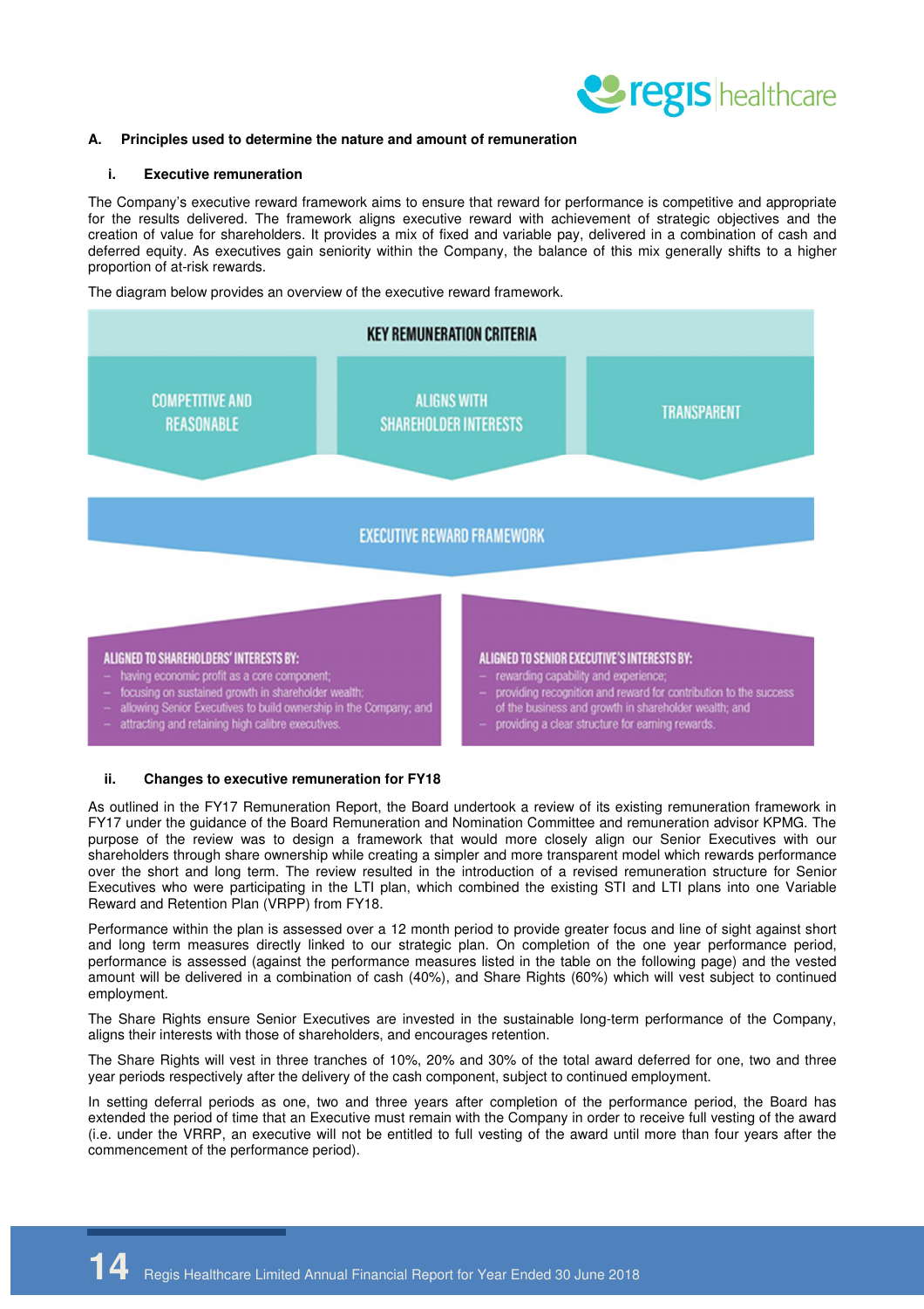## A. Principles used to determine the nature and amount of remuneration

### i. Executive remuneration

The Company's executive reward framework aims to ensure that reward for performance is competitive and appropriate for the results delivered. The framework aligns executive reward with achievement of strategic objectives and the creation of value for shareholders. It provides a mix of fixed and variable pay, delivered in a combination of cash and deferred equity. As executives gain seniority within the Company, the balance of this mix generally shifts to a higher proportion of at-risk rewards.

The diagram below provides an overview of the executive reward framework.

KEY REMUNERATION CRITERIA

COMPETITIVE AND REASONABLE

ALIGNS WITH SHAREHOLDER INTERESTS

TRANSPARENT

EXECUTIVE REWARD FRAMEWORK

ALIGNED TO SHAREHOLDERS' INTERESTS BY:

- having economic profit as a core component;
- focusing on sustained growth in shareholder wealth;
- allowing Senior Executives to build ownership in the Company; and
- attracting and retaining high calibre executives.

ALIGNED TO SENIOR EXECUTIVE'S INTERESTS BY:

- rewarding capability and experience;
- providing recognition and reward for contribution to the success of the business and growth in shareholder wealth; and
- providing a clear structure for earning rewards.

### ii. Changes to executive remuneration for FY18

As outlined in the FY17 Remuneration Report, the Board undertook a review of its existing remuneration framework in FY17 under the guidance of the Board Remuneration and Nomination Committee and remuneration advisor KPMG. The purpose of the review was to design a framework that would more closely align our Senior Executives with our shareholders through share ownership while creating a simpler and more transparent model which rewards performance over the short and long term. The review resulted in the introduction of a revised remuneration structure for Senior Executives who were participating in the LTI plan, which combined the existing STI and LTI plans into one Variable Reward and Retention Plan (VRPP) from FY18.

Performance within the plan is assessed over a 12 month period to provide greater focus and line of sight against short and long term measures directly linked to our strategic plan. On completion of the one year performance period, performance is assessed (against the performance measures listed in the table on the following page) and the vested amount will be delivered in a combination of cash (40%), and Share Rights (60%) which will vest subject to continued employment.

The Share Rights ensure Senior Executives are invested in the sustainable long-term performance of the Company, aligns their interests with those of shareholders, and encourages retention.

The Share Rights will vest in three tranches of 10%, 20% and 30% of the total award deferred for one, two and three year periods respectively after the delivery of the cash component, subject to continued employment.

In setting deferral periods as one, two and three years after completion of the performance period, the Board has extended the period of time that an Executive must remain with the Company in order to receive full vesting of the award (i.e. under the VRRP, an executive will not be entitled to full vesting of the award until more than four years after the commencement of the performance period).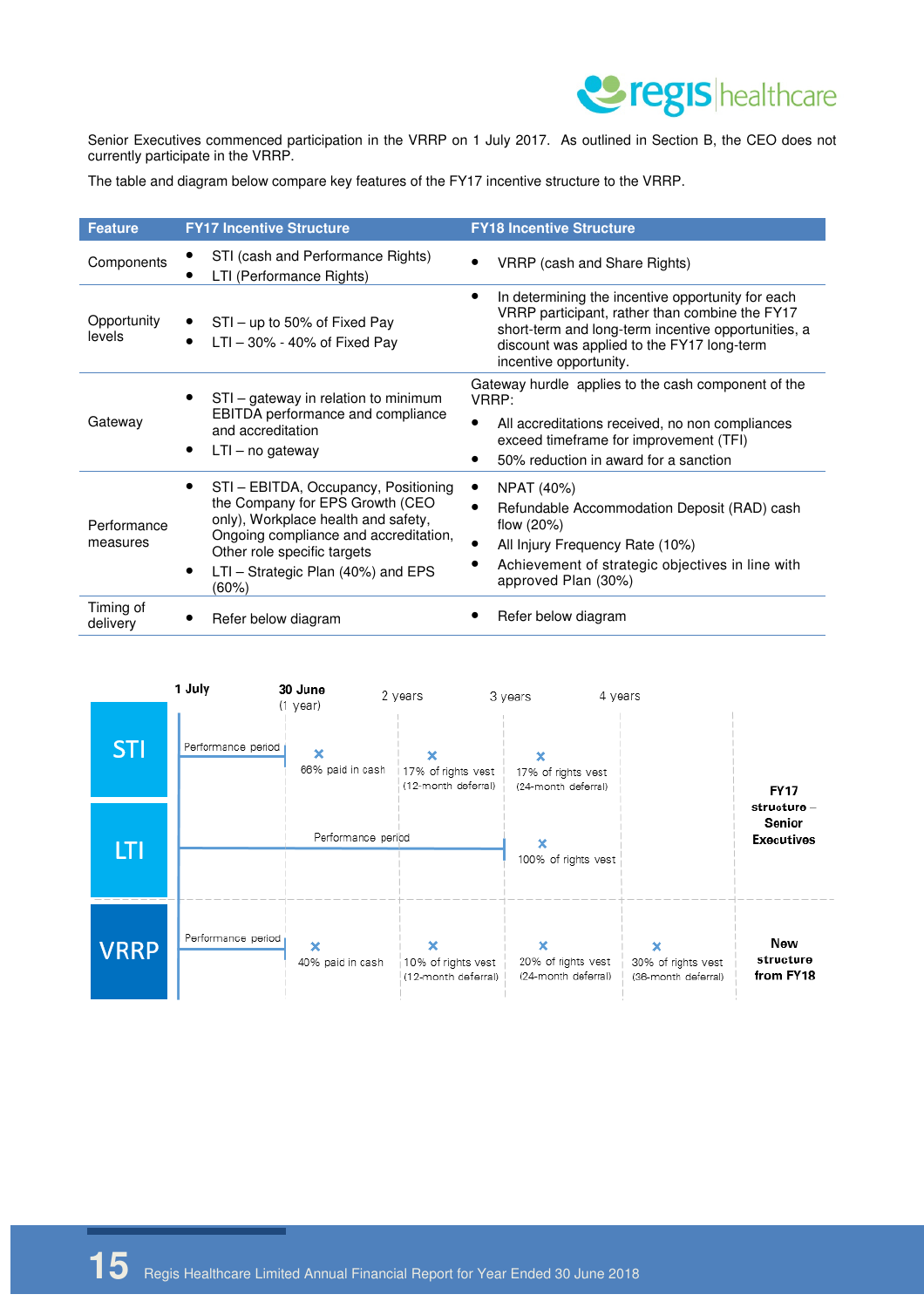Senior Executives commenced participation in the VRRP on 1 July 2017. As outlined in Section B, the CEO does not currently participate in the VRRP.

The table and diagram below compare key features of the FY17 incentive structure to the VRRP.

| Feature | FY17 Incentive Structure | FY18 Incentive Structure |
|---|---|---|
| Components | • STI (cash and Performance Rights)<br>• LTI (Performance Rights) | • VRRP (cash and Share Rights) |
| Opportunity levels | • STI – up to 50% of Fixed Pay<br>• LTI – 30% - 40% of Fixed Pay | • In determining the incentive opportunity for each VRRP participant, rather than combine the FY17 short-term and long-term incentive opportunities, a discount was applied to the FY17 long-term incentive opportunity. |
| Gateway | • STI – gateway in relation to minimum EBITDA performance and compliance and accreditation<br>• LTI – no gateway | Gateway hurdle applies to the cash component of the VRRP:<br>• All accreditations received, no non compliances exceed timeframe for improvement (TFI)<br>• 50% reduction in award for a sanction |
| Performance measures | • STI – EBITDA, Occupancy, Positioning the Company for EPS Growth (CEO only), Workplace health and safety, Ongoing compliance and accreditation, Other role specific targets<br>• LTI – Strategic Plan (40%) and EPS (60%) | • NPAT (40%)<br>• Refundable Accommodation Deposit (RAD) cash flow (20%)<br>• All Injury Frequency Rate (10%)<br>• Achievement of strategic objectives in line with approved Plan (30%) |
| Timing of delivery | • Refer below diagram | • Refer below diagram |

1 July
30 June (1 year)
2 years
3 years
4 years

STI
Performance period
66% paid in cash
17% of rights vest (12-month deferral)
17% of rights vest (24-month deferral)

LTI
Performance period
100% of rights vest

FY17 structure – Senior Executives

VRRP
Performance period
40% paid in cash
10% of rights vest (12-month deferral)
20% of rights vest (24-month deferral)
30% of rights vest (36-month deferral)

New structure from FY18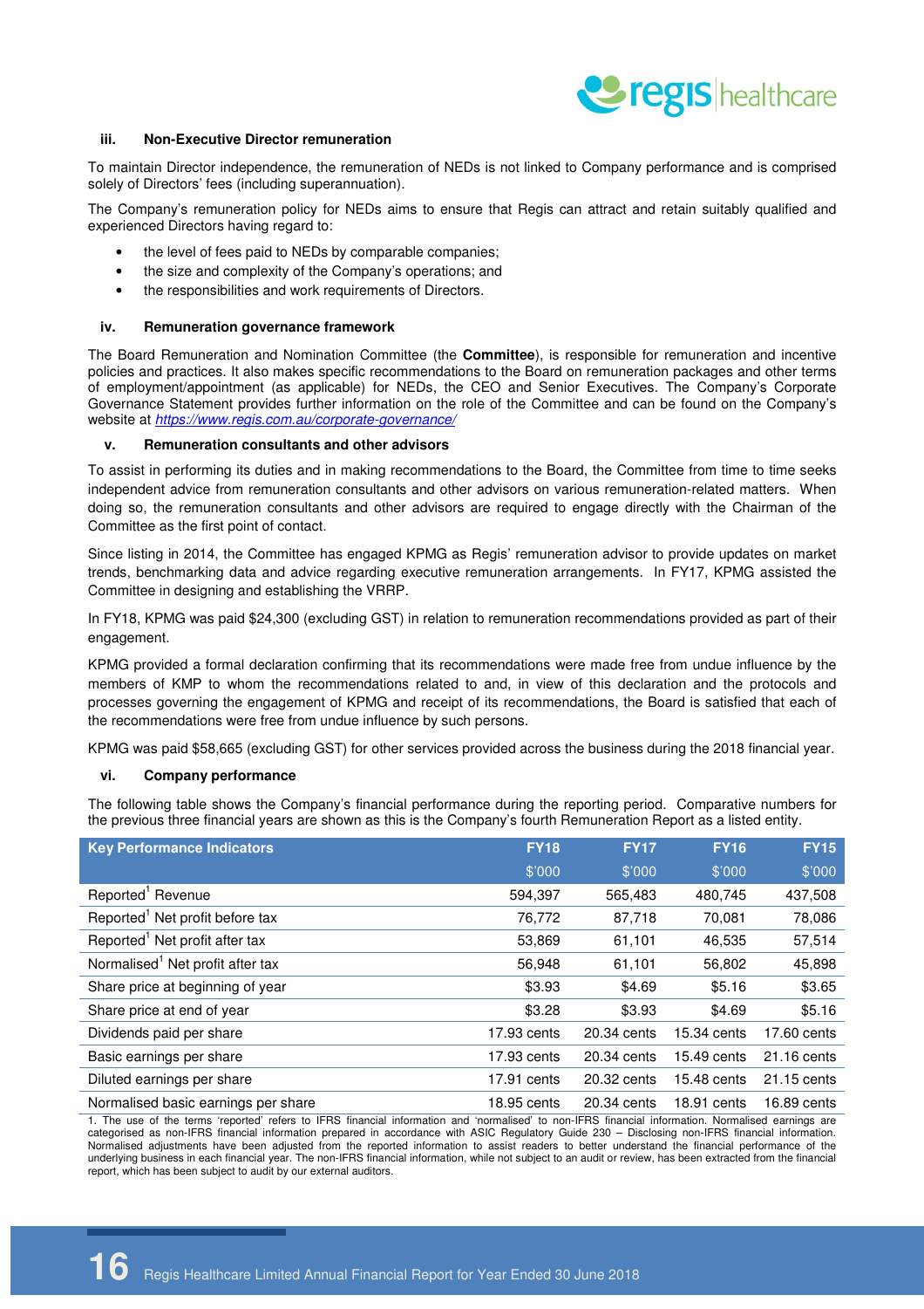### iii. Non-Executive Director remuneration

To maintain Director independence, the remuneration of NEDs is not linked to Company performance and is comprised solely of Directors' fees (including superannuation).

The Company's remuneration policy for NEDs aims to ensure that Regis can attract and retain suitably qualified and experienced Directors having regard to:

- the level of fees paid to NEDs by comparable companies;
- the size and complexity of the Company's operations; and
- the responsibilities and work requirements of Directors.

### iv. Remuneration governance framework

The Board Remuneration and Nomination Committee (the **Committee**), is responsible for remuneration and incentive policies and practices. It also makes specific recommendations to the Board on remuneration packages and other terms of employment/appointment (as applicable) for NEDs, the CEO and Senior Executives. The Company's Corporate Governance Statement provides further information on the role of the Committee and can be found on the Company's website at *https://www.regis.com.au/corporate-governance/*

### v. Remuneration consultants and other advisors

To assist in performing its duties and in making recommendations to the Board, the Committee from time to time seeks independent advice from remuneration consultants and other advisors on various remuneration-related matters. When doing so, the remuneration consultants and other advisors are required to engage directly with the Chairman of the Committee as the first point of contact.

Since listing in 2014, the Committee has engaged KPMG as Regis' remuneration advisor to provide updates on market trends, benchmarking data and advice regarding executive remuneration arrangements. In FY17, KPMG assisted the Committee in designing and establishing the VRRP.

In FY18, KPMG was paid $24,300 (excluding GST) in relation to remuneration recommendations provided as part of their engagement.

KPMG provided a formal declaration confirming that its recommendations were made free from undue influence by the members of KMP to whom the recommendations related to and, in view of this declaration and the protocols and processes governing the engagement of KPMG and receipt of its recommendations, the Board is satisfied that each of the recommendations were free from undue influence by such persons.

KPMG was paid $58,665 (excluding GST) for other services provided across the business during the 2018 financial year.

### vi. Company performance

The following table shows the Company's financial performance during the reporting period. Comparative numbers for the previous three financial years are shown as this is the Company's fourth Remuneration Report as a listed entity.

| Key Performance Indicators | FY18 | FY17 | FY16 | FY15 |
|---|---|---|---|---|
| | $'000 | $'000 | $'000 | $'000 |
| Reported[1] Revenue | 594,397 | 565,483 | 480,745 | 437,508 |
| Reported[1] Net profit before tax | 76,772 | 87,718 | 70,081 | 78,086 |
| Reported[1] Net profit after tax | 53,869 | 61,101 | 46,535 | 57,514 |
| Normalised[1] Net profit after tax | 56,948 | 61,101 | 56,802 | 45,898 |
| Share price at beginning of year | $3.93 | $4.69 | $5.16 | $3.65 |
| Share price at end of year | $3.28 | $3.93 | $4.69 | $5.16 |
| Dividends paid per share | 17.93 cents | 20.34 cents | 15.34 cents | 17.60 cents |
| Basic earnings per share | 17.93 cents | 20.34 cents | 15.49 cents | 21.16 cents |
| Diluted earnings per share | 17.91 cents | 20.32 cents | 15.48 cents | 21.15 cents |
| Normalised basic earnings per share | 18.95 cents | 20.34 cents | 18.91 cents | 16.89 cents |

1. The use of the terms 'reported' refers to IFRS financial information and 'normalised' to non-IFRS financial information. Normalised earnings are categorised as non-IFRS financial information prepared in accordance with ASIC Regulatory Guide 230 – Disclosing non-IFRS financial information. Normalised adjustments have been adjusted from the reported information to assist readers to better understand the financial performance of the underlying business in each financial year. The non-IFRS financial information, while not subject to an audit or review, has been extracted from the financial report, which has been subject to audit by our external auditors.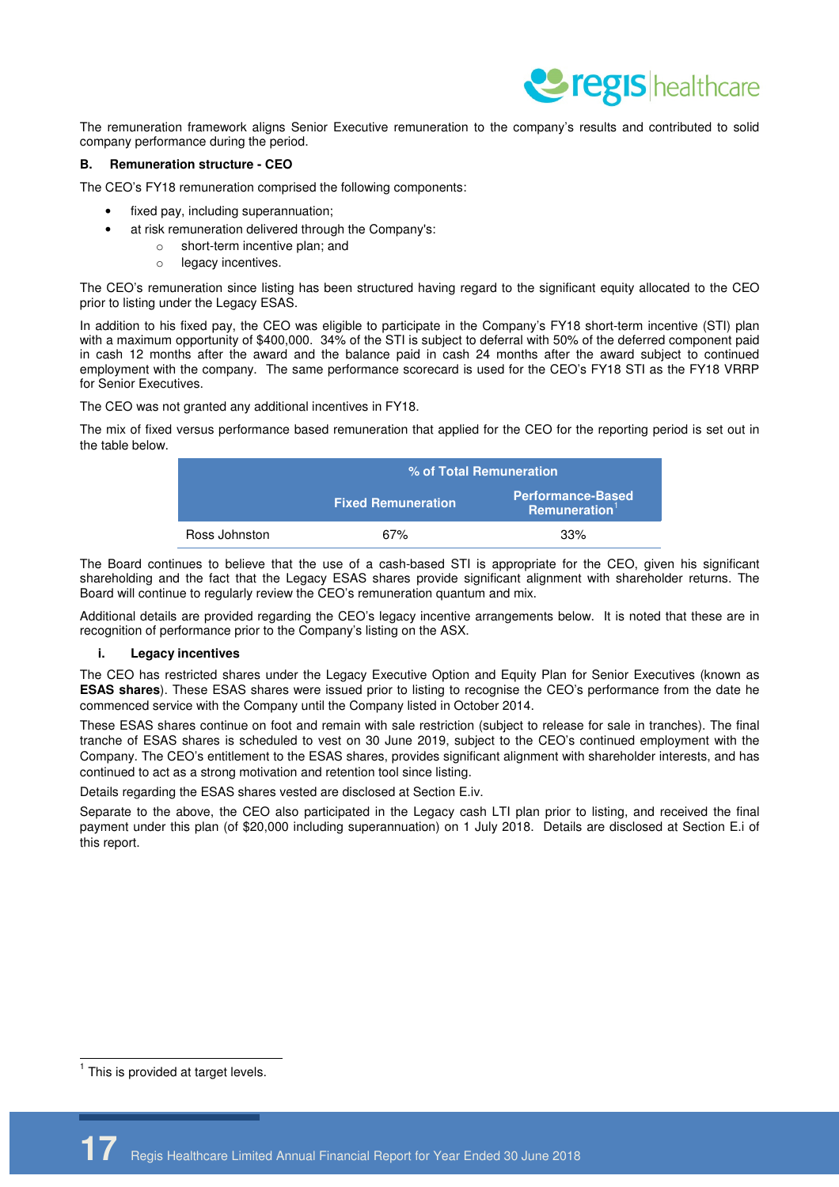The remuneration framework aligns Senior Executive remuneration to the company's results and contributed to solid company performance during the period.

**B. Remuneration structure - CEO**

The CEO's FY18 remuneration comprised the following components:

- fixed pay, including superannuation;
- at risk remuneration delivered through the Company's:
  - short-term incentive plan; and
  - legacy incentives.

The CEO's remuneration since listing has been structured having regard to the significant equity allocated to the CEO prior to listing under the Legacy ESAS.

In addition to his fixed pay, the CEO was eligible to participate in the Company's FY18 short-term incentive (STI) plan with a maximum opportunity of $400,000. 34% of the STI is subject to deferral with 50% of the deferred component paid in cash 12 months after the award and the balance paid in cash 24 months after the award subject to continued employment with the company. The same performance scorecard is used for the CEO's FY18 STI as the FY18 VRRP for Senior Executives.

The CEO was not granted any additional incentives in FY18.

The mix of fixed versus performance based remuneration that applied for the CEO for the reporting period is set out in the table below.

| | % of Total Remuneration | |
|---|---|---|
| | Fixed Remuneration | Performance-Based Remuneration[1] |
| Ross Johnston | 67% | 33% |

The Board continues to believe that the use of a cash-based STI is appropriate for the CEO, given his significant shareholding and the fact that the Legacy ESAS shares provide significant alignment with shareholder returns. The Board will continue to regularly review the CEO's remuneration quantum and mix.

Additional details are provided regarding the CEO's legacy incentive arrangements below. It is noted that these are in recognition of performance prior to the Company's listing on the ASX.

**i. Legacy incentives**

The CEO has restricted shares under the Legacy Executive Option and Equity Plan for Senior Executives (known as **ESAS shares**). These ESAS shares were issued prior to listing to recognise the CEO's performance from the date he commenced service with the Company until the Company listed in October 2014.

These ESAS shares continue on foot and remain with sale restriction (subject to release for sale in tranches). The final tranche of ESAS shares is scheduled to vest on 30 June 2019, subject to the CEO's continued employment with the Company. The CEO's entitlement to the ESAS shares, provides significant alignment with shareholder interests, and has continued to act as a strong motivation and retention tool since listing.

Details regarding the ESAS shares vested are disclosed at Section E.iv.

Separate to the above, the CEO also participated in the Legacy cash LTI plan prior to listing, and received the final payment under this plan (of $20,000 including superannuation) on 1 July 2018. Details are disclosed at Section E.i of this report.

[1] This is provided at target levels.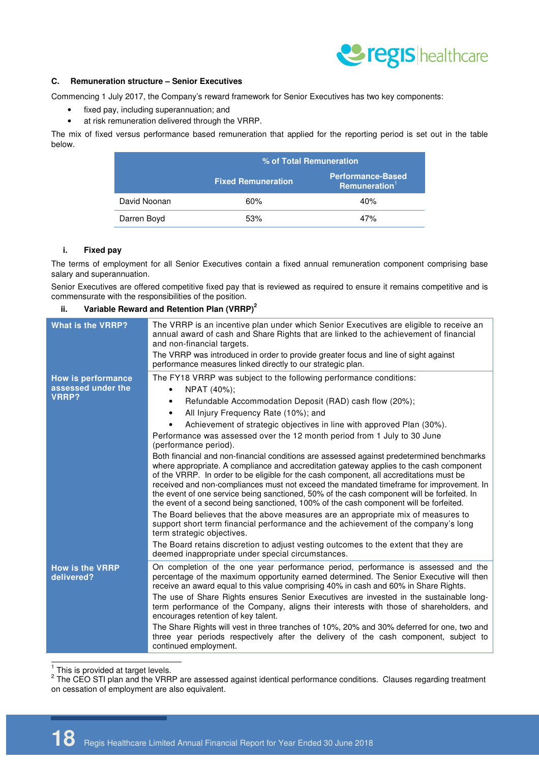### C. Remuneration structure – Senior Executives

Commencing 1 July 2017, the Company's reward framework for Senior Executives has two key components:

- fixed pay, including superannuation; and
- at risk remuneration delivered through the VRRP.

The mix of fixed versus performance based remuneration that applied for the reporting period is set out in the table below.

| | % of Total Remuneration | |
|---|---|---|
| | Fixed Remuneration | Performance-Based Remuneration[1] |
| David Noonan | 60% | 40% |
| Darren Boyd | 53% | 47% |

#### i. Fixed pay

The terms of employment for all Senior Executives contain a fixed annual remuneration component comprising base salary and superannuation.

Senior Executives are offered competitive fixed pay that is reviewed as required to ensure it remains competitive and is commensurate with the responsibilities of the position.

#### ii. Variable Reward and Retention Plan (VRRP)[2]

| | |
|---|---|
| **What is the VRRP?** | The VRRP is an incentive plan under which Senior Executives are eligible to receive an annual award of cash and Share Rights that are linked to the achievement of financial and non-financial targets.<br>The VRRP was introduced in order to provide greater focus and line of sight against performance measures linked directly to our strategic plan. |
| **How is performance assessed under the VRRP?** | The FY18 VRRP was subject to the following performance conditions:<br>• NPAT (40%);<br>• Refundable Accommodation Deposit (RAD) cash flow (20%);<br>• All Injury Frequency Rate (10%); and<br>• Achievement of strategic objectives in line with approved Plan (30%).<br>Performance was assessed over the 12 month period from 1 July to 30 June (performance period).<br>Both financial and non-financial conditions are assessed against predetermined benchmarks where appropriate. A compliance and accreditation gateway applies to the cash component of the VRRP. In order to be eligible for the cash component, all accreditations must be received and non-compliances must not exceed the mandated timeframe for improvement. In the event of one service being sanctioned, 50% of the cash component will be forfeited. In the event of a second being sanctioned, 100% of the cash component will be forfeited.<br>The Board believes that the above measures are an appropriate mix of measures to support short term financial performance and the achievement of the company's long term strategic objectives.<br>The Board retains discretion to adjust vesting outcomes to the extent that they are deemed inappropriate under special circumstances. |
| **How is the VRRP delivered?** | On completion of the one year performance period, performance is assessed and the percentage of the maximum opportunity earned determined. The Senior Executive will then receive an award equal to this value comprising 40% in cash and 60% in Share Rights.<br>The use of Share Rights ensures Senior Executives are invested in the sustainable long-term performance of the Company, aligns their interests with those of shareholders, and encourages retention of key talent.<br>The Share Rights will vest in three tranches of 10%, 20% and 30% deferred for one, two and three year periods respectively after the delivery of the cash component, subject to continued employment. |

[1] This is provided at target levels.

[2] The CEO STI plan and the VRRP are assessed against identical performance conditions. Clauses regarding treatment on cessation of employment are also equivalent.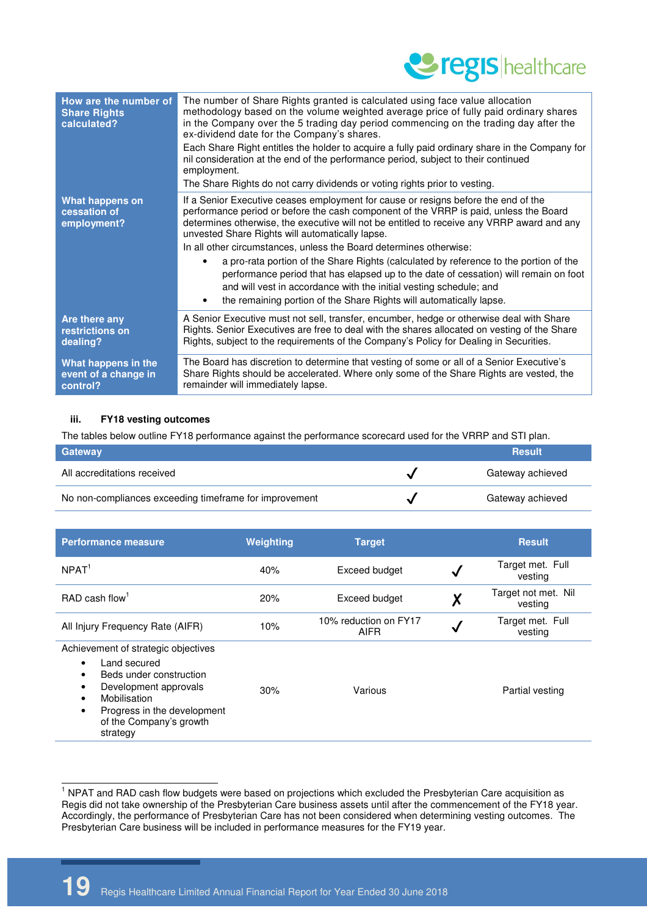| | |
|---|---|
| **How are the number of Share Rights calculated?** | The number of Share Rights granted is calculated using face value allocation methodology based on the volume weighted average price of fully paid ordinary shares in the Company over the 5 trading day period commencing on the trading day after the ex-dividend date for the Company's shares.<br>Each Share Right entitles the holder to acquire a fully paid ordinary share in the Company for nil consideration at the end of the performance period, subject to their continued employment.<br>The Share Rights do not carry dividends or voting rights prior to vesting. |
| **What happens on cessation of employment?** | If a Senior Executive ceases employment for cause or resigns before the end of the performance period or before the cash component of the VRRP is paid, unless the Board determines otherwise, the executive will not be entitled to receive any VRRP award and any unvested Share Rights will automatically lapse.<br>In all other circumstances, unless the Board determines otherwise:<br>• a pro-rata portion of the Share Rights (calculated by reference to the portion of the performance period that has elapsed up to the date of cessation) will remain on foot and will vest in accordance with the initial vesting schedule; and<br>• the remaining portion of the Share Rights will automatically lapse. |
| **Are there any restrictions on dealing?** | A Senior Executive must not sell, transfer, encumber, hedge or otherwise deal with Share Rights. Senior Executives are free to deal with the shares allocated on vesting of the Share Rights, subject to the requirements of the Company's Policy for Dealing in Securities. |
| **What happens in the event of a change in control?** | The Board has discretion to determine that vesting of some or all of a Senior Executive's Share Rights should be accelerated. Where only some of the Share Rights are vested, the remainder will immediately lapse. |

### iii. FY18 vesting outcomes

The tables below outline FY18 performance against the performance scorecard used for the VRRP and STI plan.

| Gateway | | Result |
|---|---|---|
| All accreditations received | ✓ | Gateway achieved |
| No non-compliances exceeding timeframe for improvement | ✓ | Gateway achieved |

| Performance measure | Weighting | Target | | Result |
|---|---|---|---|---|
| NPAT[1] | 40% | Exceed budget | ✓ | Target met. Full vesting |
| RAD cash flow[1] | 20% | Exceed budget | ✗ | Target not met. Nil vesting |
| All Injury Frequency Rate (AIFR) | 10% | 10% reduction on FY17 AIFR | ✓ | Target met. Full vesting |
| Achievement of strategic objectives<br>• Land secured<br>• Beds under construction<br>• Development approvals<br>• Mobilisation<br>• Progress in the development of the Company's growth strategy | 30% | Various | | Partial vesting |

[1] NPAT and RAD cash flow budgets were based on projections which excluded the Presbyterian Care acquisition as Regis did not take ownership of the Presbyterian Care business assets until after the commencement of the FY18 year. Accordingly, the performance of Presbyterian Care has not been considered when determining vesting outcomes. The Presbyterian Care business will be included in performance measures for the FY19 year.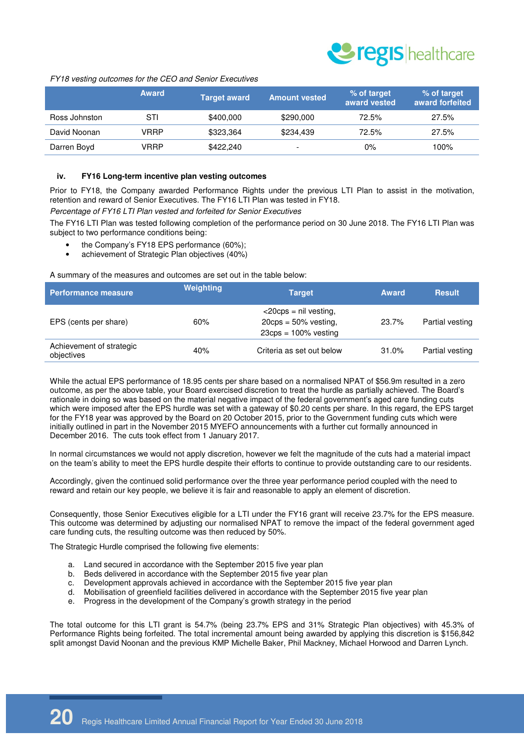*FY18 vesting outcomes for the CEO and Senior Executives*

| | Award | Target award | Amount vested | % of target award vested | % of target award forfeited |
|---|---|---|---|---|---|
| Ross Johnston | STI | $400,000 | $290,000 | 72.5% | 27.5% |
| David Noonan | VRRP | $323,364 | $234,439 | 72.5% | 27.5% |
| Darren Boyd | VRRP | $422,240 | - | 0% | 100% |

#### iv. FY16 Long-term incentive plan vesting outcomes

Prior to FY18, the Company awarded Performance Rights under the previous LTI Plan to assist in the motivation, retention and reward of Senior Executives. The FY16 LTI Plan was tested in FY18.

*Percentage of FY16 LTI Plan vested and forfeited for Senior Executives*

The FY16 LTI Plan was tested following completion of the performance period on 30 June 2018. The FY16 LTI Plan was subject to two performance conditions being:

- the Company's FY18 EPS performance (60%);
- achievement of Strategic Plan objectives (40%)

A summary of the measures and outcomes are set out in the table below:

| Performance measure | Weighting | Target | Award | Result |
|---|---|---|---|---|
| EPS (cents per share) | 60% | <20cps = nil vesting,<br>20cps = 50% vesting,<br>23cps = 100% vesting | 23.7% | Partial vesting |
| Achievement of strategic objectives | 40% | Criteria as set out below | 31.0% | Partial vesting |

While the actual EPS performance of 18.95 cents per share based on a normalised NPAT of $56.9m resulted in a zero outcome, as per the above table, your Board exercised discretion to treat the hurdle as partially achieved. The Board's rationale in doing so was based on the material negative impact of the federal government's aged care funding cuts which were imposed after the EPS hurdle was set with a gateway of $0.20 cents per share. In this regard, the EPS target for the FY18 year was approved by the Board on 20 October 2015, prior to the Government funding cuts which were initially outlined in part in the November 2015 MYEFO announcements with a further cut formally announced in December 2016. The cuts took effect from 1 January 2017.

In normal circumstances we would not apply discretion, however we felt the magnitude of the cuts had a material impact on the team's ability to meet the EPS hurdle despite their efforts to continue to provide outstanding care to our residents.

Accordingly, given the continued solid performance over the three year performance period coupled with the need to reward and retain our key people, we believe it is fair and reasonable to apply an element of discretion.

Consequently, those Senior Executives eligible for a LTI under the FY16 grant will receive 23.7% for the EPS measure. This outcome was determined by adjusting our normalised NPAT to remove the impact of the federal government aged care funding cuts, the resulting outcome was then reduced by 50%.

The Strategic Hurdle comprised the following five elements:

a. Land secured in accordance with the September 2015 five year plan
b. Beds delivered in accordance with the September 2015 five year plan
c. Development approvals achieved in accordance with the September 2015 five year plan
d. Mobilisation of greenfield facilities delivered in accordance with the September 2015 five year plan
e. Progress in the development of the Company's growth strategy in the period

The total outcome for this LTI grant is 54.7% (being 23.7% EPS and 31% Strategic Plan objectives) with 45.3% of Performance Rights being forfeited. The total incremental amount being awarded by applying this discretion is $156,842 split amongst David Noonan and the previous KMP Michelle Baker, Phil Mackney, Michael Horwood and Darren Lynch.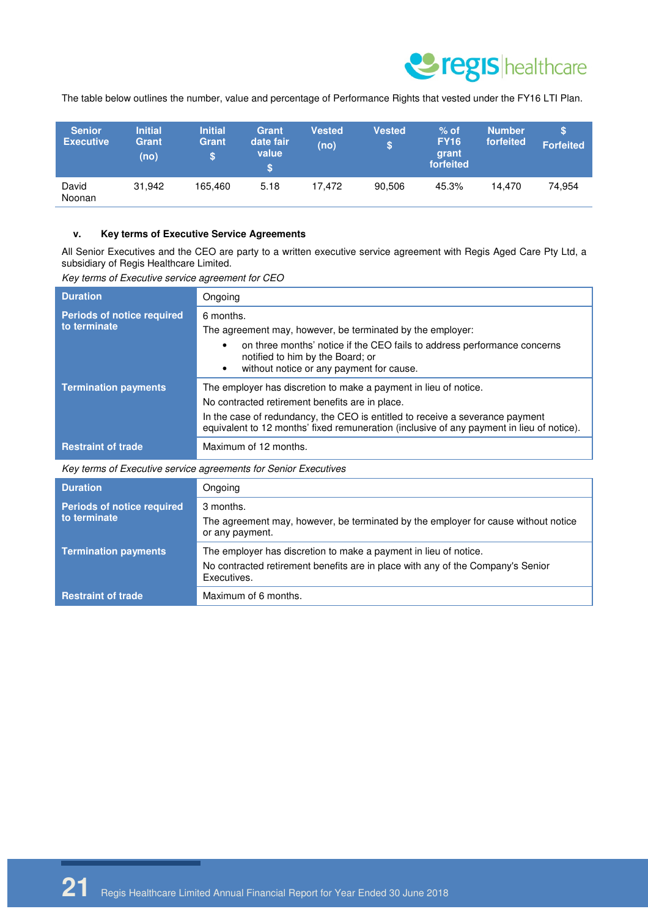The table below outlines the number, value and percentage of Performance Rights that vested under the FY16 LTI Plan.

| Senior Executive | Initial Grant (no) | Initial Grant $ | Grant date fair value $ | Vested (no) | Vested $ | % of FY16 grant forfeited | Number forfeited | $ Forfeited |
|---|---|---|---|---|---|---|---|---|
| David Noonan | 31,942 | 165,460 | 5.18 | 17,472 | 90,506 | 45.3% | 14,470 | 74,954 |

#### v. Key terms of Executive Service Agreements

All Senior Executives and the CEO are party to a written executive service agreement with Regis Aged Care Pty Ltd, a subsidiary of Regis Healthcare Limited.

*Key terms of Executive service agreement for CEO*

| | |
|---|---|
| **Duration** | Ongoing |
| **Periods of notice required to terminate** | 6 months.<br>The agreement may, however, be terminated by the employer:<br>• on three months' notice if the CEO fails to address performance concerns notified to him by the Board; or<br>• without notice or any payment for cause. |
| **Termination payments** | The employer has discretion to make a payment in lieu of notice.<br>No contracted retirement benefits are in place.<br>In the case of redundancy, the CEO is entitled to receive a severance payment equivalent to 12 months' fixed remuneration (inclusive of any payment in lieu of notice). |
| **Restraint of trade** | Maximum of 12 months. |

*Key terms of Executive service agreements for Senior Executives*

| | |
|---|---|
| **Duration** | Ongoing |
| **Periods of notice required to terminate** | 3 months.<br>The agreement may, however, be terminated by the employer for cause without notice or any payment. |
| **Termination payments** | The employer has discretion to make a payment in lieu of notice.<br>No contracted retirement benefits are in place with any of the Company's Senior Executives. |
| **Restraint of trade** | Maximum of 6 months. |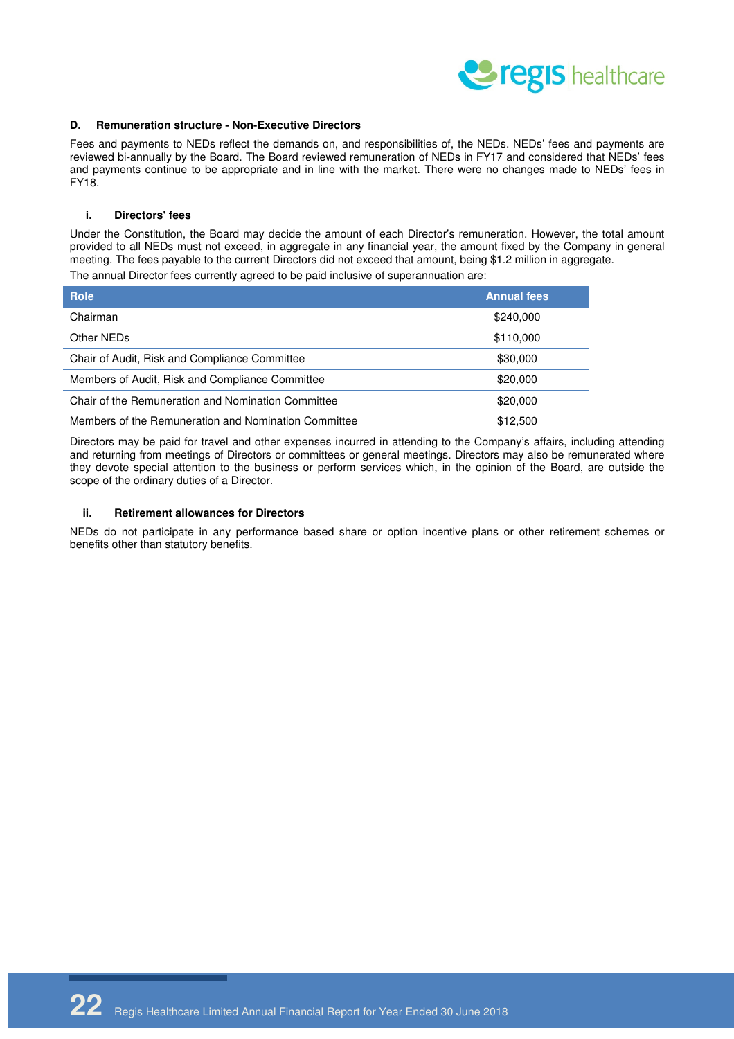### D. Remuneration structure - Non-Executive Directors

Fees and payments to NEDs reflect the demands on, and responsibilities of, the NEDs. NEDs' fees and payments are reviewed bi-annually by the Board. The Board reviewed remuneration of NEDs in FY17 and considered that NEDs' fees and payments continue to be appropriate and in line with the market. There were no changes made to NEDs' fees in FY18.

#### i. Directors' fees

Under the Constitution, the Board may decide the amount of each Director's remuneration. However, the total amount provided to all NEDs must not exceed, in aggregate in any financial year, the amount fixed by the Company in general meeting. The fees payable to the current Directors did not exceed that amount, being $1.2 million in aggregate.

The annual Director fees currently agreed to be paid inclusive of superannuation are:

| Role | Annual fees |
|---|---|
| Chairman | $240,000 |
| Other NEDs | $110,000 |
| Chair of Audit, Risk and Compliance Committee | $30,000 |
| Members of Audit, Risk and Compliance Committee | $20,000 |
| Chair of the Remuneration and Nomination Committee | $20,000 |
| Members of the Remuneration and Nomination Committee | $12,500 |

Directors may be paid for travel and other expenses incurred in attending to the Company's affairs, including attending and returning from meetings of Directors or committees or general meetings. Directors may also be remunerated where they devote special attention to the business or perform services which, in the opinion of the Board, are outside the scope of the ordinary duties of a Director.

#### ii. Retirement allowances for Directors

NEDs do not participate in any performance based share or option incentive plans or other retirement schemes or benefits other than statutory benefits.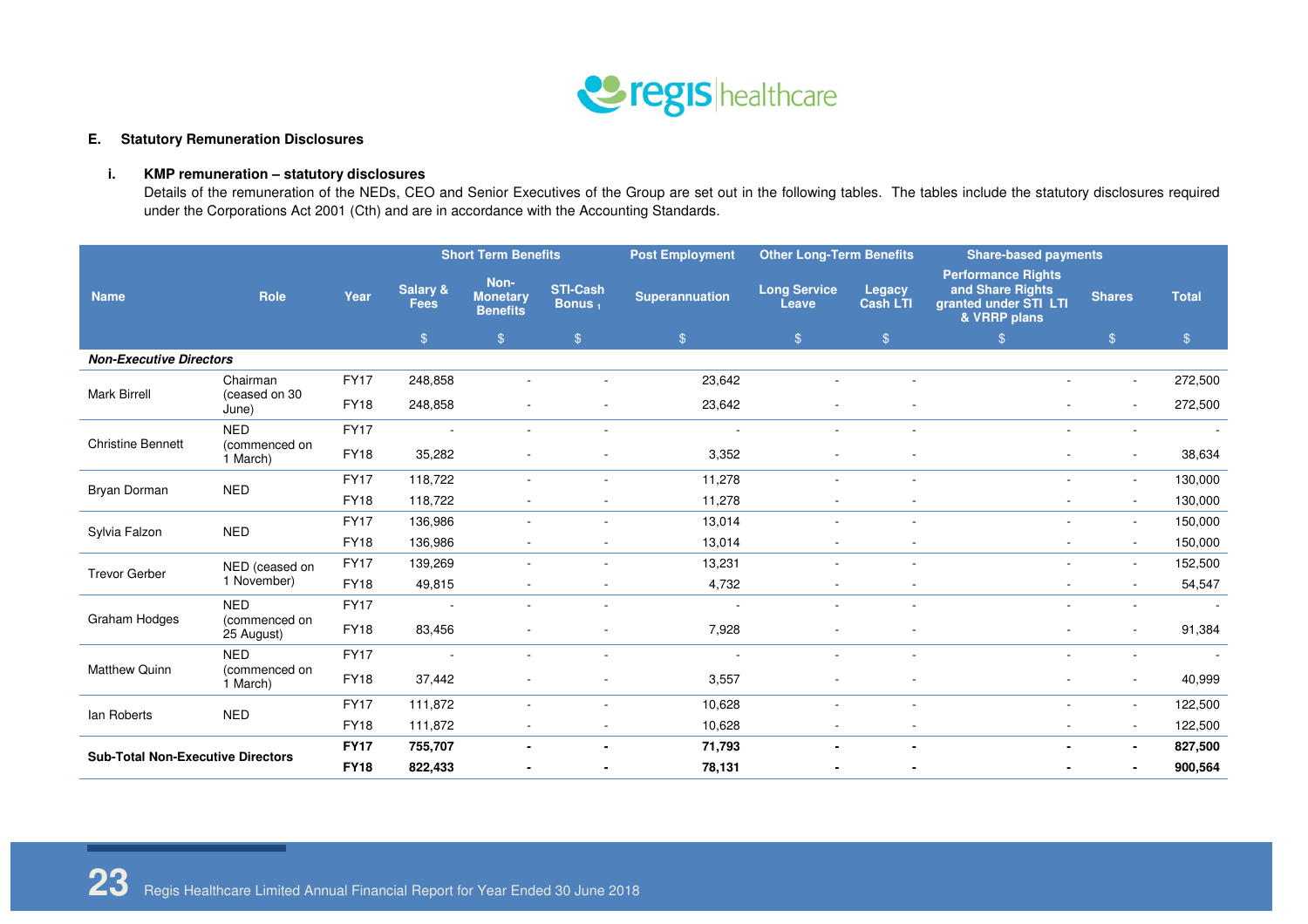## E. Statutory Remuneration Disclosures

### i. KMP remuneration – statutory disclosures

Details of the remuneration of the NEDs, CEO and Senior Executives of the Group are set out in the following tables. The tables include the statutory disclosures required under the Corporations Act 2001 (Cth) and are in accordance with the Accounting Standards.

| | | | Short Term Benefits | | | Post Employment | Other Long-Term Benefits | | Share-based payments | | |
|---|---|---|---|---|---|---|---|---|---|---|---|
| Name | Role | Year | Salary & Fees | Non-Monetary Benefits | STI-Cash Bonus [1] | Superannuation | Long Service Leave | Legacy Cash LTI | Performance Rights and Share Rights granted under STI LTI & VRRP plans | Shares | Total |
| | | | $ | $ | $ | $ | $ | $ | $ | $ | $ |
| ***Non-Executive Directors*** | | | | | | | | | | | |
| Mark Birrell | Chairman (ceased on 30 June) | FY17 | 248,858 | - | - | 23,642 | - | - | - | - | 272,500 |
| | | FY18 | 248,858 | - | - | 23,642 | - | - | - | - | 272,500 |
| Christine Bennett | NED (commenced on 1 March) | FY17 | - | - | - | - | - | - | - | - | - |
| | | FY18 | 35,282 | - | - | 3,352 | - | - | - | - | 38,634 |
| Bryan Dorman | NED | FY17 | 118,722 | - | - | 11,278 | - | - | - | - | 130,000 |
| | | FY18 | 118,722 | - | - | 11,278 | - | - | - | - | 130,000 |
| Sylvia Falzon | NED | FY17 | 136,986 | - | - | 13,014 | - | - | - | - | 150,000 |
| | | FY18 | 136,986 | - | - | 13,014 | - | - | - | - | 150,000 |
| Trevor Gerber | NED (ceased on 1 November) | FY17 | 139,269 | - | - | 13,231 | - | - | - | - | 152,500 |
| | | FY18 | 49,815 | - | - | 4,732 | - | - | - | - | 54,547 |
| Graham Hodges | NED (commenced on 25 August) | FY17 | - | - | - | - | - | - | - | - | - |
| | | FY18 | 83,456 | - | - | 7,928 | - | - | - | - | 91,384 |
| Matthew Quinn | NED (commenced on 1 March) | FY17 | - | - | - | - | - | - | - | - | - |
| | | FY18 | 37,442 | - | - | 3,557 | - | - | - | - | 40,999 |
| Ian Roberts | NED | FY17 | 111,872 | - | - | 10,628 | - | - | - | - | 122,500 |
| | | FY18 | 111,872 | - | - | 10,628 | - | - | - | - | 122,500 |
| **Sub-Total Non-Executive Directors** | | **FY17** | **755,707** | **-** | **-** | **71,793** | **-** | **-** | **-** | **-** | **827,500** |
| | | **FY18** | **822,433** | **-** | **-** | **78,131** | **-** | **-** | **-** | **-** | **900,564** |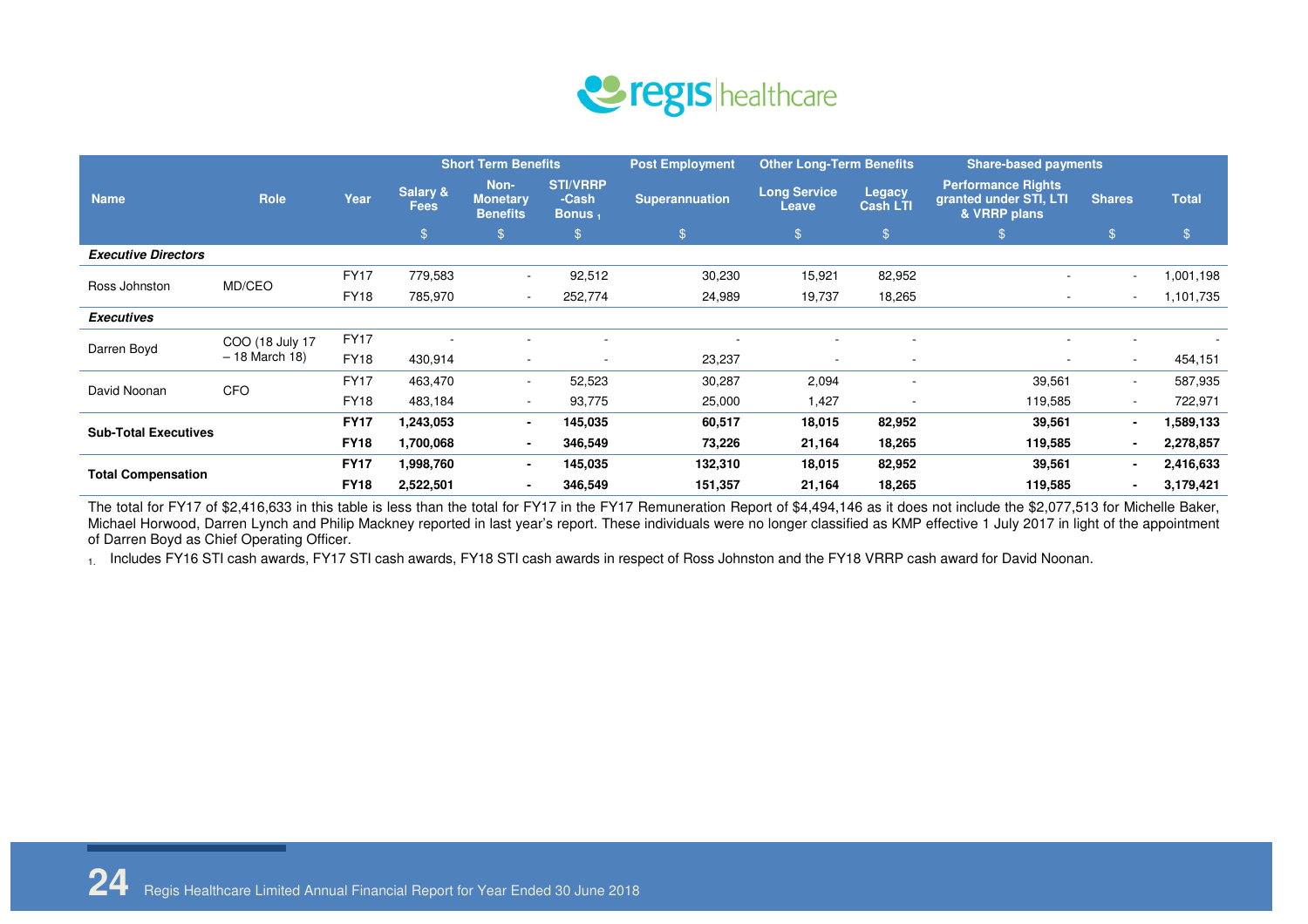| Name | Role | Year | Short Term Benefits | | | Post Employment | Other Long-Term Benefits | | Share-based payments | | Total |
|---|---|---|---|---|---|---|---|---|---|---|---|
| | | | Salary & Fees | Non-Monetary Benefits | STI/VRRP -Cash Bonus [1] | Superannuation | Long Service Leave | Legacy Cash LTI | Performance Rights granted under STI, LTI & VRRP plans | Shares | |
| | | | $ | $ | $ | $ | $ | $ | $ | $ | $ |
| ***Executive Directors*** | | | | | | | | | | | |
| Ross Johnston | MD/CEO | FY17 | 779,583 | - | 92,512 | 30,230 | 15,921 | 82,952 | - | - | 1,001,198 |
| | | FY18 | 785,970 | - | 252,774 | 24,989 | 19,737 | 18,265 | - | - | 1,101,735 |
| ***Executives*** | | | | | | | | | | | |
| Darren Boyd | COO (18 July 17 – 18 March 18) | FY17 | - | - | - | - | - | - | - | - | - |
| | | FY18 | 430,914 | - | - | 23,237 | - | - | - | - | 454,151 |
| David Noonan | CFO | FY17 | 463,470 | - | 52,523 | 30,287 | 2,094 | - | 39,561 | - | 587,935 |
| | | FY18 | 483,184 | - | 93,775 | 25,000 | 1,427 | - | 119,585 | - | 722,971 |
| **Sub-Total Executives** | | **FY17** | **1,243,053** | **-** | **145,035** | **60,517** | **18,015** | **82,952** | **39,561** | **-** | **1,589,133** |
| | | **FY18** | **1,700,068** | **-** | **346,549** | **73,226** | **21,164** | **18,265** | **119,585** | **-** | **2,278,857** |
| **Total Compensation** | | **FY17** | **1,998,760** | **-** | **145,035** | **132,310** | **18,015** | **82,952** | **39,561** | **-** | **2,416,633** |
| | | **FY18** | **2,522,501** | **-** | **346,549** | **151,357** | **21,164** | **18,265** | **119,585** | **-** | **3,179,421** |

The total for FY17 of $2,416,633 in this table is less than the total for FY17 in the FY17 Remuneration Report of $4,494,146 as it does not include the $2,077,513 for Michelle Baker, Michael Horwood, Darren Lynch and Philip Mackney reported in last year's report. These individuals were no longer classified as KMP effective 1 July 2017 in light of the appointment of Darren Boyd as Chief Operating Officer.

1. Includes FY16 STI cash awards, FY17 STI cash awards, FY18 STI cash awards in respect of Ross Johnston and the FY18 VRRP cash award for David Noonan.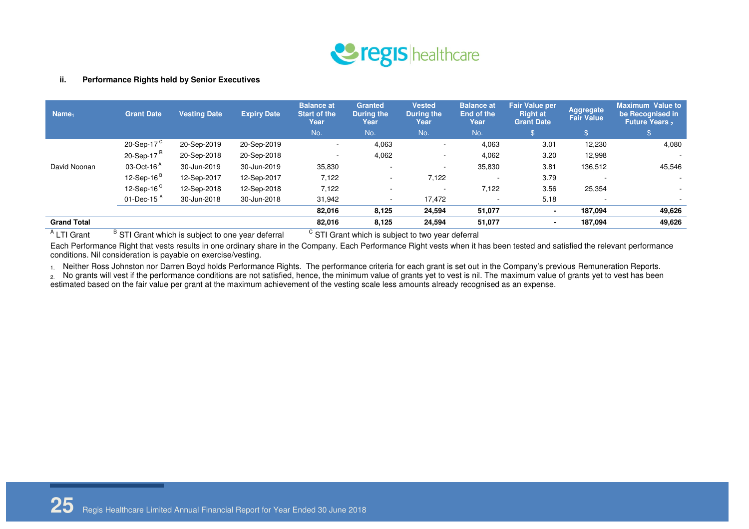### ii. Performance Rights held by Senior Executives

| Name[1] | Grant Date | Vesting Date | Expiry Date | Balance at Start of the Year | Granted During the Year | Vested During the Year | Balance at End of the Year | Fair Value per Right at Grant Date | Aggregate Fair Value | Maximum Value to be Recognised in Future Years [2] |
|---|---|---|---|---|---|---|---|---|---|---|
| | | | | No. | No. | No. | No. | $ | $ | $ |
| David Noonan | 20-Sep-17 [C] | 20-Sep-2019 | 20-Sep-2019 | - | 4,063 | - | 4,063 | 3.01 | 12,230 | 4,080 |
| | 20-Sep-17 [B] | 20-Sep-2018 | 20-Sep-2018 | - | 4,062 | - | 4,062 | 3.20 | 12,998 | - |
| | 03-Oct-16 [A] | 30-Jun-2019 | 30-Jun-2019 | 35,830 | - | - | 35,830 | 3.81 | 136,512 | 45,546 |
| | 12-Sep-16 [B] | 12-Sep-2017 | 12-Sep-2017 | 7,122 | - | 7,122 | - | 3.79 | - | - |
| | 12-Sep-16 [C] | 12-Sep-2018 | 12-Sep-2018 | 7,122 | - | - | 7,122 | 3.56 | 25,354 | - |
| | 01-Dec-15 [A] | 30-Jun-2018 | 30-Jun-2018 | 31,942 | - | 17,472 | - | 5.18 | - | - |
| | | | | **82,016** | **8,125** | **24,594** | **51,077** | **-** | **187,094** | **49,626** |
| **Grand Total** | | | | **82,016** | **8,125** | **24,594** | **51,077** | **-** | **187,094** | **49,626** |

[A] LTI Grant [B] STI Grant which is subject to one year deferral [C] STI Grant which is subject to two year deferral

Each Performance Right that vests results in one ordinary share in the Company. Each Performance Right vests when it has been tested and satisfied the relevant performance conditions. Nil consideration is payable on exercise/vesting.

1. Neither Ross Johnston nor Darren Boyd holds Performance Rights. The performance criteria for each grant is set out in the Company's previous Remuneration Reports.
2. No grants will vest if the performance conditions are not satisfied, hence, the minimum value of grants yet to vest is nil. The maximum value of grants yet to vest has been estimated based on the fair value per grant at the maximum achievement of the vesting scale less amounts already recognised as an expense.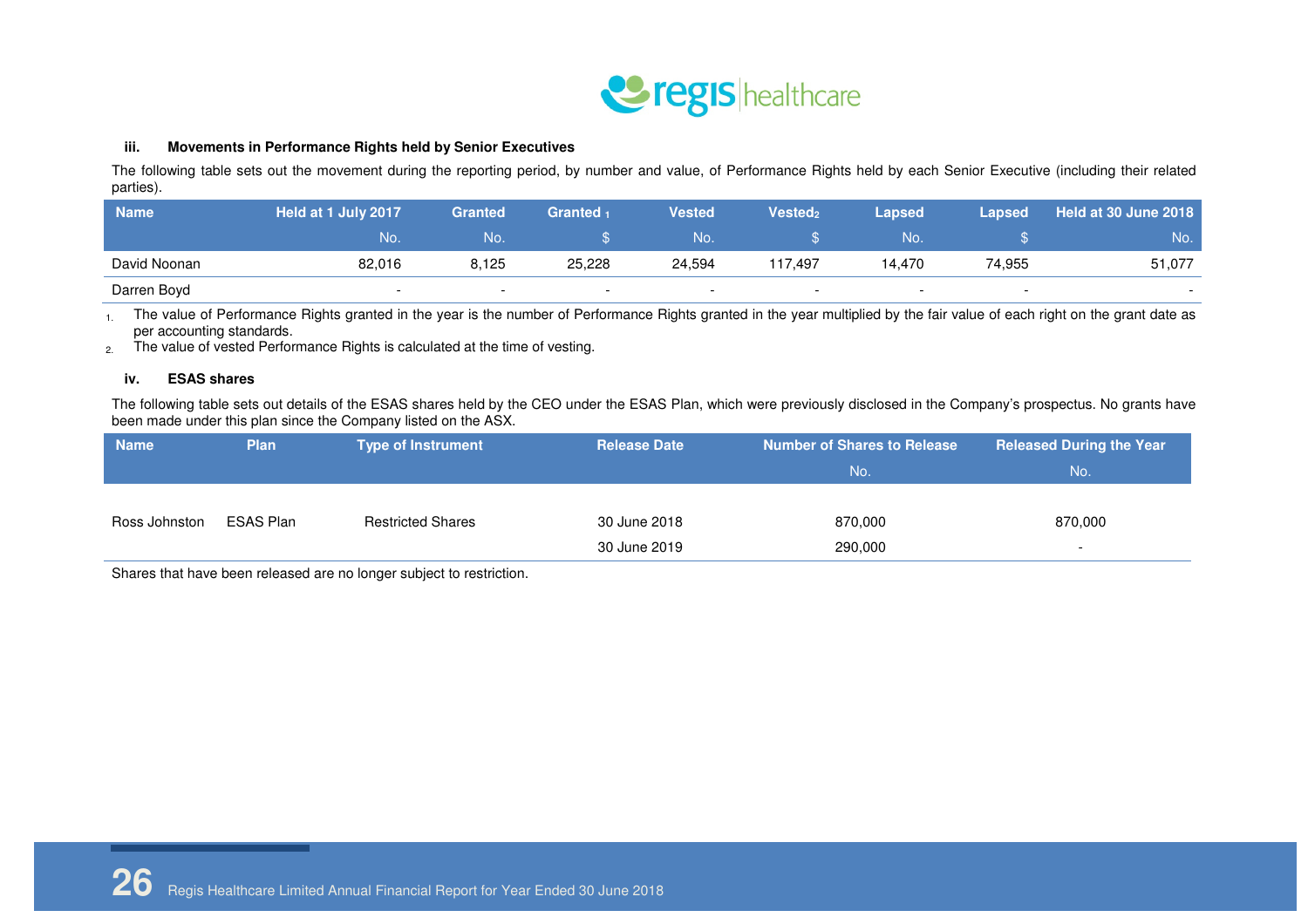#### iii. Movements in Performance Rights held by Senior Executives

The following table sets out the movement during the reporting period, by number and value, of Performance Rights held by each Senior Executive (including their related parties).

| Name | Held at 1 July 2017 | Granted | Granted [1] | Vested | Vested [2] | Lapsed | Lapsed | Held at 30 June 2018 |
|---|---|---|---|---|---|---|---|---|
| | No. | No. | $ | No. | $ | No. | $ | No. |
| David Noonan | 82,016 | 8,125 | 25,228 | 24,594 | 117,497 | 14,470 | 74,955 | 51,077 |
| Darren Boyd | - | - | - | - | - | - | - | - |

1. The value of Performance Rights granted in the year is the number of Performance Rights granted in the year multiplied by the fair value of each right on the grant date as per accounting standards.
2. The value of vested Performance Rights is calculated at the time of vesting.

#### iv. ESAS shares

The following table sets out details of the ESAS shares held by the CEO under the ESAS Plan, which were previously disclosed in the Company's prospectus. No grants have been made under this plan since the Company listed on the ASX.

| Name | Plan | Type of Instrument | Release Date | Number of Shares to Release | Released During the Year |
|---|---|---|---|---|---|
| | | | | No. | No. |
| Ross Johnston | ESAS Plan | Restricted Shares | 30 June 2018 | 870,000 | 870,000 |
| | | | 30 June 2019 | 290,000 | - |

Shares that have been released are no longer subject to restriction.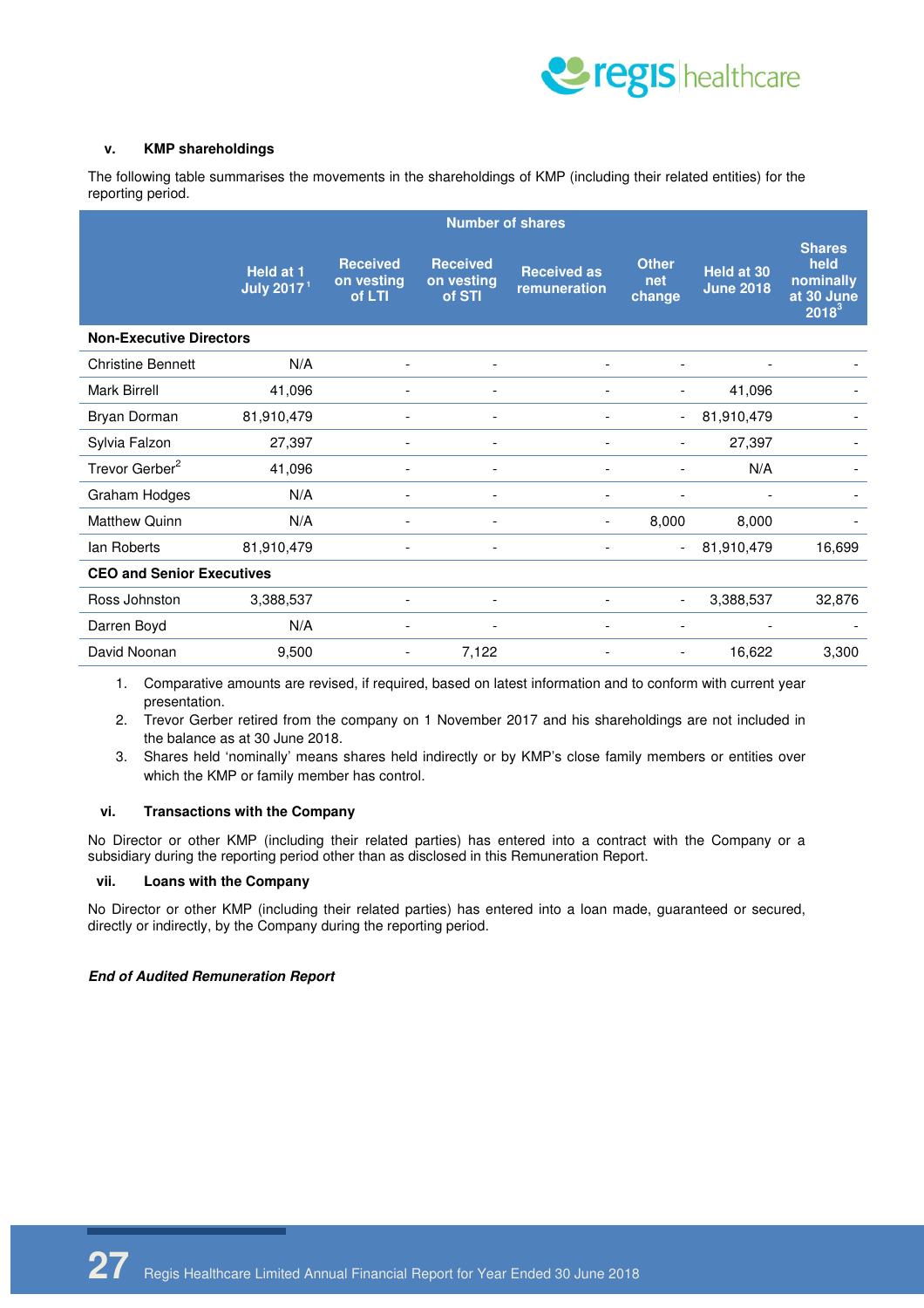### v. KMP shareholdings

The following table summarises the movements in the shareholdings of KMP (including their related entities) for the reporting period.

| | Number of shares | | | | | | |
|---|---|---|---|---|---|---|---|
| | Held at 1 July 2017 [1] | Received on vesting of LTI | Received on vesting of STI | Received as remuneration | Other net change | Held at 30 June 2018 | Shares held nominally at 30 June 2018 [3] |
| **Non-Executive Directors** | | | | | | | |
| Christine Bennett | N/A | - | - | - | - | - | - |
| Mark Birrell | 41,096 | - | - | - | - | 41,096 | - |
| Bryan Dorman | 81,910,479 | - | - | - | - | 81,910,479 | - |
| Sylvia Falzon | 27,397 | - | - | - | - | 27,397 | - |
| Trevor Gerber[2] | 41,096 | - | - | - | - | N/A | - |
| Graham Hodges | N/A | - | - | - | - | - | - |
| Matthew Quinn | N/A | - | - | - | 8,000 | 8,000 | - |
| Ian Roberts | 81,910,479 | - | - | - | - | 81,910,479 | 16,699 |
| **CEO and Senior Executives** | | | | | | | |
| Ross Johnston | 3,388,537 | - | - | - | - | 3,388,537 | 32,876 |
| Darren Boyd | N/A | - | - | - | - | - | - |
| David Noonan | 9,500 | - | 7,122 | - | - | 16,622 | 3,300 |

1. Comparative amounts are revised, if required, based on latest information and to conform with current year presentation.
2. Trevor Gerber retired from the company on 1 November 2017 and his shareholdings are not included in the balance as at 30 June 2018.
3. Shares held 'nominally' means shares held indirectly or by KMP's close family members or entities over which the KMP or family member has control.

### vi. Transactions with the Company

No Director or other KMP (including their related parties) has entered into a contract with the Company or a subsidiary during the reporting period other than as disclosed in this Remuneration Report.

### vii. Loans with the Company

No Director or other KMP (including their related parties) has entered into a loan made, guaranteed or secured, directly or indirectly, by the Company during the reporting period.

***End of Audited Remuneration Report***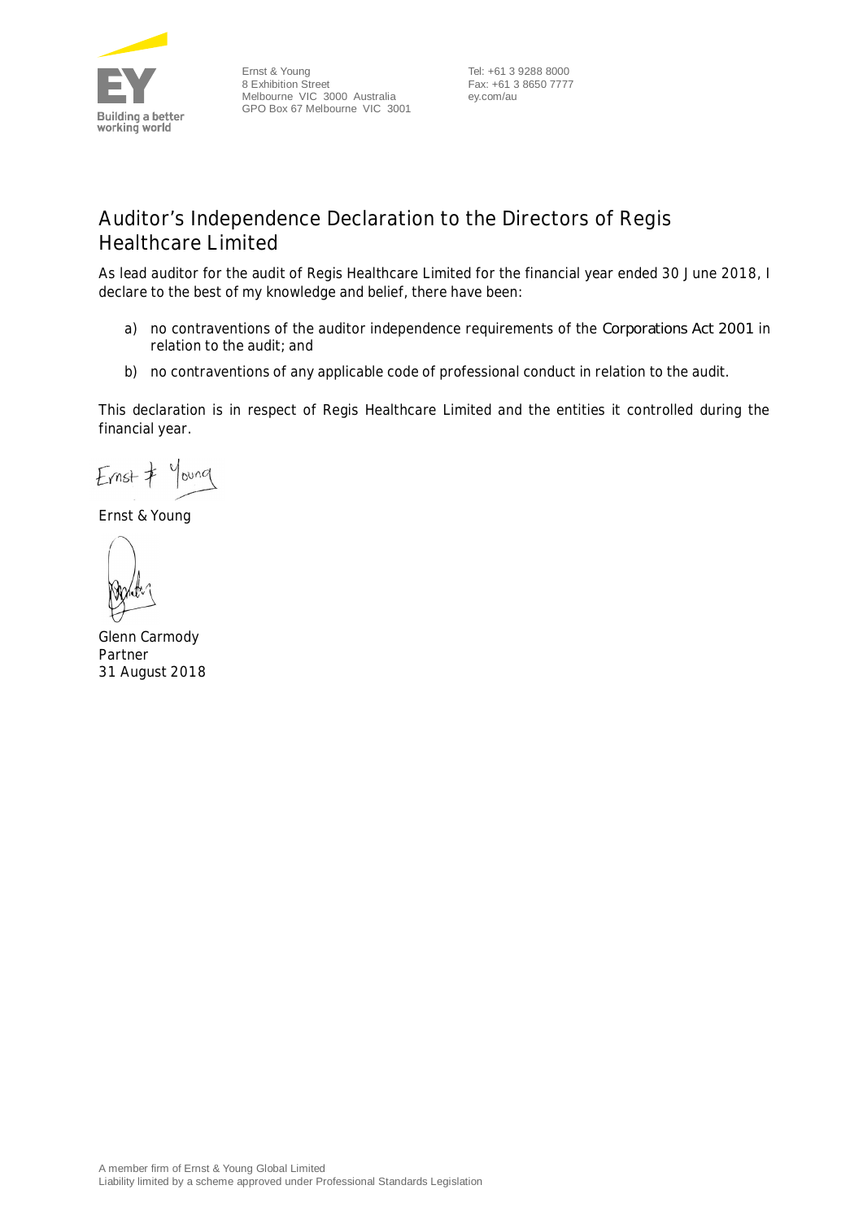Ernst & Young
8 Exhibition Street
Melbourne VIC 3000 Australia
GPO Box 67 Melbourne VIC 3001

Tel: +61 3 9288 8000
Fax: +61 3 8650 7777
ey.com/au

# Auditor's Independence Declaration to the Directors of Regis Healthcare Limited

As lead auditor for the audit of Regis Healthcare Limited for the financial year ended 30 June 2018, I declare to the best of my knowledge and belief, there have been:

a) no contraventions of the auditor independence requirements of the *Corporations Act 2001* in relation to the audit; and

b) no contraventions of any applicable code of professional conduct in relation to the audit.

This declaration is in respect of Regis Healthcare Limited and the entities it controlled during the financial year.

Ernst & Young

Glenn Carmody
Partner
31 August 2018

A member firm of Ernst & Young Global Limited
Liability limited by a scheme approved under Professional Standards Legislation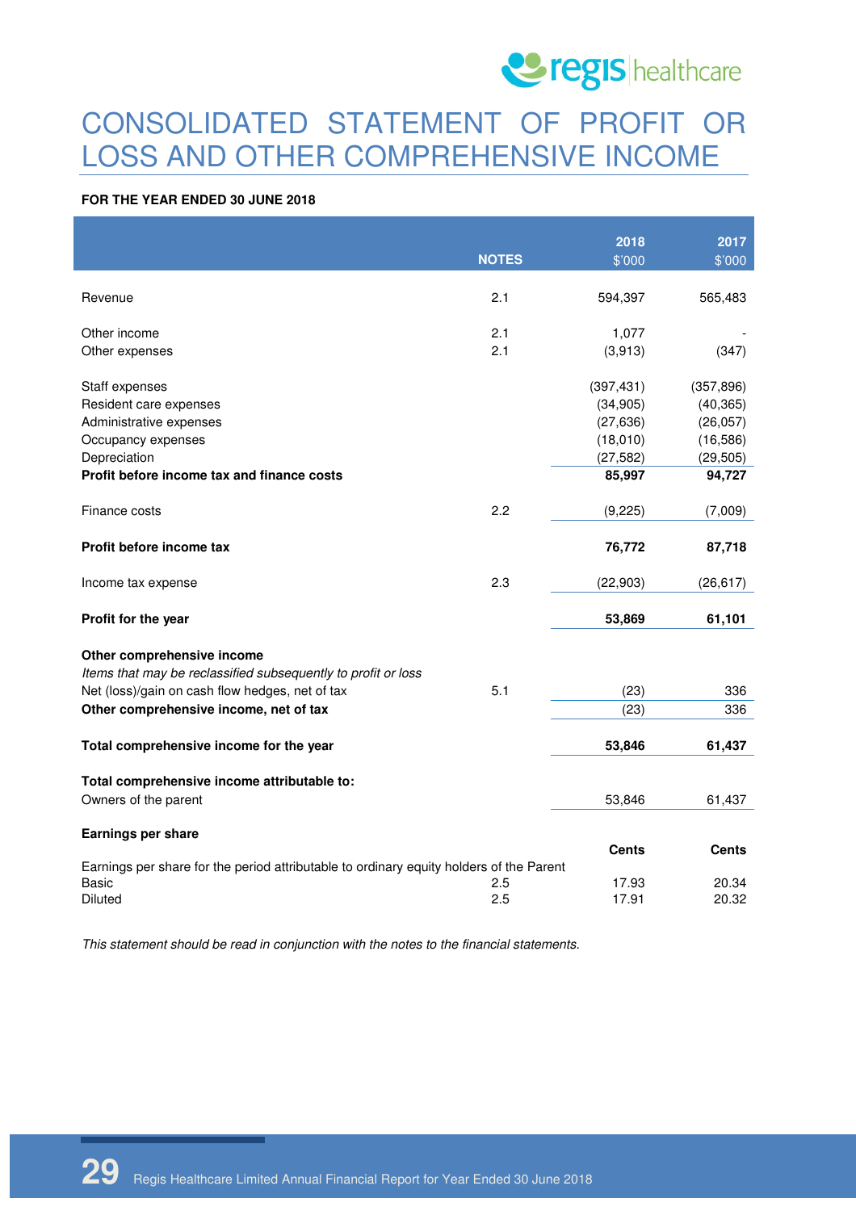# CONSOLIDATED STATEMENT OF PROFIT OR LOSS AND OTHER COMPREHENSIVE INCOME

**FOR THE YEAR ENDED 30 JUNE 2018**

| | NOTES | 2018 $'000 | 2017 $'000 |
|---|---|---|---|
| Revenue | 2.1 | 594,397 | 565,483 |
| Other income | 2.1 | 1,077 | - |
| Other expenses | 2.1 | (3,913) | (347) |
| Staff expenses | | (397,431) | (357,896) |
| Resident care expenses | | (34,905) | (40,365) |
| Administrative expenses | | (27,636) | (26,057) |
| Occupancy expenses | | (18,010) | (16,586) |
| Depreciation | | (27,582) | (29,505) |
| **Profit before income tax and finance costs** | | **85,997** | **94,727** |
| Finance costs | 2.2 | (9,225) | (7,009) |
| **Profit before income tax** | | **76,772** | **87,718** |
| Income tax expense | 2.3 | (22,903) | (26,617) |
| **Profit for the year** | | **53,869** | **61,101** |
| **Other comprehensive income** | | | |
| *Items that may be reclassified subsequently to profit or loss* | | | |
| Net (loss)/gain on cash flow hedges, net of tax | 5.1 | (23) | 336 |
| **Other comprehensive income, net of tax** | | (23) | 336 |
| **Total comprehensive income for the year** | | **53,846** | **61,437** |
| **Total comprehensive income attributable to:** | | | |
| Owners of the parent | | 53,846 | 61,437 |
| **Earnings per share** | | **Cents** | **Cents** |
| Earnings per share for the period attributable to ordinary equity holders of the Parent | | | |
| Basic | 2.5 | 17.93 | 20.34 |
| Diluted | 2.5 | 17.91 | 20.32 |

*This statement should be read in conjunction with the notes to the financial statements.*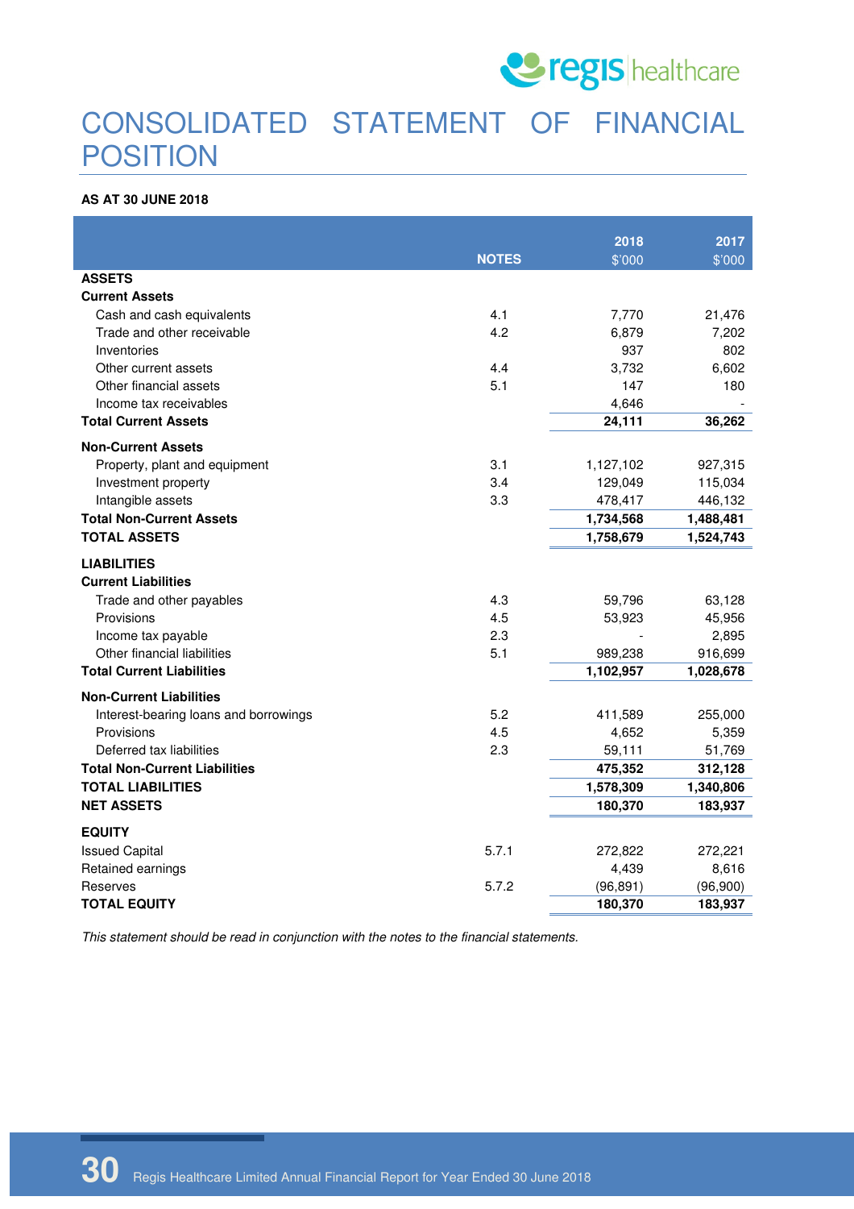# CONSOLIDATED STATEMENT OF FINANCIAL POSITION

**AS AT 30 JUNE 2018**

| | NOTES | 2018 $'000 | 2017 $'000 |
|---|---|---|---|
| **ASSETS** | | | |
| **Current Assets** | | | |
| Cash and cash equivalents | 4.1 | 7,770 | 21,476 |
| Trade and other receivable | 4.2 | 6,879 | 7,202 |
| Inventories | | 937 | 802 |
| Other current assets | 4.4 | 3,732 | 6,602 |
| Other financial assets | 5.1 | 147 | 180 |
| Income tax receivables | | 4,646 | - |
| **Total Current Assets** | | **24,111** | **36,262** |
| **Non-Current Assets** | | | |
| Property, plant and equipment | 3.1 | 1,127,102 | 927,315 |
| Investment property | 3.4 | 129,049 | 115,034 |
| Intangible assets | 3.3 | 478,417 | 446,132 |
| **Total Non-Current Assets** | | **1,734,568** | **1,488,481** |
| **TOTAL ASSETS** | | **1,758,679** | **1,524,743** |
| **LIABILITIES** | | | |
| **Current Liabilities** | | | |
| Trade and other payables | 4.3 | 59,796 | 63,128 |
| Provisions | 4.5 | 53,923 | 45,956 |
| Income tax payable | 2.3 | - | 2,895 |
| Other financial liabilities | 5.1 | 989,238 | 916,699 |
| **Total Current Liabilities** | | **1,102,957** | **1,028,678** |
| **Non-Current Liabilities** | | | |
| Interest-bearing loans and borrowings | 5.2 | 411,589 | 255,000 |
| Provisions | 4.5 | 4,652 | 5,359 |
| Deferred tax liabilities | 2.3 | 59,111 | 51,769 |
| **Total Non-Current Liabilities** | | **475,352** | **312,128** |
| **TOTAL LIABILITIES** | | **1,578,309** | **1,340,806** |
| **NET ASSETS** | | **180,370** | **183,937** |
| **EQUITY** | | | |
| Issued Capital | 5.7.1 | 272,822 | 272,221 |
| Retained earnings | | 4,439 | 8,616 |
| Reserves | 5.7.2 | (96,891) | (96,900) |
| **TOTAL EQUITY** | | **180,370** | **183,937** |

*This statement should be read in conjunction with the notes to the financial statements.*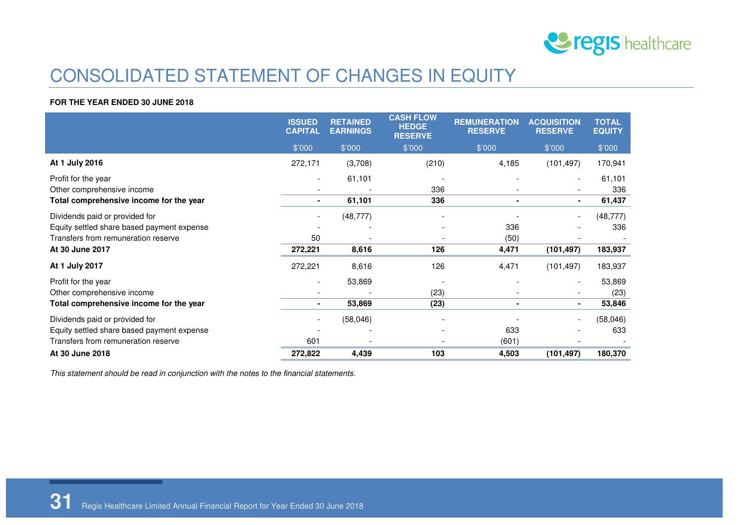# CONSOLIDATED STATEMENT OF CHANGES IN EQUITY

**FOR THE YEAR ENDED 30 JUNE 2018**

| | ISSUED CAPITAL | RETAINED EARNINGS | CASH FLOW HEDGE RESERVE | REMUNERATION RESERVE | ACQUISITION RESERVE | TOTAL EQUITY |
|---|---|---|---|---|---|---|
| | $'000 | $'000 | $'000 | $'000 | $'000 | $'000 |
| **At 1 July 2016** | 272,171 | (3,708) | (210) | 4,185 | (101,497) | 170,941 |
| Profit for the year | - | 61,101 | - | - | - | 61,101 |
| Other comprehensive income | - | - | 336 | - | - | 336 |
| **Total comprehensive income for the year** | **-** | **61,101** | **336** | **-** | **-** | **61,437** |
| Dividends paid or provided for | - | (48,777) | - | - | - | (48,777) |
| Equity settled share based payment expense | - | - | - | 336 | - | 336 |
| Transfers from remuneration reserve | 50 | - | - | (50) | - | - |
| **At 30 June 2017** | **272,221** | **8,616** | **126** | **4,471** | **(101,497)** | **183,937** |
| **At 1 July 2017** | 272,221 | 8,616 | 126 | 4,471 | (101,497) | 183,937 |
| Profit for the year | - | 53,869 | - | - | - | 53,869 |
| Other comprehensive income | - | - | (23) | - | - | (23) |
| **Total comprehensive income for the year** | **-** | **53,869** | **(23)** | **-** | **-** | **53,846** |
| Dividends paid or provided for | - | (58,046) | - | - | - | (58,046) |
| Equity settled share based payment expense | - | - | - | 633 | - | 633 |
| Transfers from remuneration reserve | 601 | - | - | (601) | - | - |
| **At 30 June 2018** | **272,822** | **4,439** | **103** | **4,503** | **(101,497)** | **180,370** |

*This statement should be read in conjunction with the notes to the financial statements.*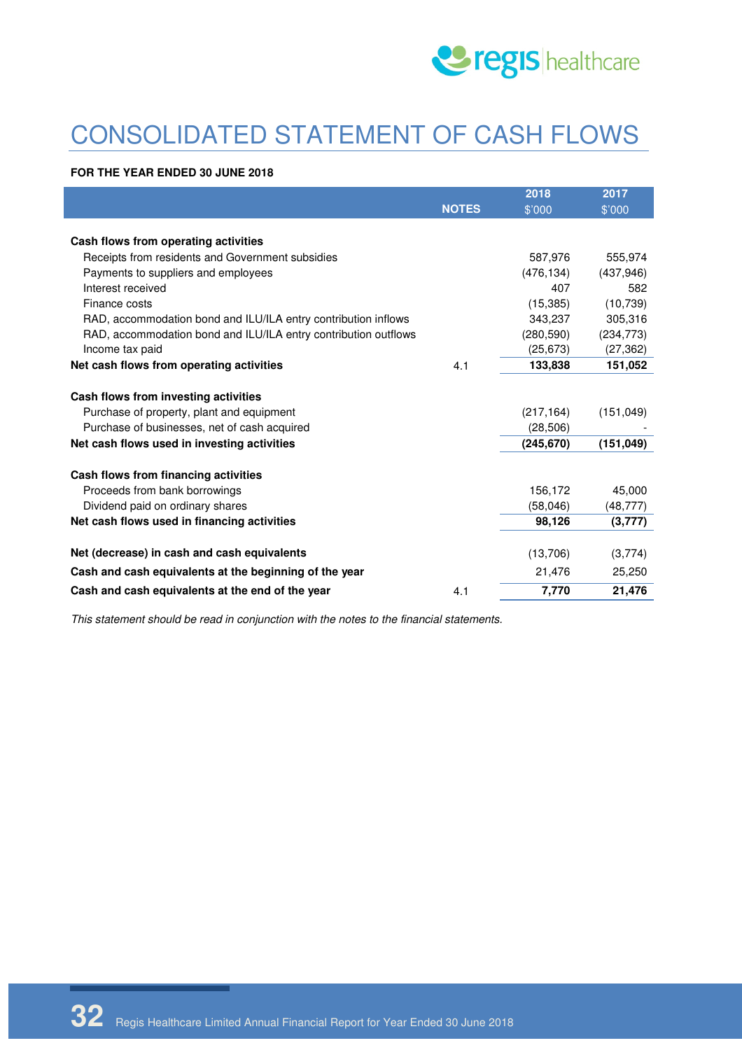# CONSOLIDATED STATEMENT OF CASH FLOWS

**FOR THE YEAR ENDED 30 JUNE 2018**

| | NOTES | 2018 $'000 | 2017 $'000 |
|---|---|---|---|
| **Cash flows from operating activities** | | | |
| Receipts from residents and Government subsidies | | 587,976 | 555,974 |
| Payments to suppliers and employees | | (476,134) | (437,946) |
| Interest received | | 407 | 582 |
| Finance costs | | (15,385) | (10,739) |
| RAD, accommodation bond and ILU/ILA entry contribution inflows | | 343,237 | 305,316 |
| RAD, accommodation bond and ILU/ILA entry contribution outflows | | (280,590) | (234,773) |
| Income tax paid | | (25,673) | (27,362) |
| **Net cash flows from operating activities** | 4.1 | **133,838** | **151,052** |
| **Cash flows from investing activities** | | | |
| Purchase of property, plant and equipment | | (217,164) | (151,049) |
| Purchase of businesses, net of cash acquired | | (28,506) | - |
| **Net cash flows used in investing activities** | | **(245,670)** | **(151,049)** |
| **Cash flows from financing activities** | | | |
| Proceeds from bank borrowings | | 156,172 | 45,000 |
| Dividend paid on ordinary shares | | (58,046) | (48,777) |
| **Net cash flows used in financing activities** | | **98,126** | **(3,777)** |
| **Net (decrease) in cash and cash equivalents** | | (13,706) | (3,774) |
| **Cash and cash equivalents at the beginning of the year** | | 21,476 | 25,250 |
| **Cash and cash equivalents at the end of the year** | 4.1 | **7,770** | **21,476** |

*This statement should be read in conjunction with the notes to the financial statements.*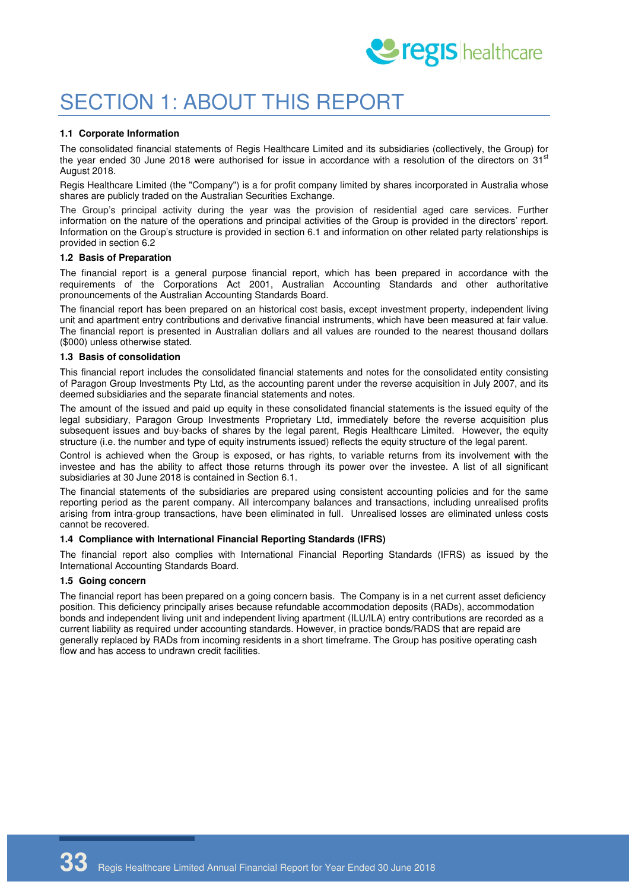# SECTION 1: ABOUT THIS REPORT

**1.1 Corporate Information**

The consolidated financial statements of Regis Healthcare Limited and its subsidiaries (collectively, the Group) for the year ended 30 June 2018 were authorised for issue in accordance with a resolution of the directors on 31st August 2018.

Regis Healthcare Limited (the "Company") is a for profit company limited by shares incorporated in Australia whose shares are publicly traded on the Australian Securities Exchange.

The Group's principal activity during the year was the provision of residential aged care services. Further information on the nature of the operations and principal activities of the Group is provided in the directors' report. Information on the Group's structure is provided in section 6.1 and information on other related party relationships is provided in section 6.2

**1.2 Basis of Preparation**

The financial report is a general purpose financial report, which has been prepared in accordance with the requirements of the Corporations Act 2001, Australian Accounting Standards and other authoritative pronouncements of the Australian Accounting Standards Board.

The financial report has been prepared on an historical cost basis, except investment property, independent living unit and apartment entry contributions and derivative financial instruments, which have been measured at fair value. The financial report is presented in Australian dollars and all values are rounded to the nearest thousand dollars ($000) unless otherwise stated.

**1.3 Basis of consolidation**

This financial report includes the consolidated financial statements and notes for the consolidated entity consisting of Paragon Group Investments Pty Ltd, as the accounting parent under the reverse acquisition in July 2007, and its deemed subsidiaries and the separate financial statements and notes.

The amount of the issued and paid up equity in these consolidated financial statements is the issued equity of the legal subsidiary, Paragon Group Investments Proprietary Ltd, immediately before the reverse acquisition plus subsequent issues and buy-backs of shares by the legal parent, Regis Healthcare Limited. However, the equity structure (i.e. the number and type of equity instruments issued) reflects the equity structure of the legal parent.

Control is achieved when the Group is exposed, or has rights, to variable returns from its involvement with the investee and has the ability to affect those returns through its power over the investee. A list of all significant subsidiaries at 30 June 2018 is contained in Section 6.1.

The financial statements of the subsidiaries are prepared using consistent accounting policies and for the same reporting period as the parent company. All intercompany balances and transactions, including unrealised profits arising from intra-group transactions, have been eliminated in full. Unrealised losses are eliminated unless costs cannot be recovered.

**1.4 Compliance with International Financial Reporting Standards (IFRS)**

The financial report also complies with International Financial Reporting Standards (IFRS) as issued by the International Accounting Standards Board.

**1.5 Going concern**

The financial report has been prepared on a going concern basis. The Company is in a net current asset deficiency position. This deficiency principally arises because refundable accommodation deposits (RADs), accommodation bonds and independent living unit and independent living apartment (ILU/ILA) entry contributions are recorded as a current liability as required under accounting standards. However, in practice bonds/RADS that are repaid are generally replaced by RADs from incoming residents in a short timeframe. The Group has positive operating cash flow and has access to undrawn credit facilities.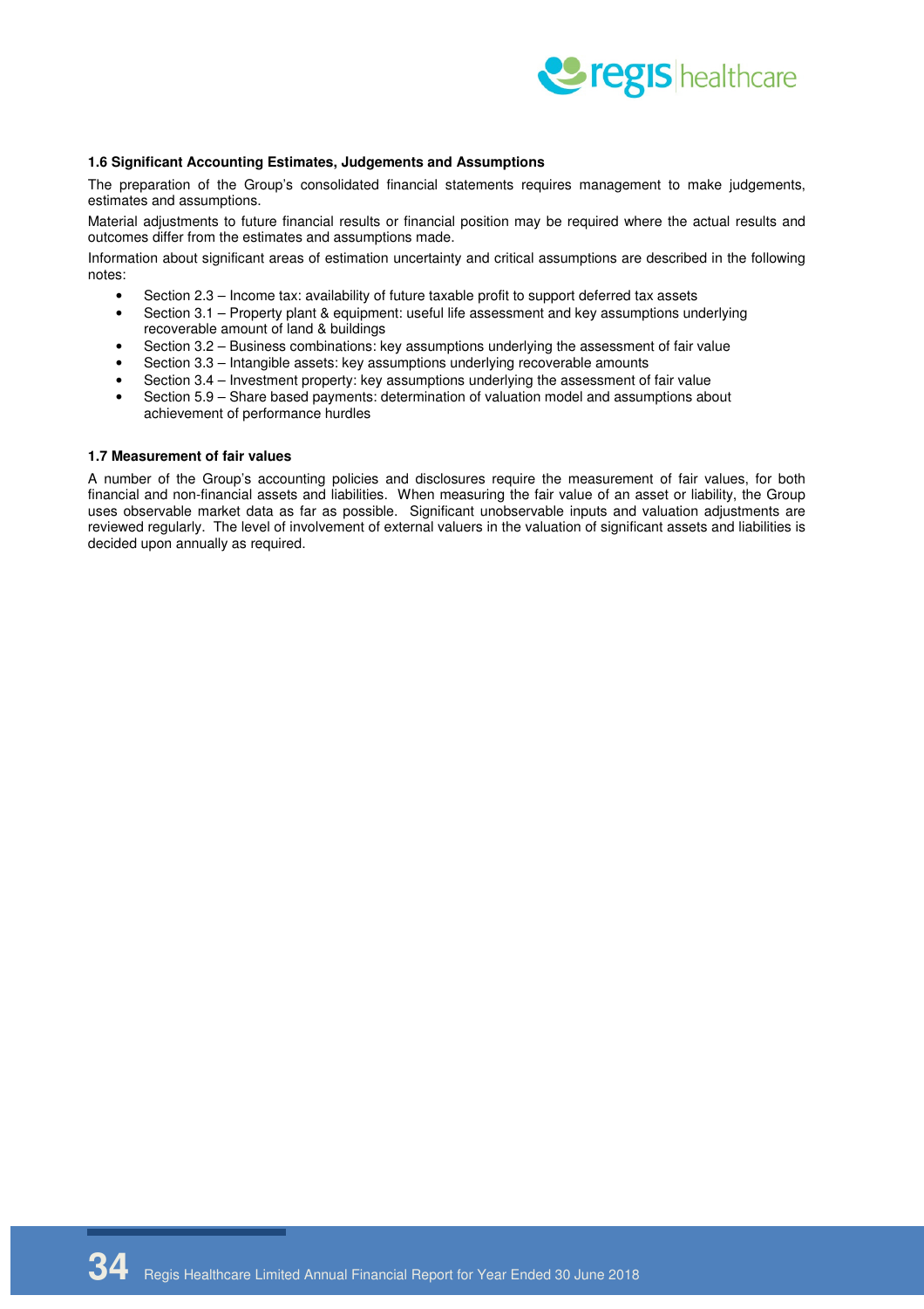### 1.6 Significant Accounting Estimates, Judgements and Assumptions

The preparation of the Group's consolidated financial statements requires management to make judgements, estimates and assumptions.

Material adjustments to future financial results or financial position may be required where the actual results and outcomes differ from the estimates and assumptions made.

Information about significant areas of estimation uncertainty and critical assumptions are described in the following notes:

- Section 2.3 – Income tax: availability of future taxable profit to support deferred tax assets
- Section 3.1 – Property plant & equipment: useful life assessment and key assumptions underlying recoverable amount of land & buildings
- Section 3.2 – Business combinations: key assumptions underlying the assessment of fair value
- Section 3.3 – Intangible assets: key assumptions underlying recoverable amounts
- Section 3.4 – Investment property: key assumptions underlying the assessment of fair value
- Section 5.9 – Share based payments: determination of valuation model and assumptions about achievement of performance hurdles

### 1.7 Measurement of fair values

A number of the Group's accounting policies and disclosures require the measurement of fair values, for both financial and non-financial assets and liabilities. When measuring the fair value of an asset or liability, the Group uses observable market data as far as possible. Significant unobservable inputs and valuation adjustments are reviewed regularly. The level of involvement of external valuers in the valuation of significant assets and liabilities is decided upon annually as required.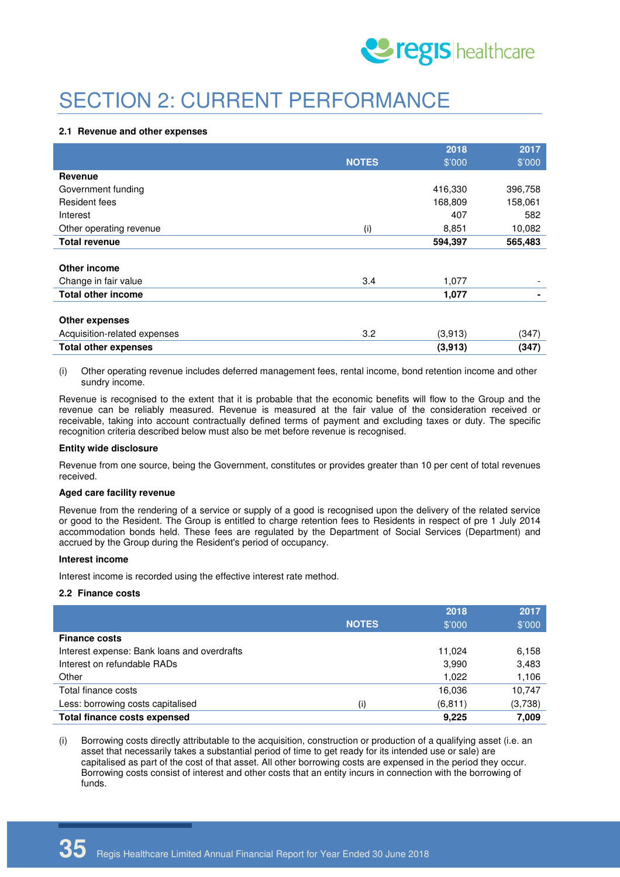# SECTION 2: CURRENT PERFORMANCE

#### 2.1 Revenue and other expenses

| | NOTES | 2018<br>$'000 | 2017<br>$'000 |
|---|---|---|---|
| **Revenue** | | | |
| Government funding | | 416,330 | 396,758 |
| Resident fees | | 168,809 | 158,061 |
| Interest | | 407 | 582 |
| Other operating revenue | (i) | 8,851 | 10,082 |
| **Total revenue** | | **594,397** | **565,483** |
| | | | |
| **Other income** | | | |
| Change in fair value | 3.4 | 1,077 | - |
| **Total other income** | | **1,077** | **-** |
| | | | |
| **Other expenses** | | | |
| Acquisition-related expenses | 3.2 | (3,913) | (347) |
| **Total other expenses** | | **(3,913)** | **(347)** |

(i) Other operating revenue includes deferred management fees, rental income, bond retention income and other sundry income.

Revenue is recognised to the extent that it is probable that the economic benefits will flow to the Group and the revenue can be reliably measured. Revenue is measured at the fair value of the consideration received or receivable, taking into account contractually defined terms of payment and excluding taxes or duty. The specific recognition criteria described below must also be met before revenue is recognised.

**Entity wide disclosure**

Revenue from one source, being the Government, constitutes or provides greater than 10 per cent of total revenues received.

**Aged care facility revenue**

Revenue from the rendering of a service or supply of a good is recognised upon the delivery of the related service or good to the Resident. The Group is entitled to charge retention fees to Residents in respect of pre 1 July 2014 accommodation bonds held. These fees are regulated by the Department of Social Services (Department) and accrued by the Group during the Resident's period of occupancy.

**Interest income**

Interest income is recorded using the effective interest rate method.

#### 2.2 Finance costs

| | NOTES | 2018<br>$'000 | 2017<br>$'000 |
|---|---|---|---|
| **Finance costs** | | | |
| Interest expense: Bank loans and overdrafts | | 11,024 | 6,158 |
| Interest on refundable RADs | | 3,990 | 3,483 |
| Other | | 1,022 | 1,106 |
| Total finance costs | | 16,036 | 10,747 |
| Less: borrowing costs capitalised | (i) | (6,811) | (3,738) |
| **Total finance costs expensed** | | **9,225** | **7,009** |

(i) Borrowing costs directly attributable to the acquisition, construction or production of a qualifying asset (i.e. an asset that necessarily takes a substantial period of time to get ready for its intended use or sale) are capitalised as part of the cost of that asset. All other borrowing costs are expensed in the period they occur. Borrowing costs consist of interest and other costs that an entity incurs in connection with the borrowing of funds.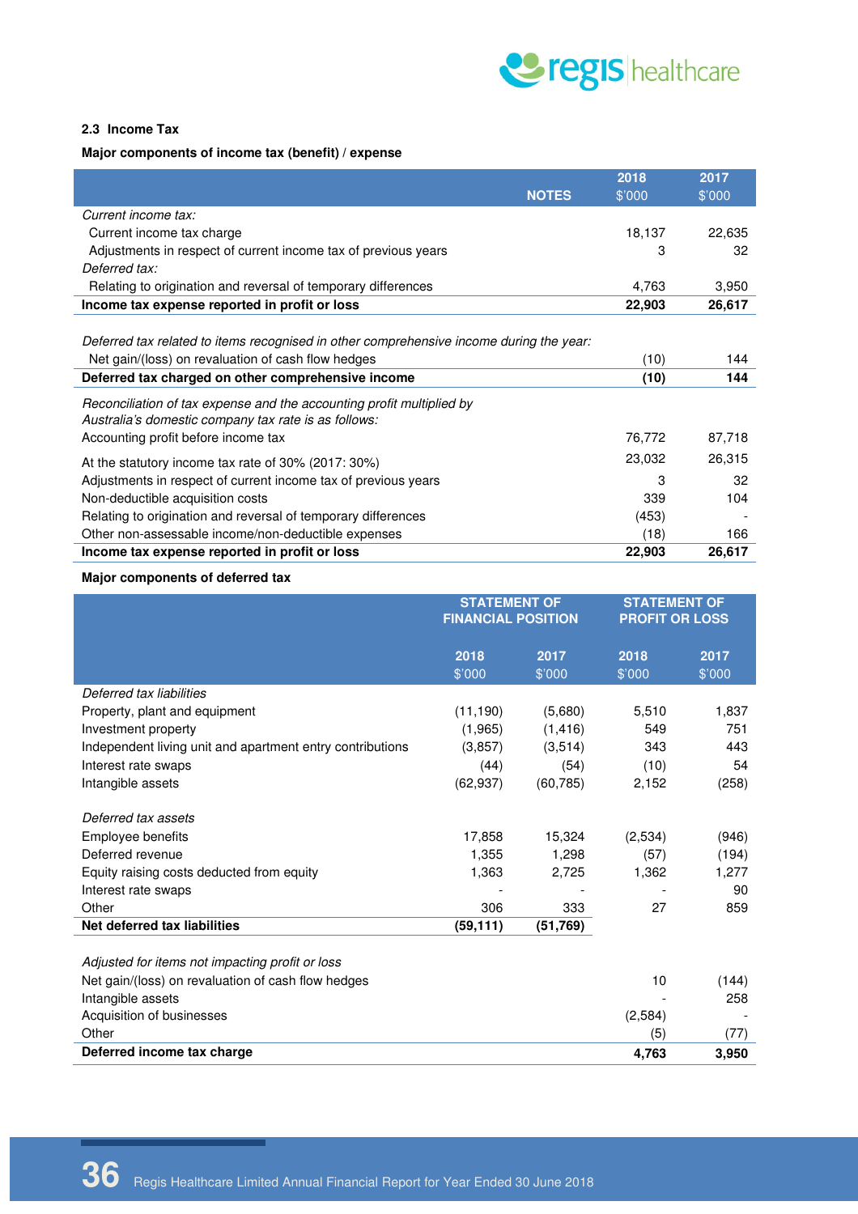### 2.3 Income Tax

**Major components of income tax (benefit) / expense**

| | NOTES | 2018 $'000 | 2017 $'000 |
|---|---|---|---|
| *Current income tax:* | | | |
| Current income tax charge | | 18,137 | 22,635 |
| Adjustments in respect of current income tax of previous years | | 3 | 32 |
| *Deferred tax:* | | | |
| Relating to origination and reversal of temporary differences | | 4,763 | 3,950 |
| **Income tax expense reported in profit or loss** | | **22,903** | **26,617** |
| | | | |
| *Deferred tax related to items recognised in other comprehensive income during the year:* | | | |
| Net gain/(loss) on revaluation of cash flow hedges | | (10) | 144 |
| **Deferred tax charged on other comprehensive income** | | **(10)** | **144** |
| | | | |
| *Reconciliation of tax expense and the accounting profit multiplied by Australia's domestic company tax rate is as follows:* | | | |
| Accounting profit before income tax | | 76,772 | 87,718 |
| At the statutory income tax rate of 30% (2017: 30%) | | 23,032 | 26,315 |
| Adjustments in respect of current income tax of previous years | | 3 | 32 |
| Non-deductible acquisition costs | | 339 | 104 |
| Relating to origination and reversal of temporary differences | | (453) | - |
| Other non-assessable income/non-deductible expenses | | (18) | 166 |
| **Income tax expense reported in profit or loss** | | **22,903** | **26,617** |

**Major components of deferred tax**

| | STATEMENT OF FINANCIAL POSITION | | STATEMENT OF PROFIT OR LOSS | |
|---|---|---|---|---|
| | 2018 $'000 | 2017 $'000 | 2018 $'000 | 2017 $'000 |
| *Deferred tax liabilities* | | | | |
| Property, plant and equipment | (11,190) | (5,680) | 5,510 | 1,837 |
| Investment property | (1,965) | (1,416) | 549 | 751 |
| Independent living unit and apartment entry contributions | (3,857) | (3,514) | 343 | 443 |
| Interest rate swaps | (44) | (54) | (10) | 54 |
| Intangible assets | (62,937) | (60,785) | 2,152 | (258) |
| | | | | |
| *Deferred tax assets* | | | | |
| Employee benefits | 17,858 | 15,324 | (2,534) | (946) |
| Deferred revenue | 1,355 | 1,298 | (57) | (194) |
| Equity raising costs deducted from equity | 1,363 | 2,725 | 1,362 | 1,277 |
| Interest rate swaps | - | - | - | 90 |
| Other | 306 | 333 | 27 | 859 |
| **Net deferred tax liabilities** | **(59,111)** | **(51,769)** | | |
| | | | | |
| *Adjusted for items not impacting profit or loss* | | | | |
| Net gain/(loss) on revaluation of cash flow hedges | | | 10 | (144) |
| Intangible assets | | | - | 258 |
| Acquisition of businesses | | | (2,584) | - |
| Other | | | (5) | (77) |
| **Deferred income tax charge** | | | **4,763** | **3,950** |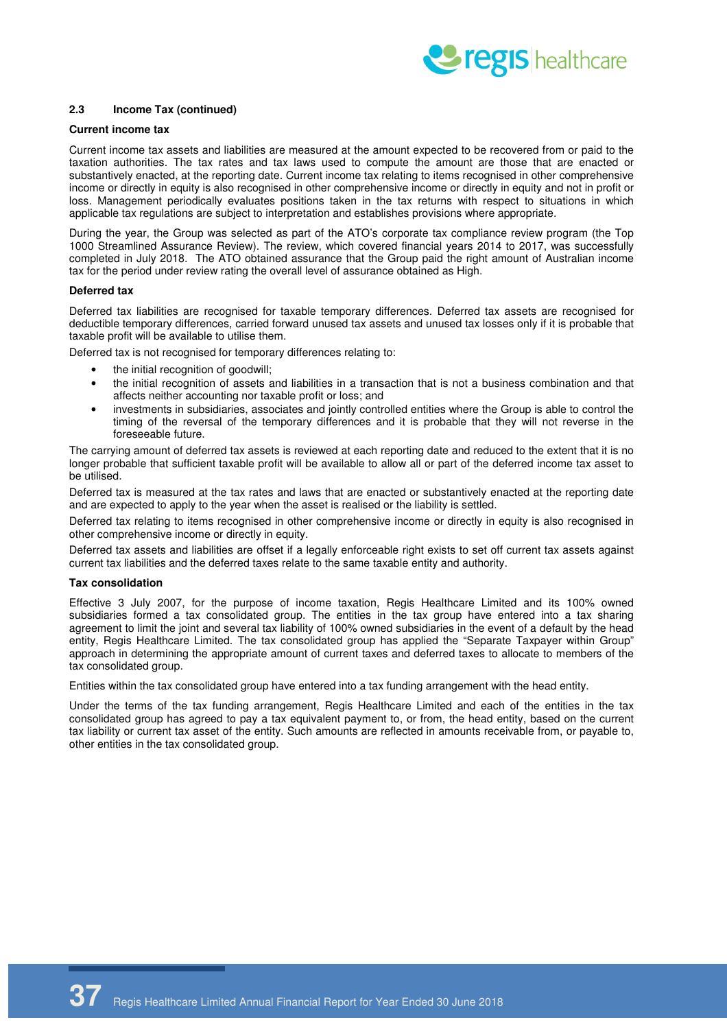## 2.3 Income Tax (continued)

**Current income tax**

Current income tax assets and liabilities are measured at the amount expected to be recovered from or paid to the taxation authorities. The tax rates and tax laws used to compute the amount are those that are enacted or substantively enacted, at the reporting date. Current income tax relating to items recognised in other comprehensive income or directly in equity is also recognised in other comprehensive income or directly in equity and not in profit or loss. Management periodically evaluates positions taken in the tax returns with respect to situations in which applicable tax regulations are subject to interpretation and establishes provisions where appropriate.

During the year, the Group was selected as part of the ATO's corporate tax compliance review program (the Top 1000 Streamlined Assurance Review). The review, which covered financial years 2014 to 2017, was successfully completed in July 2018. The ATO obtained assurance that the Group paid the right amount of Australian income tax for the period under review rating the overall level of assurance obtained as High.

**Deferred tax**

Deferred tax liabilities are recognised for taxable temporary differences. Deferred tax assets are recognised for deductible temporary differences, carried forward unused tax assets and unused tax losses only if it is probable that taxable profit will be available to utilise them.

Deferred tax is not recognised for temporary differences relating to:

- the initial recognition of goodwill;
- the initial recognition of assets and liabilities in a transaction that is not a business combination and that affects neither accounting nor taxable profit or loss; and
- investments in subsidiaries, associates and jointly controlled entities where the Group is able to control the timing of the reversal of the temporary differences and it is probable that they will not reverse in the foreseeable future.

The carrying amount of deferred tax assets is reviewed at each reporting date and reduced to the extent that it is no longer probable that sufficient taxable profit will be available to allow all or part of the deferred income tax asset to be utilised.

Deferred tax is measured at the tax rates and laws that are enacted or substantively enacted at the reporting date and are expected to apply to the year when the asset is realised or the liability is settled.

Deferred tax relating to items recognised in other comprehensive income or directly in equity is also recognised in other comprehensive income or directly in equity.

Deferred tax assets and liabilities are offset if a legally enforceable right exists to set off current tax assets against current tax liabilities and the deferred taxes relate to the same taxable entity and authority.

**Tax consolidation**

Effective 3 July 2007, for the purpose of income taxation, Regis Healthcare Limited and its 100% owned subsidiaries formed a tax consolidated group. The entities in the tax group have entered into a tax sharing agreement to limit the joint and several tax liability of 100% owned subsidiaries in the event of a default by the head entity, Regis Healthcare Limited. The tax consolidated group has applied the "Separate Taxpayer within Group" approach in determining the appropriate amount of current taxes and deferred taxes to allocate to members of the tax consolidated group.

Entities within the tax consolidated group have entered into a tax funding arrangement with the head entity.

Under the terms of the tax funding arrangement, Regis Healthcare Limited and each of the entities in the tax consolidated group has agreed to pay a tax equivalent payment to, or from, the head entity, based on the current tax liability or current tax asset of the entity. Such amounts are reflected in amounts receivable from, or payable to, other entities in the tax consolidated group.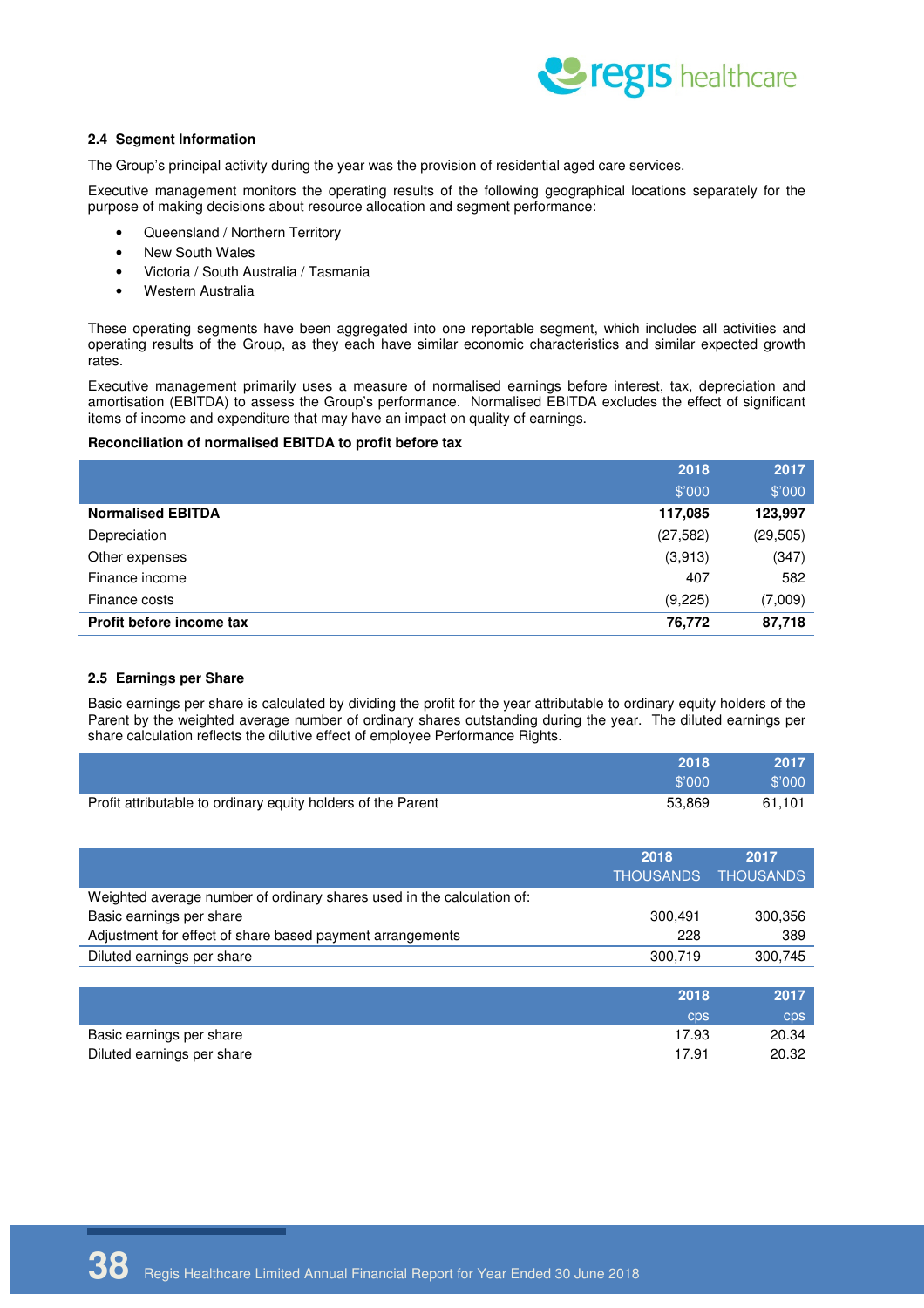### 2.4 Segment Information

The Group's principal activity during the year was the provision of residential aged care services.

Executive management monitors the operating results of the following geographical locations separately for the purpose of making decisions about resource allocation and segment performance:

- Queensland / Northern Territory
- New South Wales
- Victoria / South Australia / Tasmania
- Western Australia

These operating segments have been aggregated into one reportable segment, which includes all activities and operating results of the Group, as they each have similar economic characteristics and similar expected growth rates.

Executive management primarily uses a measure of normalised earnings before interest, tax, depreciation and amortisation (EBITDA) to assess the Group's performance. Normalised EBITDA excludes the effect of significant items of income and expenditure that may have an impact on quality of earnings.

**Reconciliation of normalised EBITDA to profit before tax**

| | 2018 | 2017 |
|---|---|---|
| | $'000 | $'000 |
| **Normalised EBITDA** | **117,085** | **123,997** |
| Depreciation | (27,582) | (29,505) |
| Other expenses | (3,913) | (347) |
| Finance income | 407 | 582 |
| Finance costs | (9,225) | (7,009) |
| **Profit before income tax** | **76,772** | **87,718** |

### 2.5 Earnings per Share

Basic earnings per share is calculated by dividing the profit for the year attributable to ordinary equity holders of the Parent by the weighted average number of ordinary shares outstanding during the year. The diluted earnings per share calculation reflects the dilutive effect of employee Performance Rights.

| | 2018 | 2017 |
|---|---|---|
| | $'000 | $'000 |
| Profit attributable to ordinary equity holders of the Parent | 53,869 | 61,101 |

| | 2018 THOUSANDS | 2017 THOUSANDS |
|---|---|---|
| Weighted average number of ordinary shares used in the calculation of: | | |
| Basic earnings per share | 300,491 | 300,356 |
| Adjustment for effect of share based payment arrangements | 228 | 389 |
| Diluted earnings per share | 300,719 | 300,745 |

| | 2018 | 2017 |
|---|---|---|
| | cps | cps |
| Basic earnings per share | 17.93 | 20.34 |
| Diluted earnings per share | 17.91 | 20.32 |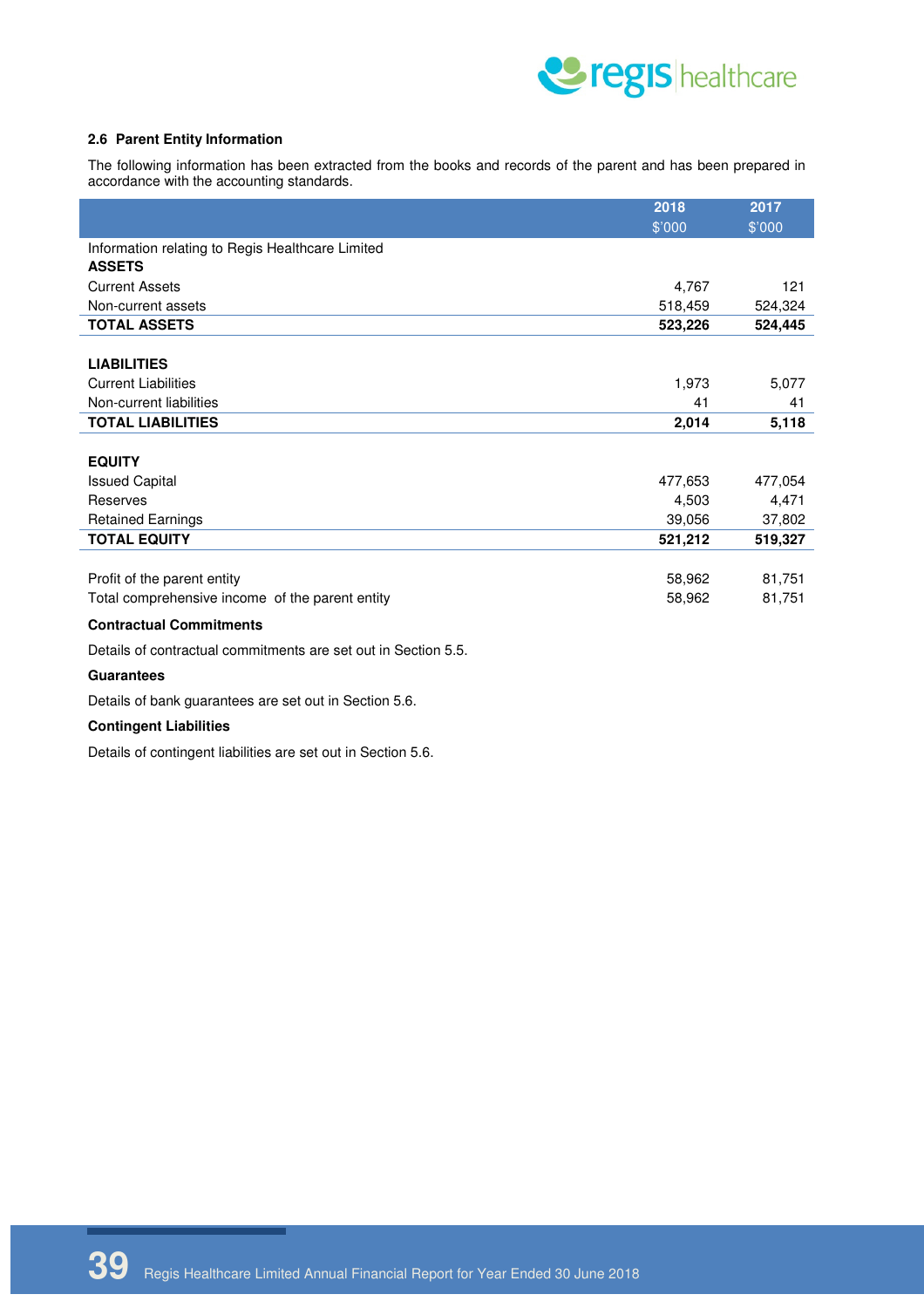### 2.6 Parent Entity Information

The following information has been extracted from the books and records of the parent and has been prepared in accordance with the accounting standards.

| | 2018<br>$'000 | 2017<br>$'000 |
|---|---|---|
| Information relating to Regis Healthcare Limited | | |
| **ASSETS** | | |
| Current Assets | 4,767 | 121 |
| Non-current assets | 518,459 | 524,324 |
| **TOTAL ASSETS** | **523,226** | **524,445** |
| | | |
| **LIABILITIES** | | |
| Current Liabilities | 1,973 | 5,077 |
| Non-current liabilities | 41 | 41 |
| **TOTAL LIABILITIES** | **2,014** | **5,118** |
| | | |
| **EQUITY** | | |
| Issued Capital | 477,653 | 477,054 |
| Reserves | 4,503 | 4,471 |
| Retained Earnings | 39,056 | 37,802 |
| **TOTAL EQUITY** | **521,212** | **519,327** |
| | | |
| Profit of the parent entity | 58,962 | 81,751 |
| Total comprehensive income of the parent entity | 58,962 | 81,751 |

**Contractual Commitments**

Details of contractual commitments are set out in Section 5.5.

**Guarantees**

Details of bank guarantees are set out in Section 5.6.

**Contingent Liabilities**

Details of contingent liabilities are set out in Section 5.6.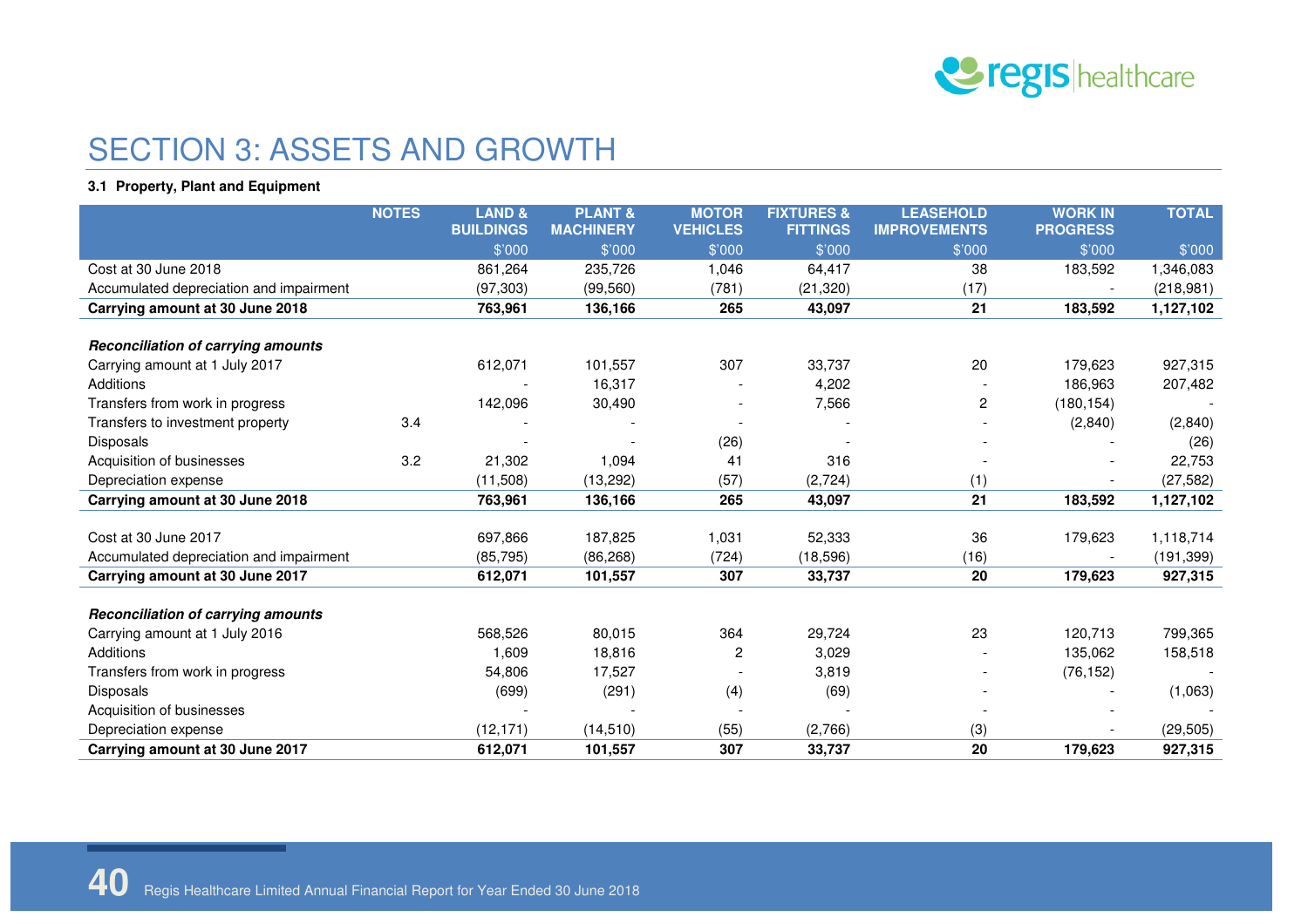# SECTION 3: ASSETS AND GROWTH

**3.1 Property, Plant and Equipment**

| | NOTES | LAND & BUILDINGS | PLANT & MACHINERY | MOTOR VEHICLES | FIXTURES & FITTINGS | LEASEHOLD IMPROVEMENTS | WORK IN PROGRESS | TOTAL |
|---|---|---|---|---|---|---|---|---|
| | | $'000 | $'000 | $'000 | $'000 | $'000 | $'000 | $'000 |
| Cost at 30 June 2018 | | 861,264 | 235,726 | 1,046 | 64,417 | 38 | 183,592 | 1,346,083 |
| Accumulated depreciation and impairment | | (97,303) | (99,560) | (781) | (21,320) | (17) | - | (218,981) |
| **Carrying amount at 30 June 2018** | | **763,961** | **136,166** | **265** | **43,097** | **21** | **183,592** | **1,127,102** |
| | | | | | | | | |
| ***Reconciliation of carrying amounts*** | | | | | | | | |
| Carrying amount at 1 July 2017 | | 612,071 | 101,557 | 307 | 33,737 | 20 | 179,623 | 927,315 |
| Additions | | - | 16,317 | - | 4,202 | - | 186,963 | 207,482 |
| Transfers from work in progress | | 142,096 | 30,490 | - | 7,566 | 2 | (180,154) | - |
| Transfers to investment property | 3.4 | - | - | - | - | - | (2,840) | (2,840) |
| Disposals | | - | - | (26) | - | - | - | (26) |
| Acquisition of businesses | 3.2 | 21,302 | 1,094 | 41 | 316 | - | - | 22,753 |
| Depreciation expense | | (11,508) | (13,292) | (57) | (2,724) | (1) | - | (27,582) |
| **Carrying amount at 30 June 2018** | | **763,961** | **136,166** | **265** | **43,097** | **21** | **183,592** | **1,127,102** |
| | | | | | | | | |
| Cost at 30 June 2017 | | 697,866 | 187,825 | 1,031 | 52,333 | 36 | 179,623 | 1,118,714 |
| Accumulated depreciation and impairment | | (85,795) | (86,268) | (724) | (18,596) | (16) | - | (191,399) |
| **Carrying amount at 30 June 2017** | | **612,071** | **101,557** | **307** | **33,737** | **20** | **179,623** | **927,315** |
| | | | | | | | | |
| ***Reconciliation of carrying amounts*** | | | | | | | | |
| Carrying amount at 1 July 2016 | | 568,526 | 80,015 | 364 | 29,724 | 23 | 120,713 | 799,365 |
| Additions | | 1,609 | 18,816 | 2 | 3,029 | - | 135,062 | 158,518 |
| Transfers from work in progress | | 54,806 | 17,527 | - | 3,819 | - | (76,152) | - |
| Disposals | | (699) | (291) | (4) | (69) | - | - | (1,063) |
| Acquisition of businesses | | - | - | - | - | - | - | - |
| Depreciation expense | | (12,171) | (14,510) | (55) | (2,766) | (3) | - | (29,505) |
| **Carrying amount at 30 June 2017** | | **612,071** | **101,557** | **307** | **33,737** | **20** | **179,623** | **927,315** |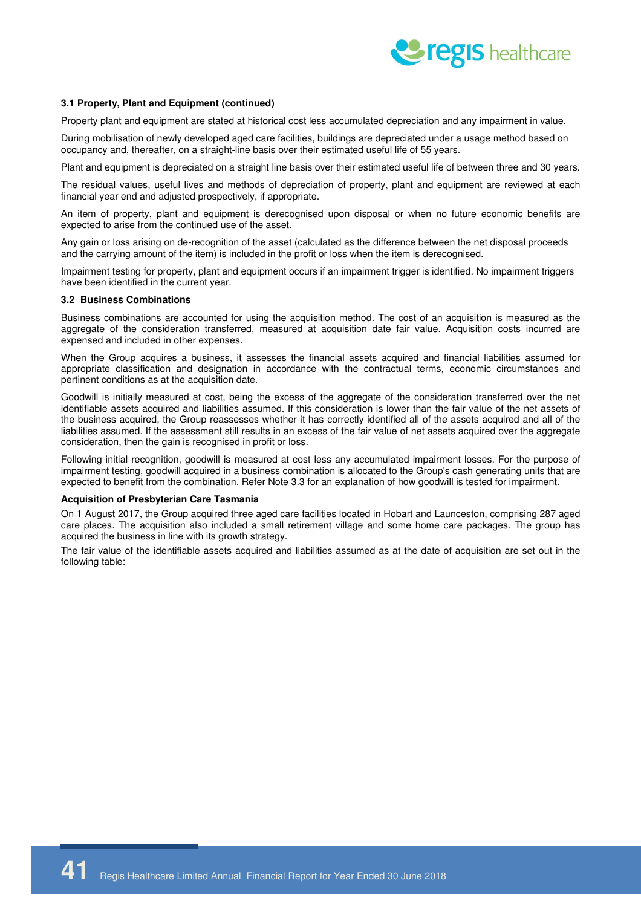### 3.1 Property, Plant and Equipment (continued)

Property plant and equipment are stated at historical cost less accumulated depreciation and any impairment in value.

During mobilisation of newly developed aged care facilities, buildings are depreciated under a usage method based on occupancy and, thereafter, on a straight-line basis over their estimated useful life of 55 years.

Plant and equipment is depreciated on a straight line basis over their estimated useful life of between three and 30 years.

The residual values, useful lives and methods of depreciation of property, plant and equipment are reviewed at each financial year end and adjusted prospectively, if appropriate.

An item of property, plant and equipment is derecognised upon disposal or when no future economic benefits are expected to arise from the continued use of the asset.

Any gain or loss arising on de-recognition of the asset (calculated as the difference between the net disposal proceeds and the carrying amount of the item) is included in the profit or loss when the item is derecognised.

Impairment testing for property, plant and equipment occurs if an impairment trigger is identified. No impairment triggers have been identified in the current year.

### 3.2 Business Combinations

Business combinations are accounted for using the acquisition method. The cost of an acquisition is measured as the aggregate of the consideration transferred, measured at acquisition date fair value. Acquisition costs incurred are expensed and included in other expenses.

When the Group acquires a business, it assesses the financial assets acquired and financial liabilities assumed for appropriate classification and designation in accordance with the contractual terms, economic circumstances and pertinent conditions as at the acquisition date.

Goodwill is initially measured at cost, being the excess of the aggregate of the consideration transferred over the net identifiable assets acquired and liabilities assumed. If this consideration is lower than the fair value of the net assets of the business acquired, the Group reassesses whether it has correctly identified all of the assets acquired and all of the liabilities assumed. If the assessment still results in an excess of the fair value of net assets acquired over the aggregate consideration, then the gain is recognised in profit or loss.

Following initial recognition, goodwill is measured at cost less any accumulated impairment losses. For the purpose of impairment testing, goodwill acquired in a business combination is allocated to the Group's cash generating units that are expected to benefit from the combination. Refer Note 3.3 for an explanation of how goodwill is tested for impairment.

**Acquisition of Presbyterian Care Tasmania**

On 1 August 2017, the Group acquired three aged care facilities located in Hobart and Launceston, comprising 287 aged care places. The acquisition also included a small retirement village and some home care packages. The group has acquired the business in line with its growth strategy.

The fair value of the identifiable assets acquired and liabilities assumed as at the date of acquisition are set out in the following table: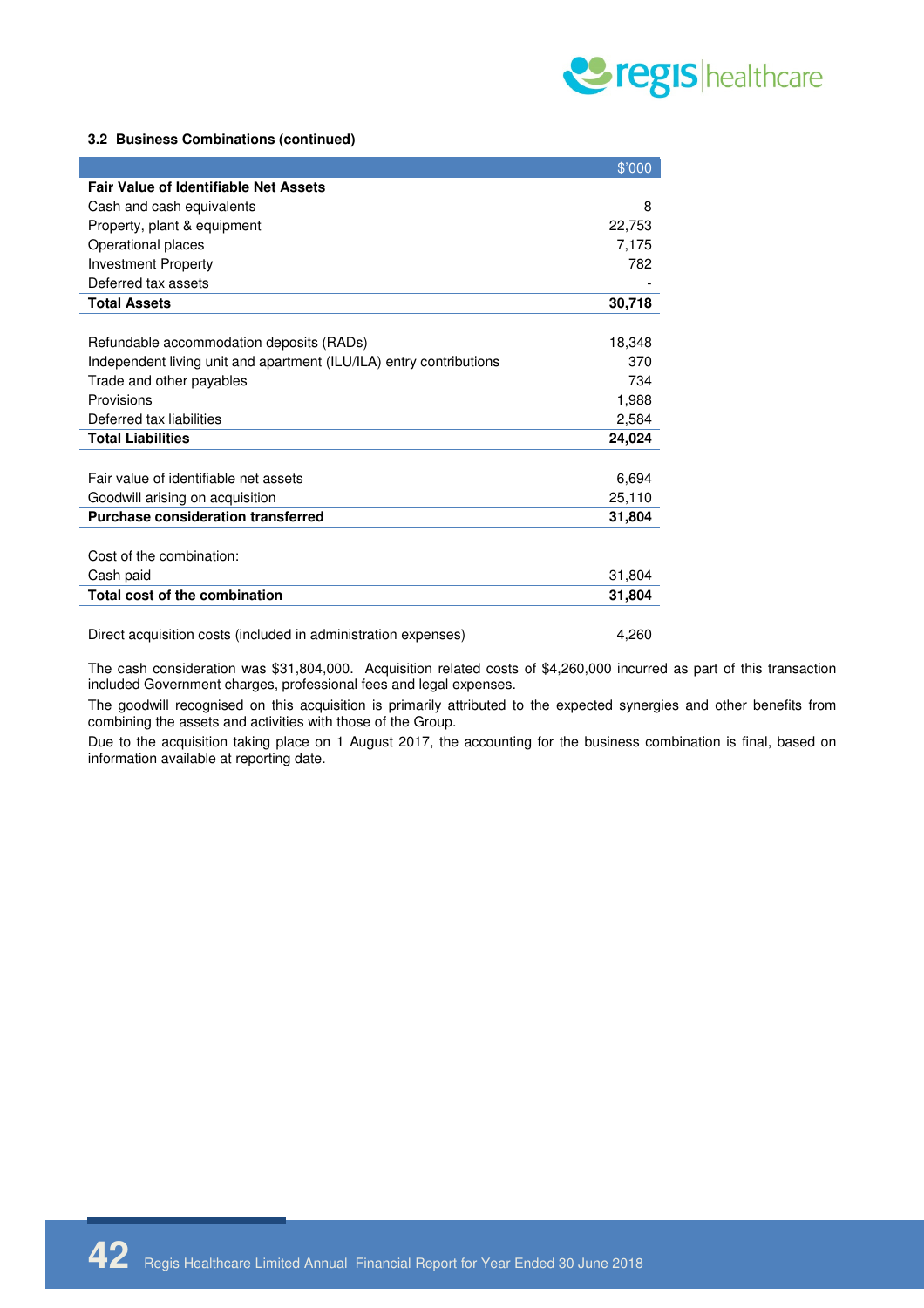### 3.2 Business Combinations (continued)

| | $'000 |
|---|---|
| **Fair Value of Identifiable Net Assets** | |
| Cash and cash equivalents | 8 |
| Property, plant & equipment | 22,753 |
| Operational places | 7,175 |
| Investment Property | 782 |
| Deferred tax assets | - |
| **Total Assets** | **30,718** |
| | |
| Refundable accommodation deposits (RADs) | 18,348 |
| Independent living unit and apartment (ILU/ILA) entry contributions | 370 |
| Trade and other payables | 734 |
| Provisions | 1,988 |
| Deferred tax liabilities | 2,584 |
| **Total Liabilities** | **24,024** |
| | |
| Fair value of identifiable net assets | 6,694 |
| Goodwill arising on acquisition | 25,110 |
| **Purchase consideration transferred** | **31,804** |
| | |
| Cost of the combination: | |
| Cash paid | 31,804 |
| **Total cost of the combination** | **31,804** |
| | |
| Direct acquisition costs (included in administration expenses) | 4,260 |

The cash consideration was $31,804,000. Acquisition related costs of $4,260,000 incurred as part of this transaction included Government charges, professional fees and legal expenses.

The goodwill recognised on this acquisition is primarily attributed to the expected synergies and other benefits from combining the assets and activities with those of the Group.

Due to the acquisition taking place on 1 August 2017, the accounting for the business combination is final, based on information available at reporting date.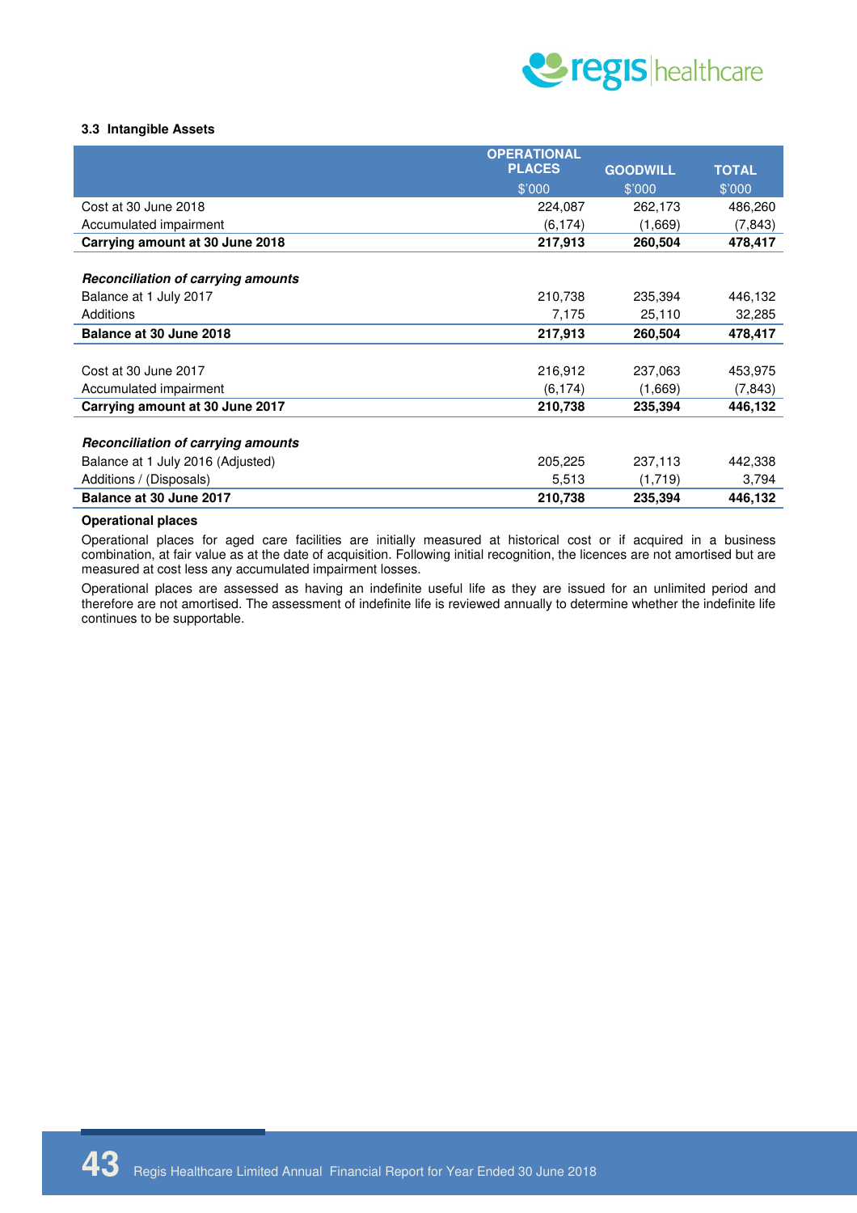### 3.3 Intangible Assets

| | OPERATIONAL PLACES | GOODWILL | TOTAL |
|---|---|---|---|
| | $'000 | $'000 | $'000 |
| Cost at 30 June 2018 | 224,087 | 262,173 | 486,260 |
| Accumulated impairment | (6,174) | (1,669) | (7,843) |
| **Carrying amount at 30 June 2018** | **217,913** | **260,504** | **478,417** |
| | | | |
| ***Reconciliation of carrying amounts*** | | | |
| Balance at 1 July 2017 | 210,738 | 235,394 | 446,132 |
| Additions | 7,175 | 25,110 | 32,285 |
| **Balance at 30 June 2018** | **217,913** | **260,504** | **478,417** |
| | | | |
| Cost at 30 June 2017 | 216,912 | 237,063 | 453,975 |
| Accumulated impairment | (6,174) | (1,669) | (7,843) |
| **Carrying amount at 30 June 2017** | **210,738** | **235,394** | **446,132** |
| | | | |
| ***Reconciliation of carrying amounts*** | | | |
| Balance at 1 July 2016 (Adjusted) | 205,225 | 237,113 | 442,338 |
| Additions / (Disposals) | 5,513 | (1,719) | 3,794 |
| **Balance at 30 June 2017** | **210,738** | **235,394** | **446,132** |

**Operational places**

Operational places for aged care facilities are initially measured at historical cost or if acquired in a business combination, at fair value as at the date of acquisition. Following initial recognition, the licences are not amortised but are measured at cost less any accumulated impairment losses.

Operational places are assessed as having an indefinite useful life as they are issued for an unlimited period and therefore are not amortised. The assessment of indefinite life is reviewed annually to determine whether the indefinite life continues to be supportable.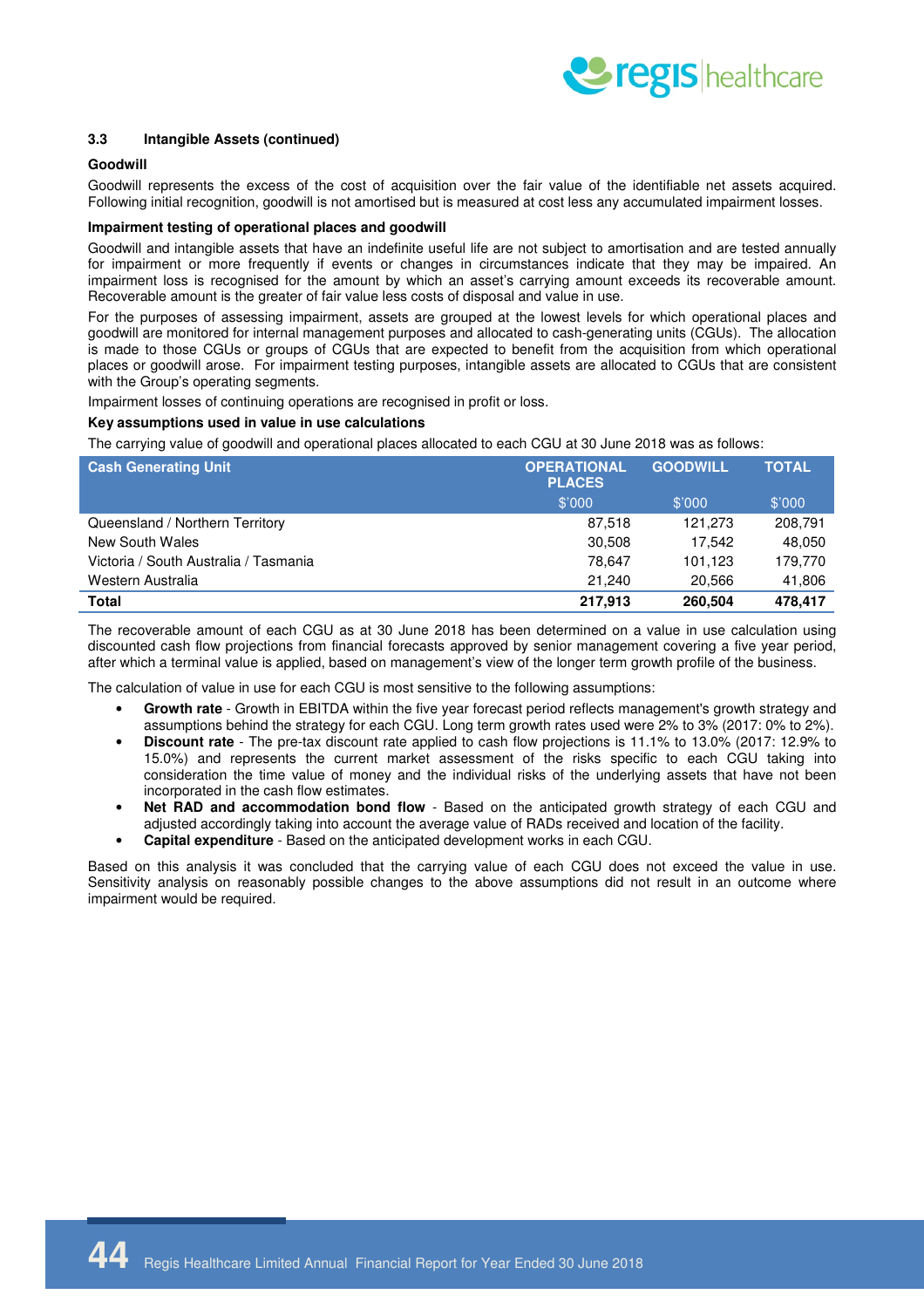### 3.3 Intangible Assets (continued)

**Goodwill**

Goodwill represents the excess of the cost of acquisition over the fair value of the identifiable net assets acquired. Following initial recognition, goodwill is not amortised but is measured at cost less any accumulated impairment losses.

**Impairment testing of operational places and goodwill**

Goodwill and intangible assets that have an indefinite useful life are not subject to amortisation and are tested annually for impairment or more frequently if events or changes in circumstances indicate that they may be impaired. An impairment loss is recognised for the amount by which an asset's carrying amount exceeds its recoverable amount. Recoverable amount is the greater of fair value less costs of disposal and value in use.

For the purposes of assessing impairment, assets are grouped at the lowest levels for which operational places and goodwill are monitored for internal management purposes and allocated to cash-generating units (CGUs). The allocation is made to those CGUs or groups of CGUs that are expected to benefit from the acquisition from which operational places or goodwill arose. For impairment testing purposes, intangible assets are allocated to CGUs that are consistent with the Group's operating segments.

Impairment losses of continuing operations are recognised in profit or loss.

**Key assumptions used in value in use calculations**

The carrying value of goodwill and operational places allocated to each CGU at 30 June 2018 was as follows:

| Cash Generating Unit | OPERATIONAL PLACES | GOODWILL | TOTAL |
|---|---|---|---|
| | $'000 | $'000 | $'000 |
| Queensland / Northern Territory | 87,518 | 121,273 | 208,791 |
| New South Wales | 30,508 | 17,542 | 48,050 |
| Victoria / South Australia / Tasmania | 78,647 | 101,123 | 179,770 |
| Western Australia | 21,240 | 20,566 | 41,806 |
| **Total** | **217,913** | **260,504** | **478,417** |

The recoverable amount of each CGU as at 30 June 2018 has been determined on a value in use calculation using discounted cash flow projections from financial forecasts approved by senior management covering a five year period, after which a terminal value is applied, based on management's view of the longer term growth profile of the business.

The calculation of value in use for each CGU is most sensitive to the following assumptions:

- **Growth rate** - Growth in EBITDA within the five year forecast period reflects management's growth strategy and assumptions behind the strategy for each CGU. Long term growth rates used were 2% to 3% (2017: 0% to 2%).
- **Discount rate** - The pre-tax discount rate applied to cash flow projections is 11.1% to 13.0% (2017: 12.9% to 15.0%) and represents the current market assessment of the risks specific to each CGU taking into consideration the time value of money and the individual risks of the underlying assets that have not been incorporated in the cash flow estimates.
- **Net RAD and accommodation bond flow** - Based on the anticipated growth strategy of each CGU and adjusted accordingly taking into account the average value of RADs received and location of the facility.
- **Capital expenditure** - Based on the anticipated development works in each CGU.

Based on this analysis it was concluded that the carrying value of each CGU does not exceed the value in use. Sensitivity analysis on reasonably possible changes to the above assumptions did not result in an outcome where impairment would be required.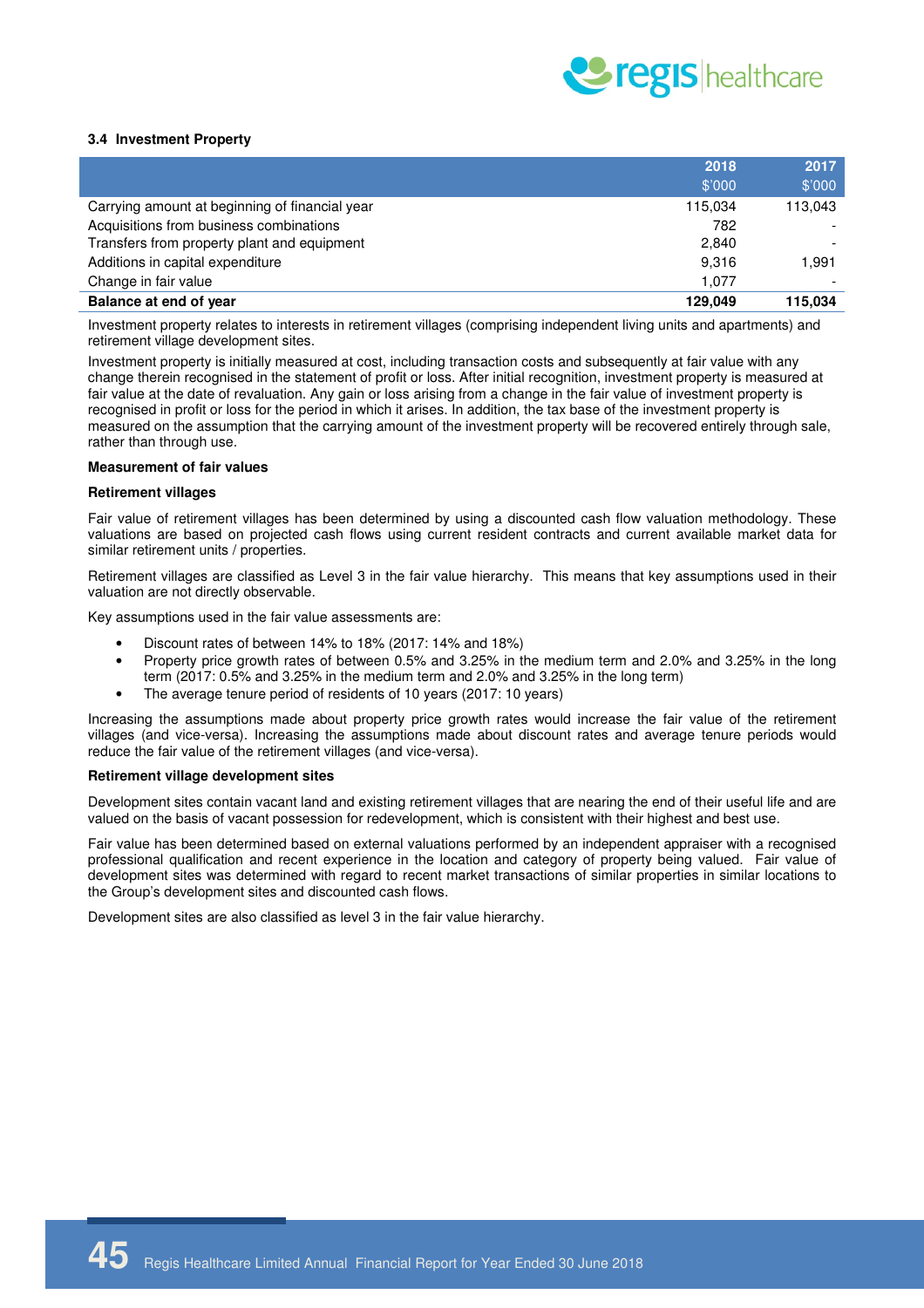### 3.4 Investment Property

| | 2018<br>$'000 | 2017<br>$'000 |
|---|---|---|
| Carrying amount at beginning of financial year | 115,034 | 113,043 |
| Acquisitions from business combinations | 782 | - |
| Transfers from property plant and equipment | 2,840 | - |
| Additions in capital expenditure | 9,316 | 1,991 |
| Change in fair value | 1,077 | - |
| **Balance at end of year** | **129,049** | **115,034** |

Investment property relates to interests in retirement villages (comprising independent living units and apartments) and retirement village development sites.

Investment property is initially measured at cost, including transaction costs and subsequently at fair value with any change therein recognised in the statement of profit or loss. After initial recognition, investment property is measured at fair value at the date of revaluation. Any gain or loss arising from a change in the fair value of investment property is recognised in profit or loss for the period in which it arises. In addition, the tax base of the investment property is measured on the assumption that the carrying amount of the investment property will be recovered entirely through sale, rather than through use.

**Measurement of fair values**

**Retirement villages**

Fair value of retirement villages has been determined by using a discounted cash flow valuation methodology. These valuations are based on projected cash flows using current resident contracts and current available market data for similar retirement units / properties.

Retirement villages are classified as Level 3 in the fair value hierarchy. This means that key assumptions used in their valuation are not directly observable.

Key assumptions used in the fair value assessments are:

- Discount rates of between 14% to 18% (2017: 14% and 18%)
- Property price growth rates of between 0.5% and 3.25% in the medium term and 2.0% and 3.25% in the long term (2017: 0.5% and 3.25% in the medium term and 2.0% and 3.25% in the long term)
- The average tenure period of residents of 10 years (2017: 10 years)

Increasing the assumptions made about property price growth rates would increase the fair value of the retirement villages (and vice-versa). Increasing the assumptions made about discount rates and average tenure periods would reduce the fair value of the retirement villages (and vice-versa).

**Retirement village development sites**

Development sites contain vacant land and existing retirement villages that are nearing the end of their useful life and are valued on the basis of vacant possession for redevelopment, which is consistent with their highest and best use.

Fair value has been determined based on external valuations performed by an independent appraiser with a recognised professional qualification and recent experience in the location and category of property being valued. Fair value of development sites was determined with regard to recent market transactions of similar properties in similar locations to the Group's development sites and discounted cash flows.

Development sites are also classified as level 3 in the fair value hierarchy.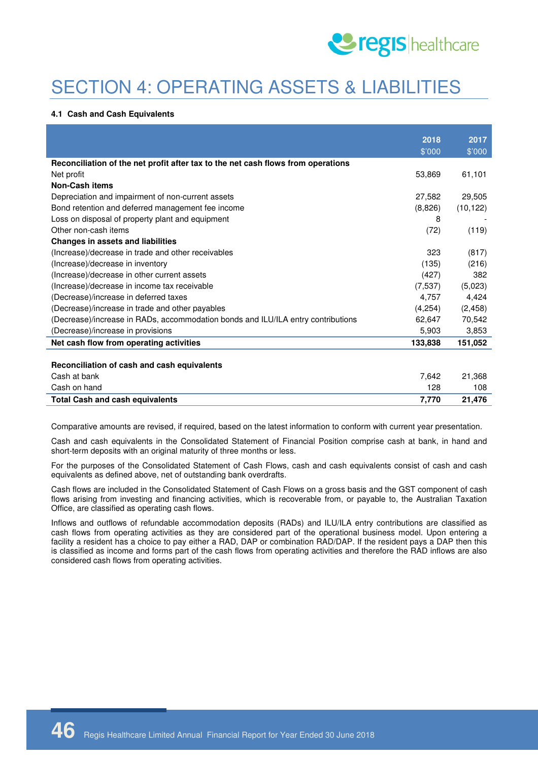# SECTION 4: OPERATING ASSETS & LIABILITIES

#### 4.1 Cash and Cash Equivalents

| | 2018 $'000 | 2017 $'000 |
|---|---|---|
| **Reconciliation of the net profit after tax to the net cash flows from operations** | | |
| Net profit | 53,869 | 61,101 |
| **Non-Cash items** | | |
| Depreciation and impairment of non-current assets | 27,582 | 29,505 |
| Bond retention and deferred management fee income | (8,826) | (10,122) |
| Loss on disposal of property plant and equipment | 8 | - |
| Other non-cash items | (72) | (119) |
| **Changes in assets and liabilities** | | |
| (Increase)/decrease in trade and other receivables | 323 | (817) |
| (Increase)/decrease in inventory | (135) | (216) |
| (Increase)/decrease in other current assets | (427) | 382 |
| (Increase)/decrease in income tax receivable | (7,537) | (5,023) |
| (Decrease)/increase in deferred taxes | 4,757 | 4,424 |
| (Decrease)/increase in trade and other payables | (4,254) | (2,458) |
| (Decrease)/increase in RADs, accommodation bonds and ILU/ILA entry contributions | 62,647 | 70,542 |
| (Decrease)/increase in provisions | 5,903 | 3,853 |
| **Net cash flow from operating activities** | **133,838** | **151,052** |
| | | |
| **Reconciliation of cash and cash equivalents** | | |
| Cash at bank | 7,642 | 21,368 |
| Cash on hand | 128 | 108 |
| **Total Cash and cash equivalents** | **7,770** | **21,476** |

Comparative amounts are revised, if required, based on the latest information to conform with current year presentation.

Cash and cash equivalents in the Consolidated Statement of Financial Position comprise cash at bank, in hand and short-term deposits with an original maturity of three months or less.

For the purposes of the Consolidated Statement of Cash Flows, cash and cash equivalents consist of cash and cash equivalents as defined above, net of outstanding bank overdrafts.

Cash flows are included in the Consolidated Statement of Cash Flows on a gross basis and the GST component of cash flows arising from investing and financing activities, which is recoverable from, or payable to, the Australian Taxation Office, are classified as operating cash flows.

Inflows and outflows of refundable accommodation deposits (RADs) and ILU/ILA entry contributions are classified as cash flows from operating activities as they are considered part of the operational business model. Upon entering a facility a resident has a choice to pay either a RAD, DAP or combination RAD/DAP. If the resident pays a DAP then this is classified as income and forms part of the cash flows from operating activities and therefore the RAD inflows are also considered cash flows from operating activities.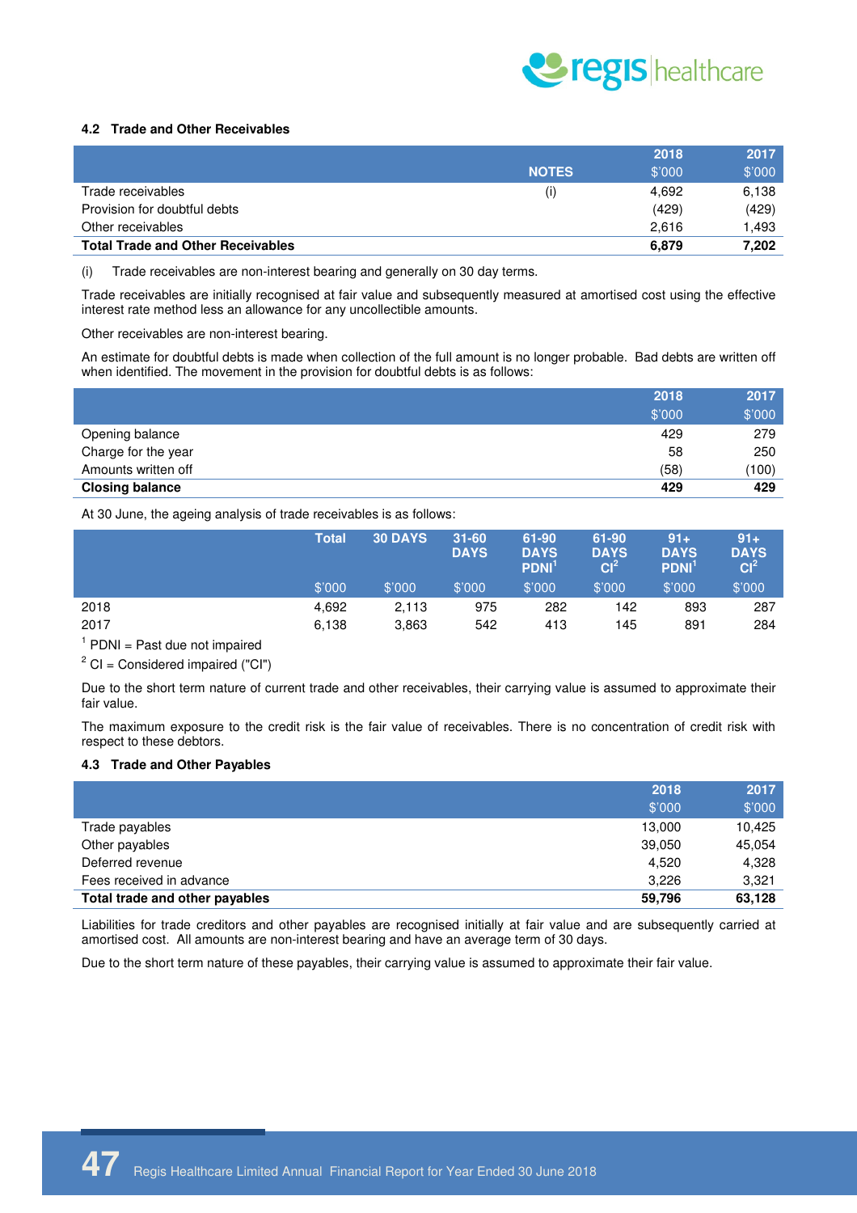### 4.2 Trade and Other Receivables

| | NOTES | 2018 $'000 | 2017 $'000 |
|---|---|---|---|
| Trade receivables | (i) | 4,692 | 6,138 |
| Provision for doubtful debts | | (429) | (429) |
| Other receivables | | 2,616 | 1,493 |
| **Total Trade and Other Receivables** | | **6,879** | **7,202** |

(i) Trade receivables are non-interest bearing and generally on 30 day terms.

Trade receivables are initially recognised at fair value and subsequently measured at amortised cost using the effective interest rate method less an allowance for any uncollectible amounts.

Other receivables are non-interest bearing.

An estimate for doubtful debts is made when collection of the full amount is no longer probable. Bad debts are written off when identified. The movement in the provision for doubtful debts is as follows:

| | 2018 $'000 | 2017 $'000 |
|---|---|---|
| Opening balance | 429 | 279 |
| Charge for the year | 58 | 250 |
| Amounts written off | (58) | (100) |
| **Closing balance** | **429** | **429** |

At 30 June, the ageing analysis of trade receivables is as follows:

| | Total $'000 | 30 DAYS $'000 | 31-60 DAYS $'000 | 61-90 DAYS PDNI[1] $'000 | 61-90 DAYS CI[2] $'000 | 91+ DAYS PDNI[1] $'000 | 91+ DAYS CI[2] $'000 |
|---|---|---|---|---|---|---|---|
| 2018 | 4,692 | 2,113 | 975 | 282 | 142 | 893 | 287 |
| 2017 | 6,138 | 3,863 | 542 | 413 | 145 | 891 | 284 |

[1] PDNI = Past due not impaired

[2] CI = Considered impaired ("CI")

Due to the short term nature of current trade and other receivables, their carrying value is assumed to approximate their fair value.

The maximum exposure to the credit risk is the fair value of receivables. There is no concentration of credit risk with respect to these debtors.

### 4.3 Trade and Other Payables

| | 2018 $'000 | 2017 $'000 |
|---|---|---|
| Trade payables | 13,000 | 10,425 |
| Other payables | 39,050 | 45,054 |
| Deferred revenue | 4,520 | 4,328 |
| Fees received in advance | 3,226 | 3,321 |
| **Total trade and other payables** | **59,796** | **63,128** |

Liabilities for trade creditors and other payables are recognised initially at fair value and are subsequently carried at amortised cost. All amounts are non-interest bearing and have an average term of 30 days.

Due to the short term nature of these payables, their carrying value is assumed to approximate their fair value.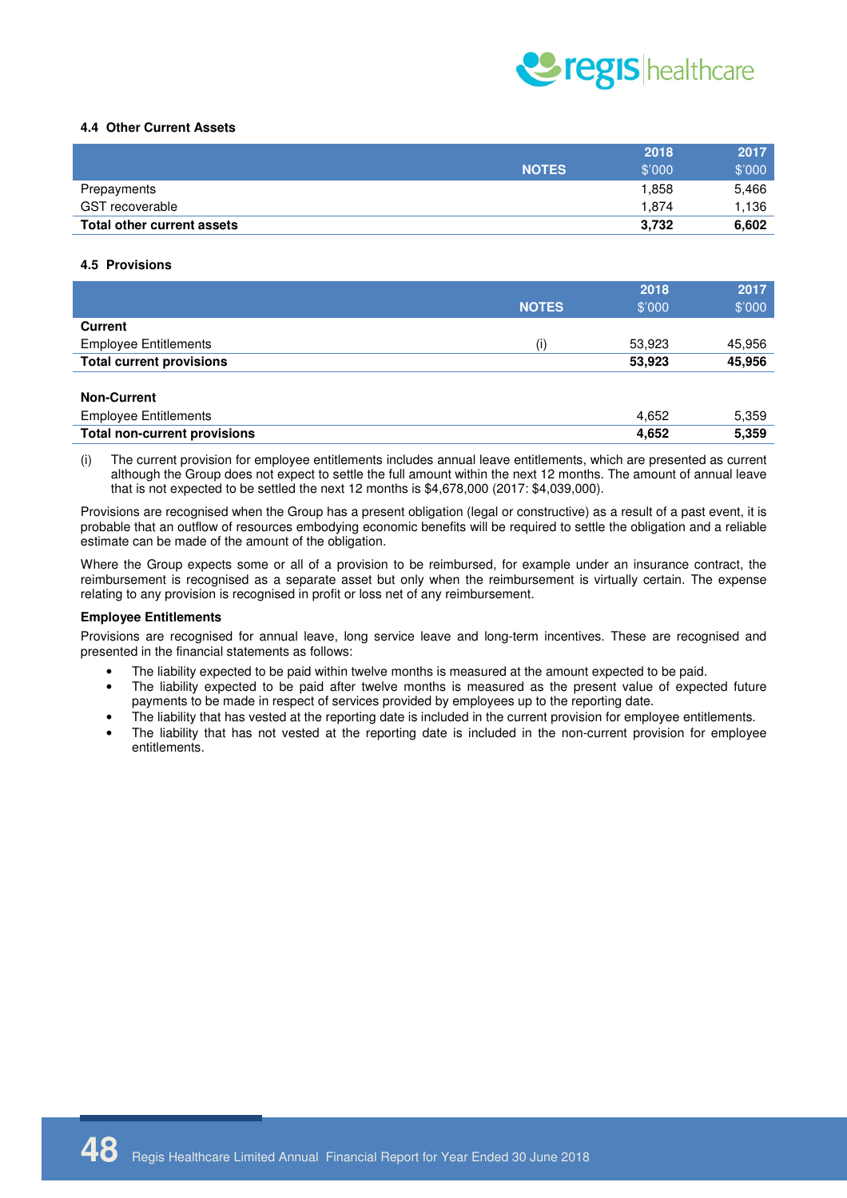### 4.4 Other Current Assets

| | NOTES | 2018 $'000 | 2017 $'000 |
|---|---|---|---|
| Prepayments | | 1,858 | 5,466 |
| GST recoverable | | 1,874 | 1,136 |
| **Total other current assets** | | **3,732** | **6,602** |

### 4.5 Provisions

| | NOTES | 2018 $'000 | 2017 $'000 |
|---|---|---|---|
| **Current** | | | |
| Employee Entitlements | (i) | 53,923 | 45,956 |
| **Total current provisions** | | **53,923** | **45,956** |
| | | | |
| **Non-Current** | | | |
| Employee Entitlements | | 4,652 | 5,359 |
| **Total non-current provisions** | | **4,652** | **5,359** |

(i) The current provision for employee entitlements includes annual leave entitlements, which are presented as current although the Group does not expect to settle the full amount within the next 12 months. The amount of annual leave that is not expected to be settled the next 12 months is $4,678,000 (2017: $4,039,000).

Provisions are recognised when the Group has a present obligation (legal or constructive) as a result of a past event, it is probable that an outflow of resources embodying economic benefits will be required to settle the obligation and a reliable estimate can be made of the amount of the obligation.

Where the Group expects some or all of a provision to be reimbursed, for example under an insurance contract, the reimbursement is recognised as a separate asset but only when the reimbursement is virtually certain. The expense relating to any provision is recognised in profit or loss net of any reimbursement.

**Employee Entitlements**

Provisions are recognised for annual leave, long service leave and long-term incentives. These are recognised and presented in the financial statements as follows:

- The liability expected to be paid within twelve months is measured at the amount expected to be paid.
- The liability expected to be paid after twelve months is measured as the present value of expected future payments to be made in respect of services provided by employees up to the reporting date.
- The liability that has vested at the reporting date is included in the current provision for employee entitlements.
- The liability that has not vested at the reporting date is included in the non-current provision for employee entitlements.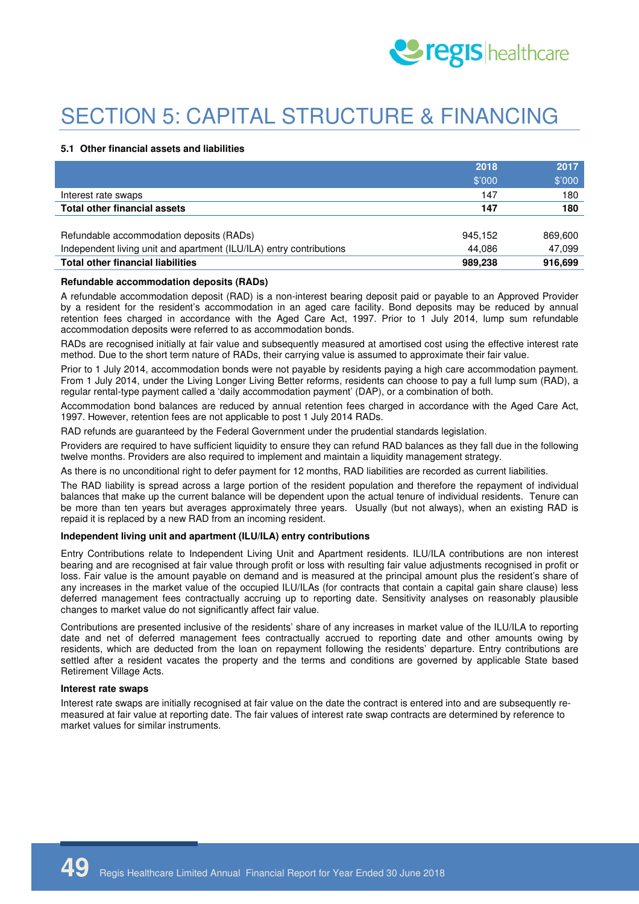# SECTION 5: CAPITAL STRUCTURE & FINANCING

### 5.1 Other financial assets and liabilities

| | 2018 | 2017 |
|---|---|---|
| | $'000 | $'000 |
| Interest rate swaps | 147 | 180 |
| **Total other financial assets** | **147** | **180** |
| | | |
| Refundable accommodation deposits (RADs) | 945,152 | 869,600 |
| Independent living unit and apartment (ILU/ILA) entry contributions | 44,086 | 47,099 |
| **Total other financial liabilities** | **989,238** | **916,699** |

**Refundable accommodation deposits (RADs)**

A refundable accommodation deposit (RAD) is a non-interest bearing deposit paid or payable to an Approved Provider by a resident for the resident's accommodation in an aged care facility. Bond deposits may be reduced by annual retention fees charged in accordance with the Aged Care Act, 1997. Prior to 1 July 2014, lump sum refundable accommodation deposits were referred to as accommodation bonds.

RADs are recognised initially at fair value and subsequently measured at amortised cost using the effective interest rate method. Due to the short term nature of RADs, their carrying value is assumed to approximate their fair value.

Prior to 1 July 2014, accommodation bonds were not payable by residents paying a high care accommodation payment. From 1 July 2014, under the Living Longer Living Better reforms, residents can choose to pay a full lump sum (RAD), a regular rental-type payment called a 'daily accommodation payment' (DAP), or a combination of both.

Accommodation bond balances are reduced by annual retention fees charged in accordance with the Aged Care Act, 1997. However, retention fees are not applicable to post 1 July 2014 RADs.

RAD refunds are guaranteed by the Federal Government under the prudential standards legislation.

Providers are required to have sufficient liquidity to ensure they can refund RAD balances as they fall due in the following twelve months. Providers are also required to implement and maintain a liquidity management strategy.

As there is no unconditional right to defer payment for 12 months, RAD liabilities are recorded as current liabilities.

The RAD liability is spread across a large portion of the resident population and therefore the repayment of individual balances that make up the current balance will be dependent upon the actual tenure of individual residents. Tenure can be more than ten years but averages approximately three years. Usually (but not always), when an existing RAD is repaid it is replaced by a new RAD from an incoming resident.

**Independent living unit and apartment (ILU/ILA) entry contributions**

Entry Contributions relate to Independent Living Unit and Apartment residents. ILU/ILA contributions are non interest bearing and are recognised at fair value through profit or loss with resulting fair value adjustments recognised in profit or loss. Fair value is the amount payable on demand and is measured at the principal amount plus the resident's share of any increases in the market value of the occupied ILU/ILAs (for contracts that contain a capital gain share clause) less deferred management fees contractually accruing up to reporting date. Sensitivity analyses on reasonably plausible changes to market value do not significantly affect fair value.

Contributions are presented inclusive of the residents' share of any increases in market value of the ILU/ILA to reporting date and net of deferred management fees contractually accrued to reporting date and other amounts owing by residents, which are deducted from the loan on repayment following the residents' departure. Entry contributions are settled after a resident vacates the property and the terms and conditions are governed by applicable State based Retirement Village Acts.

**Interest rate swaps**

Interest rate swaps are initially recognised at fair value on the date the contract is entered into and are subsequently re-measured at fair value at reporting date. The fair values of interest rate swap contracts are determined by reference to market values for similar instruments.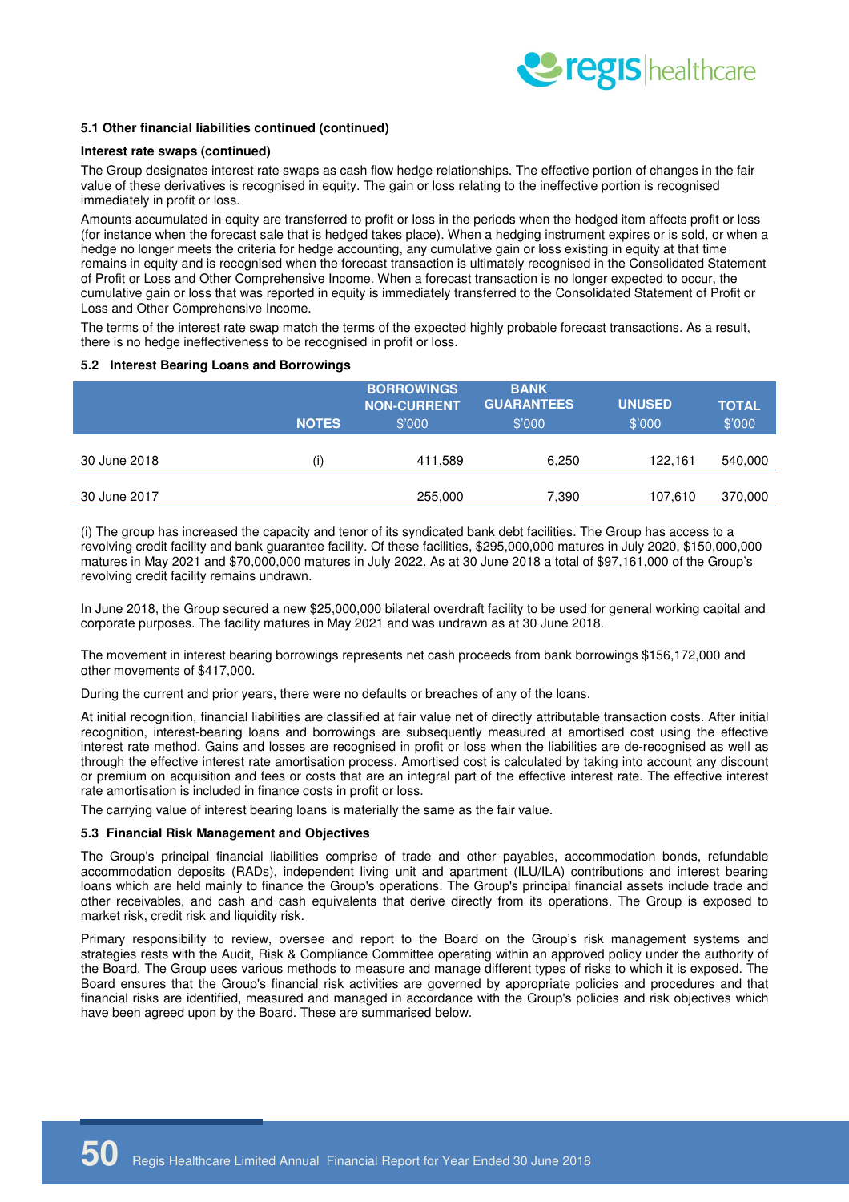**5.1 Other financial liabilities continued (continued)**

**Interest rate swaps (continued)**

The Group designates interest rate swaps as cash flow hedge relationships. The effective portion of changes in the fair value of these derivatives is recognised in equity. The gain or loss relating to the ineffective portion is recognised immediately in profit or loss.

Amounts accumulated in equity are transferred to profit or loss in the periods when the hedged item affects profit or loss (for instance when the forecast sale that is hedged takes place). When a hedging instrument expires or is sold, or when a hedge no longer meets the criteria for hedge accounting, any cumulative gain or loss existing in equity at that time remains in equity and is recognised when the forecast transaction is ultimately recognised in the Consolidated Statement of Profit or Loss and Other Comprehensive Income. When a forecast transaction is no longer expected to occur, the cumulative gain or loss that was reported in equity is immediately transferred to the Consolidated Statement of Profit or Loss and Other Comprehensive Income.

The terms of the interest rate swap match the terms of the expected highly probable forecast transactions. As a result, there is no hedge ineffectiveness to be recognised in profit or loss.

**5.2 Interest Bearing Loans and Borrowings**

| | NOTES | BORROWINGS NON-CURRENT $'000 | BANK GUARANTEES $'000 | UNUSED $'000 | TOTAL $'000 |
|---|---|---|---|---|---|
| 30 June 2018 | (i) | 411,589 | 6,250 | 122,161 | 540,000 |
| 30 June 2017 | | 255,000 | 7,390 | 107,610 | 370,000 |

(i) The group has increased the capacity and tenor of its syndicated bank debt facilities. The Group has access to a revolving credit facility and bank guarantee facility. Of these facilities, $295,000,000 matures in July 2020, $150,000,000 matures in May 2021 and $70,000,000 matures in July 2022. As at 30 June 2018 a total of $97,161,000 of the Group's revolving credit facility remains undrawn.

In June 2018, the Group secured a new $25,000,000 bilateral overdraft facility to be used for general working capital and corporate purposes. The facility matures in May 2021 and was undrawn as at 30 June 2018.

The movement in interest bearing borrowings represents net cash proceeds from bank borrowings $156,172,000 and other movements of $417,000.

During the current and prior years, there were no defaults or breaches of any of the loans.

At initial recognition, financial liabilities are classified at fair value net of directly attributable transaction costs. After initial recognition, interest-bearing loans and borrowings are subsequently measured at amortised cost using the effective interest rate method. Gains and losses are recognised in profit or loss when the liabilities are de-recognised as well as through the effective interest rate amortisation process. Amortised cost is calculated by taking into account any discount or premium on acquisition and fees or costs that are an integral part of the effective interest rate. The effective interest rate amortisation is included in finance costs in profit or loss.

The carrying value of interest bearing loans is materially the same as the fair value.

**5.3 Financial Risk Management and Objectives**

The Group's principal financial liabilities comprise of trade and other payables, accommodation bonds, refundable accommodation deposits (RADs), independent living unit and apartment (ILU/ILA) contributions and interest bearing loans which are held mainly to finance the Group's operations. The Group's principal financial assets include trade and other receivables, and cash and cash equivalents that derive directly from its operations. The Group is exposed to market risk, credit risk and liquidity risk.

Primary responsibility to review, oversee and report to the Board on the Group's risk management systems and strategies rests with the Audit, Risk & Compliance Committee operating within an approved policy under the authority of the Board. The Group uses various methods to measure and manage different types of risks to which it is exposed. The Board ensures that the Group's financial risk activities are governed by appropriate policies and procedures and that financial risks are identified, measured and managed in accordance with the Group's policies and risk objectives which have been agreed upon by the Board. These are summarised below.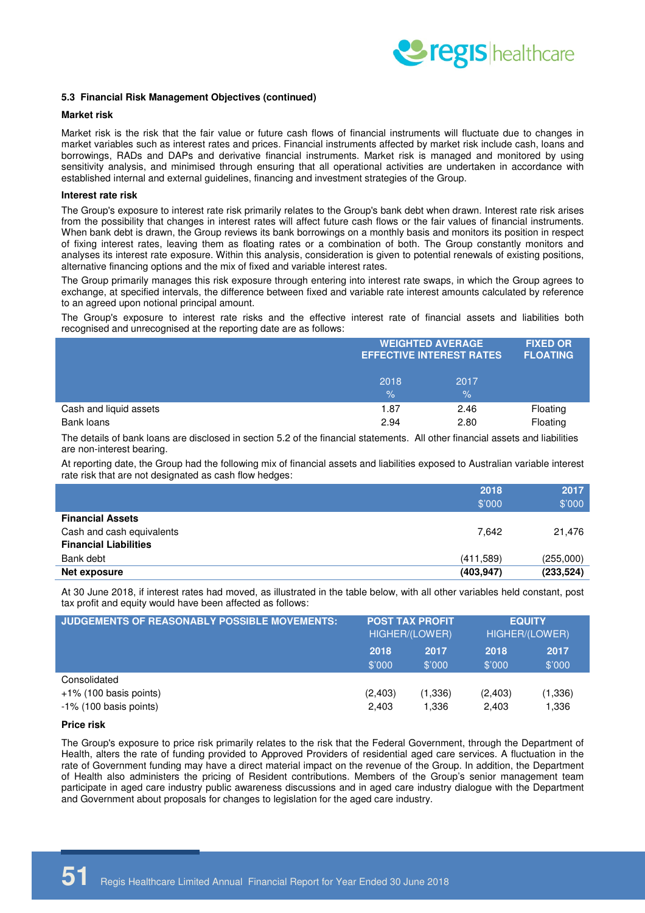**5.3 Financial Risk Management Objectives (continued)**

**Market risk**

Market risk is the risk that the fair value or future cash flows of financial instruments will fluctuate due to changes in market variables such as interest rates and prices. Financial instruments affected by market risk include cash, loans and borrowings, RADs and DAPs and derivative financial instruments. Market risk is managed and monitored by using sensitivity analysis, and minimised through ensuring that all operational activities are undertaken in accordance with established internal and external guidelines, financing and investment strategies of the Group.

**Interest rate risk**

The Group's exposure to interest rate risk primarily relates to the Group's bank debt when drawn. Interest rate risk arises from the possibility that changes in interest rates will affect future cash flows or the fair values of financial instruments. When bank debt is drawn, the Group reviews its bank borrowings on a monthly basis and monitors its position in respect of fixing interest rates, leaving them as floating rates or a combination of both. The Group constantly monitors and analyses its interest rate exposure. Within this analysis, consideration is given to potential renewals of existing positions, alternative financing options and the mix of fixed and variable interest rates.

The Group primarily manages this risk exposure through entering into interest rate swaps, in which the Group agrees to exchange, at specified intervals, the difference between fixed and variable rate interest amounts calculated by reference to an agreed upon notional principal amount.

The Group's exposure to interest rate risks and the effective interest rate of financial assets and liabilities both recognised and unrecognised at the reporting date are as follows:

| | WEIGHTED AVERAGE EFFECTIVE INTEREST RATES | | FIXED OR FLOATING |
|---|---|---|---|
| | 2018 % | 2017 % | |
| Cash and liquid assets | 1.87 | 2.46 | Floating |
| Bank loans | 2.94 | 2.80 | Floating |

The details of bank loans are disclosed in section 5.2 of the financial statements. All other financial assets and liabilities are non-interest bearing.

At reporting date, the Group had the following mix of financial assets and liabilities exposed to Australian variable interest rate risk that are not designated as cash flow hedges:

| | 2018 $'000 | 2017 $'000 |
|---|---|---|
| **Financial Assets** | | |
| Cash and cash equivalents | 7,642 | 21,476 |
| **Financial Liabilities** | | |
| Bank debt | (411,589) | (255,000) |
| **Net exposure** | **(403,947)** | **(233,524)** |

At 30 June 2018, if interest rates had moved, as illustrated in the table below, with all other variables held constant, post tax profit and equity would have been affected as follows:

| JUDGEMENTS OF REASONABLY POSSIBLE MOVEMENTS: | POST TAX PROFIT HIGHER/(LOWER) | | EQUITY HIGHER/(LOWER) | |
|---|---|---|---|---|
| | 2018 $'000 | 2017 $'000 | 2018 $'000 | 2017 $'000 |
| Consolidated | | | | |
| +1% (100 basis points) | (2,403) | (1,336) | (2,403) | (1,336) |
| -1% (100 basis points) | 2,403 | 1,336 | 2,403 | 1,336 |

**Price risk**

The Group's exposure to price risk primarily relates to the risk that the Federal Government, through the Department of Health, alters the rate of funding provided to Approved Providers of residential aged care services. A fluctuation in the rate of Government funding may have a direct material impact on the revenue of the Group. In addition, the Department of Health also administers the pricing of Resident contributions. Members of the Group's senior management team participate in aged care industry public awareness discussions and in aged care industry dialogue with the Department and Government about proposals for changes to legislation for the aged care industry.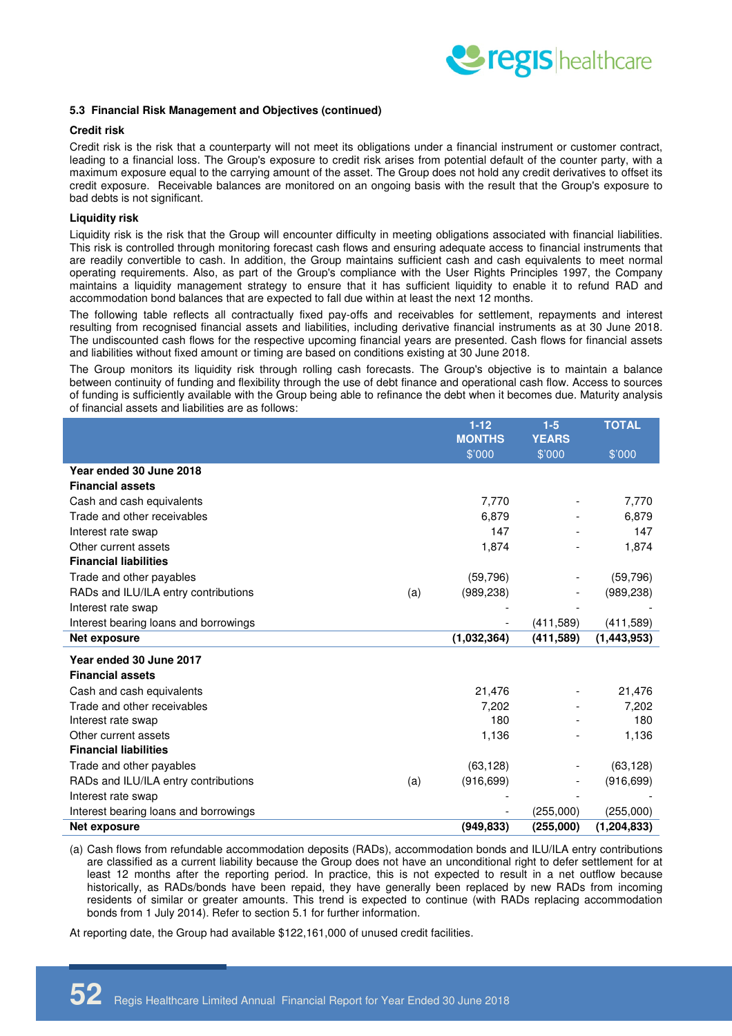### 5.3 Financial Risk Management and Objectives (continued)

#### Credit risk

Credit risk is the risk that a counterparty will not meet its obligations under a financial instrument or customer contract, leading to a financial loss. The Group's exposure to credit risk arises from potential default of the counter party, with a maximum exposure equal to the carrying amount of the asset. The Group does not hold any credit derivatives to offset its credit exposure. Receivable balances are monitored on an ongoing basis with the result that the Group's exposure to bad debts is not significant.

#### Liquidity risk

Liquidity risk is the risk that the Group will encounter difficulty in meeting obligations associated with financial liabilities. This risk is controlled through monitoring forecast cash flows and ensuring adequate access to financial instruments that are readily convertible to cash. In addition, the Group maintains sufficient cash and cash equivalents to meet normal operating requirements. Also, as part of the Group's compliance with the User Rights Principles 1997, the Company maintains a liquidity management strategy to ensure that it has sufficient liquidity to enable it to refund RAD and accommodation bond balances that are expected to fall due within at least the next 12 months.

The following table reflects all contractually fixed pay-offs and receivables for settlement, repayments and interest resulting from recognised financial assets and liabilities, including derivative financial instruments as at 30 June 2018. The undiscounted cash flows for the respective upcoming financial years are presented. Cash flows for financial assets and liabilities without fixed amount or timing are based on conditions existing at 30 June 2018.

The Group monitors its liquidity risk through rolling cash forecasts. The Group's objective is to maintain a balance between continuity of funding and flexibility through the use of debt finance and operational cash flow. Access to sources of funding is sufficiently available with the Group being able to refinance the debt when it becomes due. Maturity analysis of financial assets and liabilities are as follows:

| | | 1-12 MONTHS $'000 | 1-5 YEARS $'000 | TOTAL $'000 |
|---|---|---|---|---|
| **Year ended 30 June 2018** | | | | |
| **Financial assets** | | | | |
| Cash and cash equivalents | | 7,770 | - | 7,770 |
| Trade and other receivables | | 6,879 | - | 6,879 |
| Interest rate swap | | 147 | - | 147 |
| Other current assets | | 1,874 | - | 1,874 |
| **Financial liabilities** | | | | |
| Trade and other payables | | (59,796) | - | (59,796) |
| RADs and ILU/ILA entry contributions | (a) | (989,238) | - | (989,238) |
| Interest rate swap | | - | - | - |
| Interest bearing loans and borrowings | | - | (411,589) | (411,589) |
| **Net exposure** | | **(1,032,364)** | **(411,589)** | **(1,443,953)** |
| **Year ended 30 June 2017** | | | | |
| **Financial assets** | | | | |
| Cash and cash equivalents | | 21,476 | - | 21,476 |
| Trade and other receivables | | 7,202 | - | 7,202 |
| Interest rate swap | | 180 | - | 180 |
| Other current assets | | 1,136 | - | 1,136 |
| **Financial liabilities** | | | | |
| Trade and other payables | | (63,128) | - | (63,128) |
| RADs and ILU/ILA entry contributions | (a) | (916,699) | - | (916,699) |
| Interest rate swap | | - | - | - |
| Interest bearing loans and borrowings | | - | (255,000) | (255,000) |
| **Net exposure** | | **(949,833)** | **(255,000)** | **(1,204,833)** |

(a) Cash flows from refundable accommodation deposits (RADs), accommodation bonds and ILU/ILA entry contributions are classified as a current liability because the Group does not have an unconditional right to defer settlement for at least 12 months after the reporting period. In practice, this is not expected to result in a net outflow because historically, as RADs/bonds have been repaid, they have generally been replaced by new RADs from incoming residents of similar or greater amounts. This trend is expected to continue (with RADs replacing accommodation bonds from 1 July 2014). Refer to section 5.1 for further information.

At reporting date, the Group had available $122,161,000 of unused credit facilities.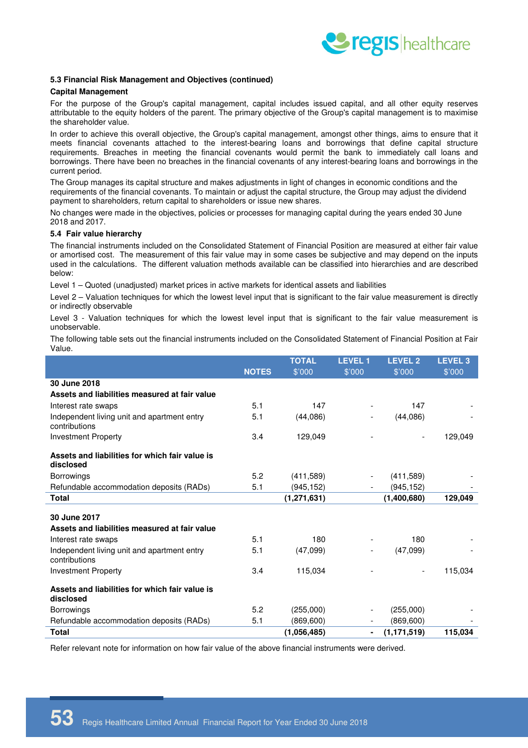### 5.3 Financial Risk Management and Objectives (continued)

#### Capital Management

For the purpose of the Group's capital management, capital includes issued capital, and all other equity reserves attributable to the equity holders of the parent. The primary objective of the Group's capital management is to maximise the shareholder value.

In order to achieve this overall objective, the Group's capital management, amongst other things, aims to ensure that it meets financial covenants attached to the interest-bearing loans and borrowings that define capital structure requirements. Breaches in meeting the financial covenants would permit the bank to immediately call loans and borrowings. There have been no breaches in the financial covenants of any interest-bearing loans and borrowings in the current period.

The Group manages its capital structure and makes adjustments in light of changes in economic conditions and the requirements of the financial covenants. To maintain or adjust the capital structure, the Group may adjust the dividend payment to shareholders, return capital to shareholders or issue new shares.

No changes were made in the objectives, policies or processes for managing capital during the years ended 30 June 2018 and 2017.

### 5.4 Fair value hierarchy

The financial instruments included on the Consolidated Statement of Financial Position are measured at either fair value or amortised cost. The measurement of this fair value may in some cases be subjective and may depend on the inputs used in the calculations. The different valuation methods available can be classified into hierarchies and are described below:

Level 1 – Quoted (unadjusted) market prices in active markets for identical assets and liabilities

Level 2 – Valuation techniques for which the lowest level input that is significant to the fair value measurement is directly or indirectly observable

Level 3 - Valuation techniques for which the lowest level input that is significant to the fair value measurement is unobservable.

The following table sets out the financial instruments included on the Consolidated Statement of Financial Position at Fair Value.

| | NOTES | TOTAL $'000 | LEVEL 1 $'000 | LEVEL 2 $'000 | LEVEL 3 $'000 |
|---|---|---|---|---|---|
| **30 June 2018** | | | | | |
| **Assets and liabilities measured at fair value** | | | | | |
| Interest rate swaps | 5.1 | 147 | - | 147 | - |
| Independent living unit and apartment entry contributions | 5.1 | (44,086) | - | (44,086) | - |
| Investment Property | 3.4 | 129,049 | - | - | 129,049 |
| **Assets and liabilities for which fair value is disclosed** | | | | | |
| Borrowings | 5.2 | (411,589) | - | (411,589) | - |
| Refundable accommodation deposits (RADs) | 5.1 | (945,152) | - | (945,152) | - |
| **Total** | | **(1,271,631)** | | **(1,400,680)** | **129,049** |
| **30 June 2017** | | | | | |
| **Assets and liabilities measured at fair value** | | | | | |
| Interest rate swaps | 5.1 | 180 | - | 180 | - |
| Independent living unit and apartment entry contributions | 5.1 | (47,099) | - | (47,099) | - |
| Investment Property | 3.4 | 115,034 | - | - | 115,034 |
| **Assets and liabilities for which fair value is disclosed** | | | | | |
| Borrowings | 5.2 | (255,000) | - | (255,000) | - |
| Refundable accommodation deposits (RADs) | 5.1 | (869,600) | - | (869,600) | - |
| **Total** | | **(1,056,485)** | **-** | **(1,171,519)** | **115,034** |

Refer relevant note for information on how fair value of the above financial instruments were derived.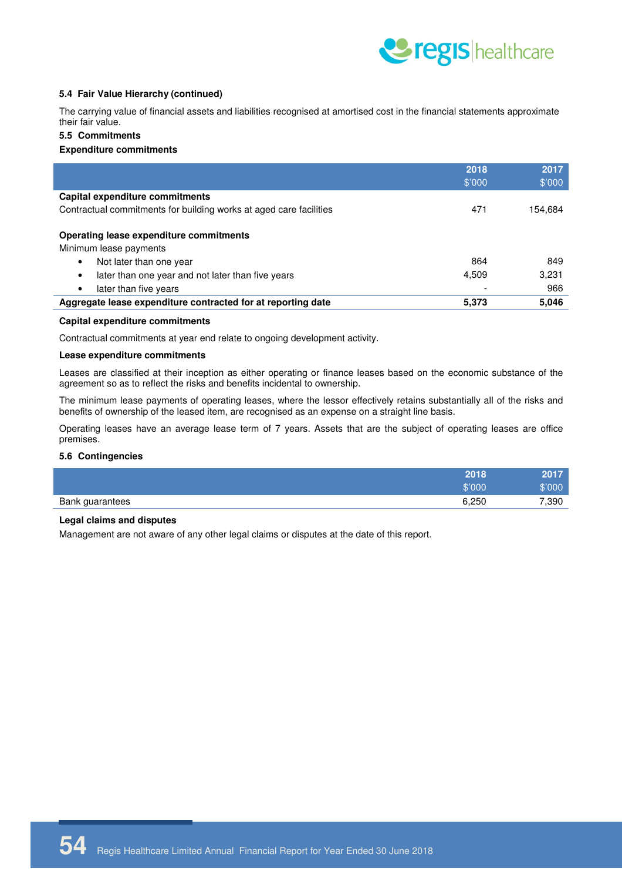#### 5.4 Fair Value Hierarchy (continued)

The carrying value of financial assets and liabilities recognised at amortised cost in the financial statements approximate their fair value.

#### 5.5 Commitments

**Expenditure commitments**

| | 2018<br>$'000 | 2017<br>$'000 |
|---|---|---|
| **Capital expenditure commitments** | | |
| Contractual commitments for building works at aged care facilities | 471 | 154,684 |
| | | |
| **Operating lease expenditure commitments** | | |
| Minimum lease payments | | |
| • Not later than one year | 864 | 849 |
| • later than one year and not later than five years | 4,509 | 3,231 |
| • later than five years | - | 966 |
| **Aggregate lease expenditure contracted for at reporting date** | **5,373** | **5,046** |

**Capital expenditure commitments**

Contractual commitments at year end relate to ongoing development activity.

**Lease expenditure commitments**

Leases are classified at their inception as either operating or finance leases based on the economic substance of the agreement so as to reflect the risks and benefits incidental to ownership.

The minimum lease payments of operating leases, where the lessor effectively retains substantially all of the risks and benefits of ownership of the leased item, are recognised as an expense on a straight line basis.

Operating leases have an average lease term of 7 years. Assets that are the subject of operating leases are office premises.

#### 5.6 Contingencies

| | 2018<br>$'000 | 2017<br>$'000 |
|---|---|---|
| Bank guarantees | 6,250 | 7,390 |

**Legal claims and disputes**

Management are not aware of any other legal claims or disputes at the date of this report.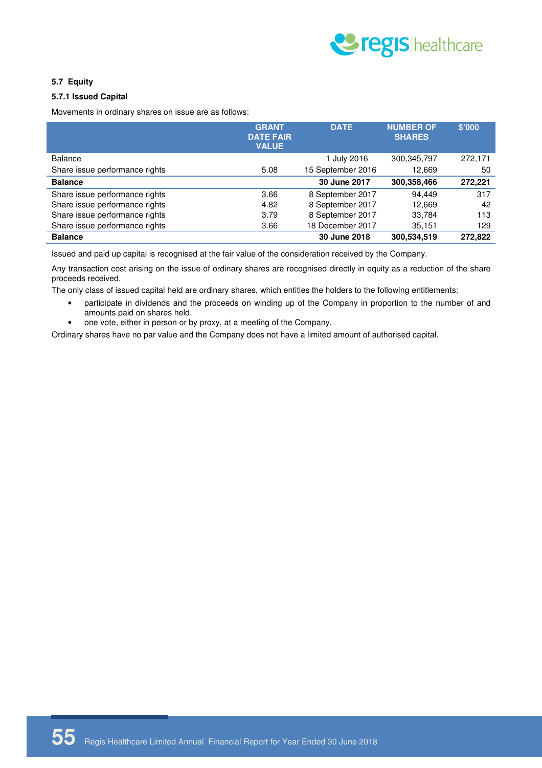### 5.7 Equity

#### 5.7.1 Issued Capital

Movements in ordinary shares on issue are as follows:

| | GRANT DATE FAIR VALUE | DATE | NUMBER OF SHARES | $'000 |
|---|---|---|---|---|
| Balance | | 1 July 2016 | 300,345,797 | 272,171 |
| Share issue performance rights | 5.08 | 15 September 2016 | 12,669 | 50 |
| **Balance** | | **30 June 2017** | **300,358,466** | **272,221** |
| Share issue performance rights | 3.66 | 8 September 2017 | 94,449 | 317 |
| Share issue performance rights | 4.82 | 8 September 2017 | 12,669 | 42 |
| Share issue performance rights | 3.79 | 8 September 2017 | 33,784 | 113 |
| Share issue performance rights | 3.66 | 18 December 2017 | 35,151 | 129 |
| **Balance** | | **30 June 2018** | **300,534,519** | **272,822** |

Issued and paid up capital is recognised at the fair value of the consideration received by the Company.

Any transaction cost arising on the issue of ordinary shares are recognised directly in equity as a reduction of the share proceeds received.

The only class of issued capital held are ordinary shares, which entitles the holders to the following entitlements:

- participate in dividends and the proceeds on winding up of the Company in proportion to the number of and amounts paid on shares held.
- one vote, either in person or by proxy, at a meeting of the Company.

Ordinary shares have no par value and the Company does not have a limited amount of authorised capital.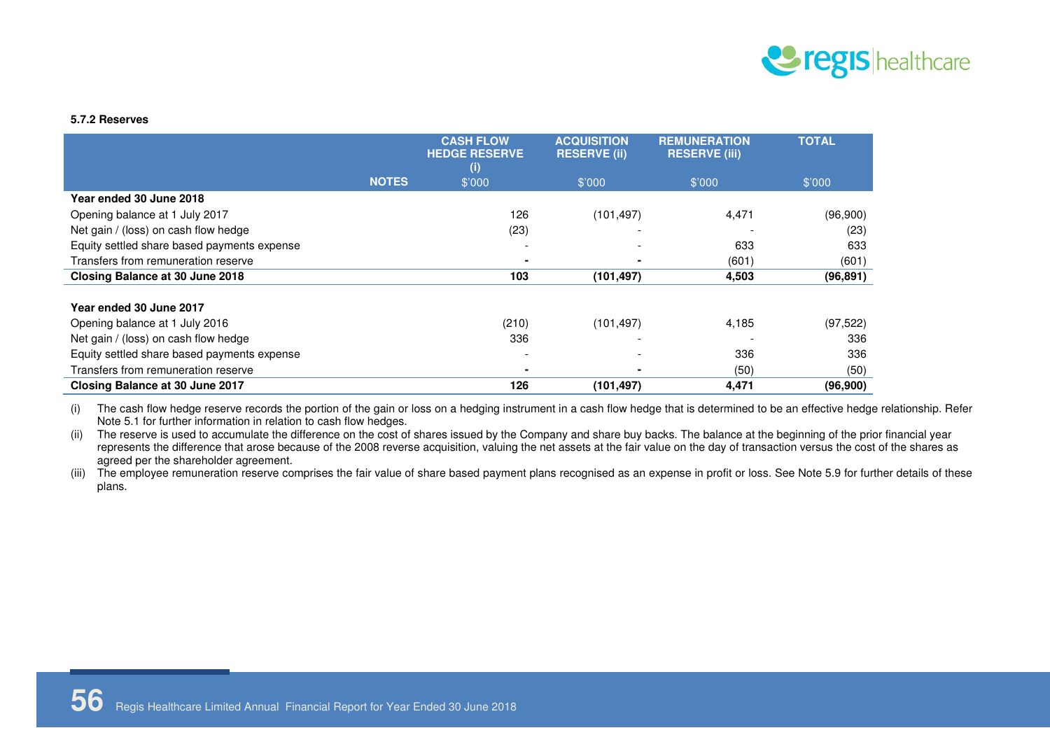**5.7.2 Reserves**

| | NOTES | CASH FLOW HEDGE RESERVE (i) | ACQUISITION RESERVE (ii) | REMUNERATION RESERVE (iii) | TOTAL |
|---|---|---|---|---|---|
| | | $'000 | $'000 | $'000 | $'000 |
| **Year ended 30 June 2018** | | | | | |
| Opening balance at 1 July 2017 | | 126 | (101,497) | 4,471 | (96,900) |
| Net gain / (loss) on cash flow hedge | | (23) | - | - | (23) |
| Equity settled share based payments expense | | - | - | 633 | 633 |
| Transfers from remuneration reserve | | - | - | (601) | (601) |
| **Closing Balance at 30 June 2018** | | **103** | **(101,497)** | **4,503** | **(96,891)** |
| | | | | | |
| **Year ended 30 June 2017** | | | | | |
| Opening balance at 1 July 2016 | | (210) | (101,497) | 4,185 | (97,522) |
| Net gain / (loss) on cash flow hedge | | 336 | - | - | 336 |
| Equity settled share based payments expense | | - | - | 336 | 336 |
| Transfers from remuneration reserve | | - | - | (50) | (50) |
| **Closing Balance at 30 June 2017** | | **126** | **(101,497)** | **4,471** | **(96,900)** |

(i) The cash flow hedge reserve records the portion of the gain or loss on a hedging instrument in a cash flow hedge that is determined to be an effective hedge relationship. Refer Note 5.1 for further information in relation to cash flow hedges.

(ii) The reserve is used to accumulate the difference on the cost of shares issued by the Company and share buy backs. The balance at the beginning of the prior financial year represents the difference that arose because of the 2008 reverse acquisition, valuing the net assets at the fair value on the day of transaction versus the cost of the shares as agreed per the shareholder agreement.

(iii) The employee remuneration reserve comprises the fair value of share based payment plans recognised as an expense in profit or loss. See Note 5.9 for further details of these plans.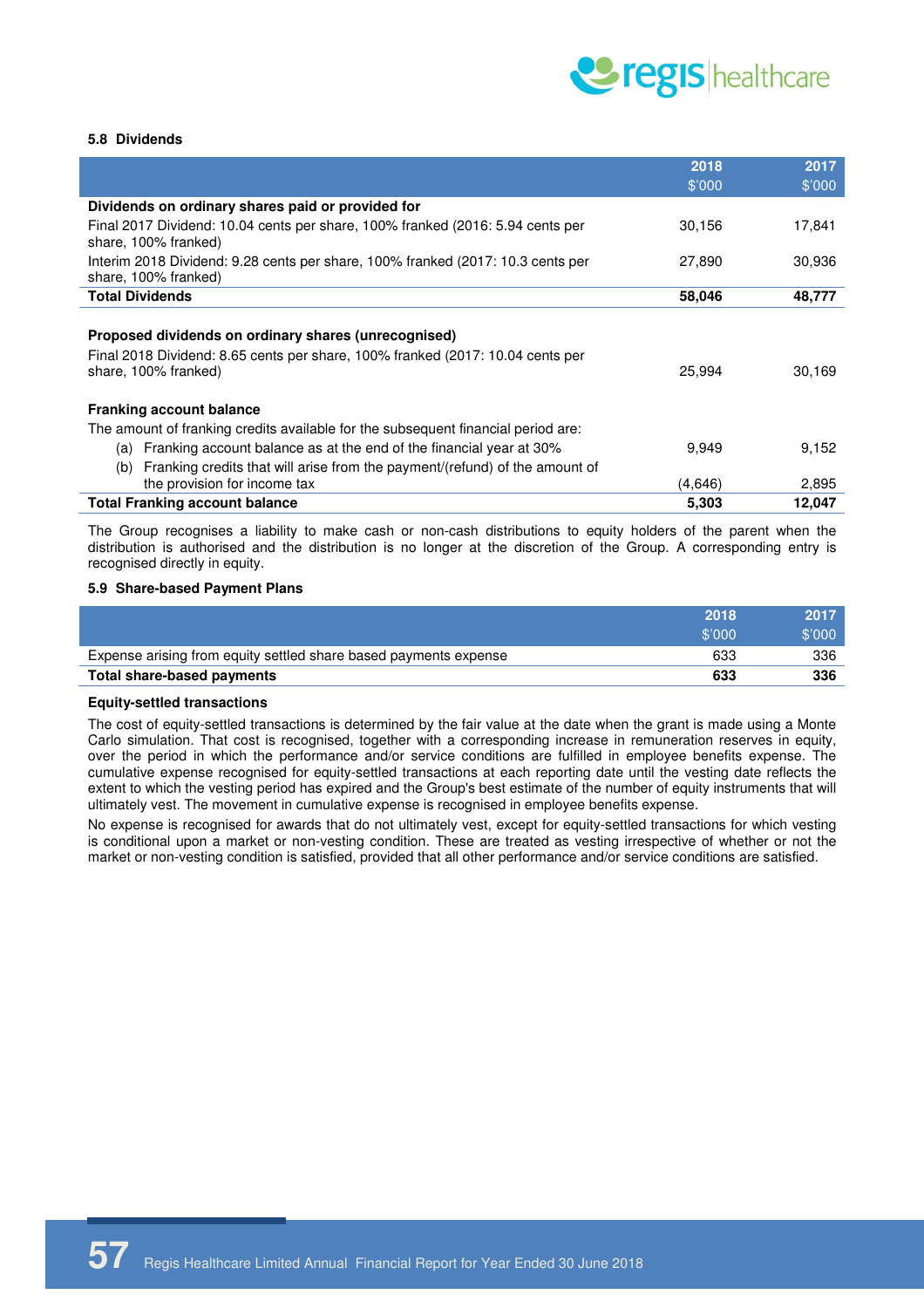### 5.8 Dividends

| | 2018<br>$'000 | 2017<br>$'000 |
|---|---|---|
| **Dividends on ordinary shares paid or provided for** | | |
| Final 2017 Dividend: 10.04 cents per share, 100% franked (2016: 5.94 cents per share, 100% franked) | 30,156 | 17,841 |
| Interim 2018 Dividend: 9.28 cents per share, 100% franked (2017: 10.3 cents per share, 100% franked) | 27,890 | 30,936 |
| **Total Dividends** | **58,046** | **48,777** |
| | | |
| **Proposed dividends on ordinary shares (unrecognised)** | | |
| Final 2018 Dividend: 8.65 cents per share, 100% franked (2017: 10.04 cents per share, 100% franked) | 25,994 | 30,169 |
| | | |
| **Franking account balance** | | |
| The amount of franking credits available for the subsequent financial period are: | | |
| (a) Franking account balance as at the end of the financial year at 30% | 9,949 | 9,152 |
| (b) Franking credits that will arise from the payment/(refund) of the amount of the provision for income tax | (4,646) | 2,895 |
| **Total Franking account balance** | **5,303** | **12,047** |

The Group recognises a liability to make cash or non-cash distributions to equity holders of the parent when the distribution is authorised and the distribution is no longer at the discretion of the Group. A corresponding entry is recognised directly in equity.

### 5.9 Share-based Payment Plans

| | 2018<br>$'000 | 2017<br>$'000 |
|---|---|---|
| Expense arising from equity settled share based payments expense | 633 | 336 |
| **Total share-based payments** | **633** | **336** |

**Equity-settled transactions**

The cost of equity-settled transactions is determined by the fair value at the date when the grant is made using a Monte Carlo simulation. That cost is recognised, together with a corresponding increase in remuneration reserves in equity, over the period in which the performance and/or service conditions are fulfilled in employee benefits expense. The cumulative expense recognised for equity-settled transactions at each reporting date until the vesting date reflects the extent to which the vesting period has expired and the Group's best estimate of the number of equity instruments that will ultimately vest. The movement in cumulative expense is recognised in employee benefits expense.

No expense is recognised for awards that do not ultimately vest, except for equity-settled transactions for which vesting is conditional upon a market or non-vesting condition. These are treated as vesting irrespective of whether or not the market or non-vesting condition is satisfied, provided that all other performance and/or service conditions are satisfied.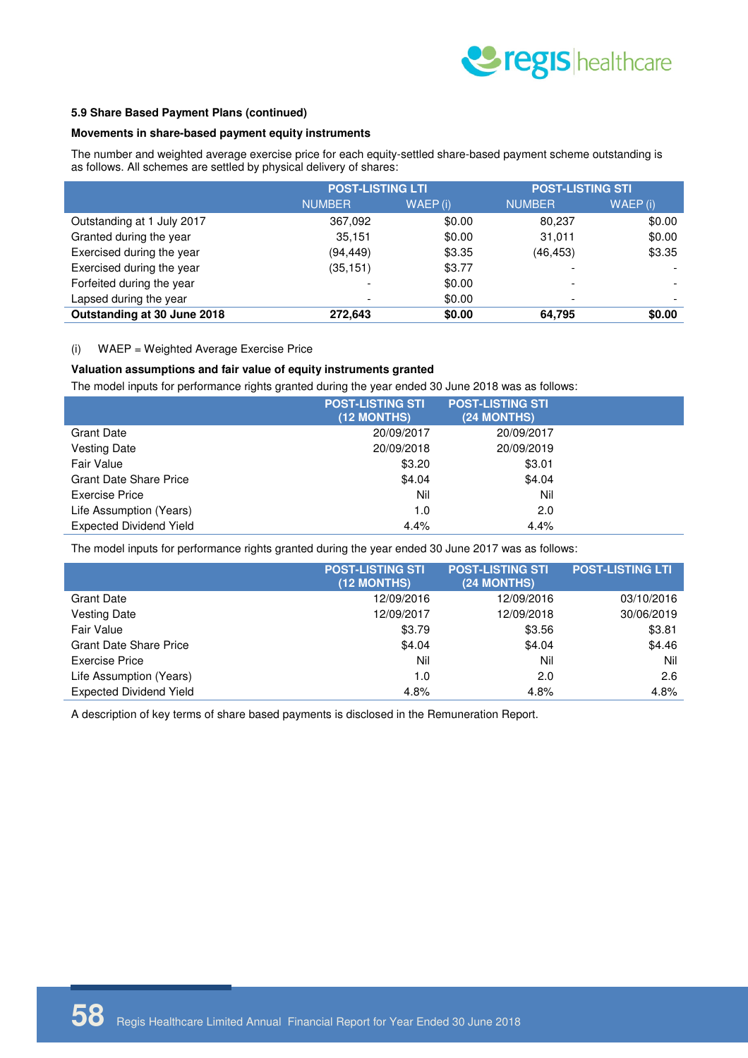**5.9 Share Based Payment Plans (continued)**

**Movements in share-based payment equity instruments**

The number and weighted average exercise price for each equity-settled share-based payment scheme outstanding is as follows. All schemes are settled by physical delivery of shares:

| | POST-LISTING LTI | | POST-LISTING STI | |
|---|---|---|---|---|
| | NUMBER | WAEP (i) | NUMBER | WAEP (i) |
| Outstanding at 1 July 2017 | 367,092 | $0.00 | 80,237 | $0.00 |
| Granted during the year | 35,151 | $0.00 | 31,011 | $0.00 |
| Exercised during the year | (94,449) | $3.35 | (46,453) | $3.35 |
| Exercised during the year | (35,151) | $3.77 | - | - |
| Forfeited during the year | - | $0.00 | - | - |
| Lapsed during the year | - | $0.00 | - | - |
| **Outstanding at 30 June 2018** | **272,643** | **$0.00** | **64,795** | **$0.00** |

(i) WAEP = Weighted Average Exercise Price

**Valuation assumptions and fair value of equity instruments granted**

The model inputs for performance rights granted during the year ended 30 June 2018 was as follows:

| | POST-LISTING STI (12 MONTHS) | POST-LISTING STI (24 MONTHS) |
|---|---|---|
| Grant Date | 20/09/2017 | 20/09/2017 |
| Vesting Date | 20/09/2018 | 20/09/2019 |
| Fair Value | $3.20 | $3.01 |
| Grant Date Share Price | $4.04 | $4.04 |
| Exercise Price | Nil | Nil |
| Life Assumption (Years) | 1.0 | 2.0 |
| Expected Dividend Yield | 4.4% | 4.4% |

The model inputs for performance rights granted during the year ended 30 June 2017 was as follows:

| | POST-LISTING STI (12 MONTHS) | POST-LISTING STI (24 MONTHS) | POST-LISTING LTI |
|---|---|---|---|
| Grant Date | 12/09/2016 | 12/09/2016 | 03/10/2016 |
| Vesting Date | 12/09/2017 | 12/09/2018 | 30/06/2019 |
| Fair Value | $3.79 | $3.56 | $3.81 |
| Grant Date Share Price | $4.04 | $4.04 | $4.46 |
| Exercise Price | Nil | Nil | Nil |
| Life Assumption (Years) | 1.0 | 2.0 | 2.6 |
| Expected Dividend Yield | 4.8% | 4.8% | 4.8% |

A description of key terms of share based payments is disclosed in the Remuneration Report.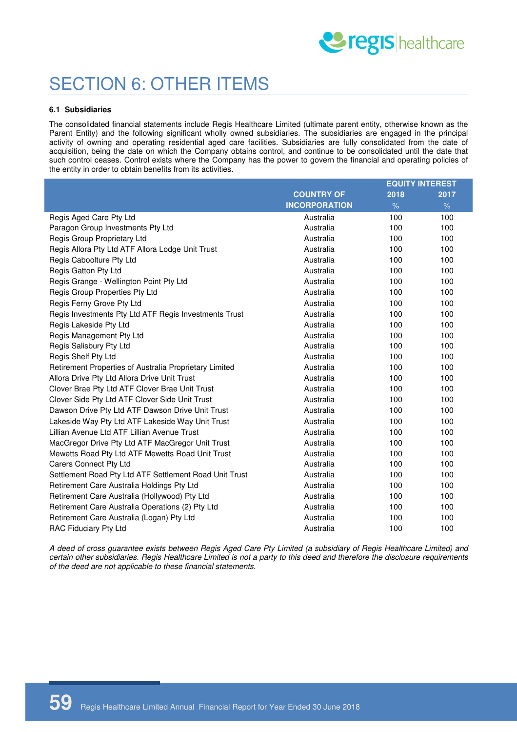# SECTION 6: OTHER ITEMS

### 6.1 Subsidiaries

The consolidated financial statements include Regis Healthcare Limited (ultimate parent entity, otherwise known as the Parent Entity) and the following significant wholly owned subsidiaries. The subsidiaries are engaged in the principal activity of owning and operating residential aged care facilities. Subsidiaries are fully consolidated from the date of acquisition, being the date on which the Company obtains control, and continue to be consolidated until the date that such control ceases. Control exists where the Company has the power to govern the financial and operating policies of the entity in order to obtain benefits from its activities.

| | COUNTRY OF INCORPORATION | EQUITY INTEREST 2018 % | EQUITY INTEREST 2017 % |
|---|---|---|---|
| Regis Aged Care Pty Ltd | Australia | 100 | 100 |
| Paragon Group Investments Pty Ltd | Australia | 100 | 100 |
| Regis Group Proprietary Ltd | Australia | 100 | 100 |
| Regis Allora Pty Ltd ATF Allora Lodge Unit Trust | Australia | 100 | 100 |
| Regis Caboolture Pty Ltd | Australia | 100 | 100 |
| Regis Gatton Pty Ltd | Australia | 100 | 100 |
| Regis Grange - Wellington Point Pty Ltd | Australia | 100 | 100 |
| Regis Group Properties Pty Ltd | Australia | 100 | 100 |
| Regis Ferny Grove Pty Ltd | Australia | 100 | 100 |
| Regis Investments Pty Ltd ATF Regis Investments Trust | Australia | 100 | 100 |
| Regis Lakeside Pty Ltd | Australia | 100 | 100 |
| Regis Management Pty Ltd | Australia | 100 | 100 |
| Regis Salisbury Pty Ltd | Australia | 100 | 100 |
| Regis Shelf Pty Ltd | Australia | 100 | 100 |
| Retirement Properties of Australia Proprietary Limited | Australia | 100 | 100 |
| Allora Drive Pty Ltd Allora Drive Unit Trust | Australia | 100 | 100 |
| Clover Brae Pty Ltd ATF Clover Brae Unit Trust | Australia | 100 | 100 |
| Clover Side Pty Ltd ATF Clover Side Unit Trust | Australia | 100 | 100 |
| Dawson Drive Pty Ltd ATF Dawson Drive Unit Trust | Australia | 100 | 100 |
| Lakeside Way Pty Ltd ATF Lakeside Way Unit Trust | Australia | 100 | 100 |
| Lillian Avenue Ltd ATF Lillian Avenue Trust | Australia | 100 | 100 |
| MacGregor Drive Pty Ltd ATF MacGregor Unit Trust | Australia | 100 | 100 |
| Mewetts Road Pty Ltd ATF Mewetts Road Unit Trust | Australia | 100 | 100 |
| Carers Connect Pty Ltd | Australia | 100 | 100 |
| Settlement Road Pty Ltd ATF Settlement Road Unit Trust | Australia | 100 | 100 |
| Retirement Care Australia Holdings Pty Ltd | Australia | 100 | 100 |
| Retirement Care Australia (Hollywood) Pty Ltd | Australia | 100 | 100 |
| Retirement Care Australia Operations (2) Pty Ltd | Australia | 100 | 100 |
| Retirement Care Australia (Logan) Pty Ltd | Australia | 100 | 100 |
| RAC Fiduciary Pty Ltd | Australia | 100 | 100 |

*A deed of cross guarantee exists between Regis Aged Care Pty Limited (a subsidiary of Regis Healthcare Limited) and certain other subsidiaries. Regis Healthcare Limited is not a party to this deed and therefore the disclosure requirements of the deed are not applicable to these financial statements.*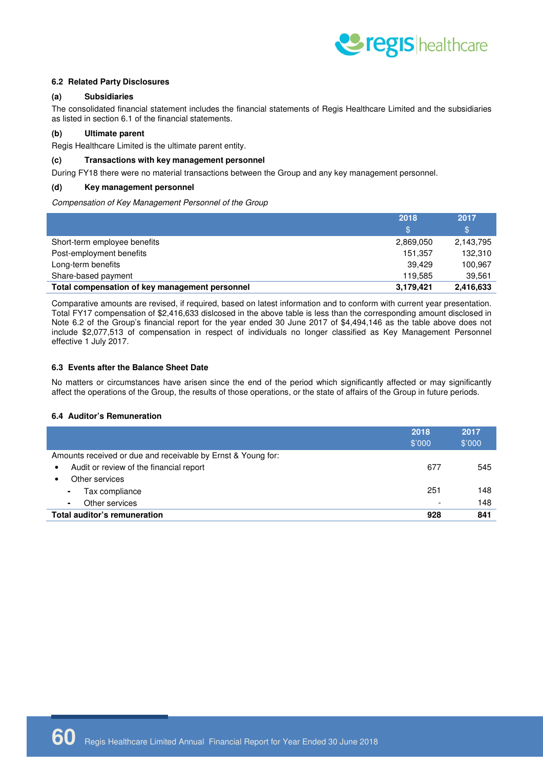### 6.2 Related Party Disclosures

#### (a) Subsidiaries

The consolidated financial statement includes the financial statements of Regis Healthcare Limited and the subsidiaries as listed in section 6.1 of the financial statements.

#### (b) Ultimate parent

Regis Healthcare Limited is the ultimate parent entity.

#### (c) Transactions with key management personnel

During FY18 there were no material transactions between the Group and any key management personnel.

#### (d) Key management personnel

*Compensation of Key Management Personnel of the Group*

| | 2018<br>$ | 2017<br>$ |
|---|---|---|
| Short-term employee benefits | 2,869,050 | 2,143,795 |
| Post-employment benefits | 151,357 | 132,310 |
| Long-term benefits | 39,429 | 100,967 |
| Share-based payment | 119,585 | 39,561 |
| **Total compensation of key management personnel** | **3,179,421** | **2,416,633** |

Comparative amounts are revised, if required, based on latest information and to conform with current year presentation. Total FY17 compensation of $2,416,633 dislcosed in the above table is less than the corresponding amount disclosed in Note 6.2 of the Group's financial report for the year ended 30 June 2017 of $4,494,146 as the table above does not include $2,077,513 of compensation in respect of individuals no longer classified as Key Management Personnel effective 1 July 2017.

### 6.3 Events after the Balance Sheet Date

No matters or circumstances have arisen since the end of the period which significantly affected or may significantly affect the operations of the Group, the results of those operations, or the state of affairs of the Group in future periods.

### 6.4 Auditor's Remuneration

| | 2018<br>$'000 | 2017<br>$'000 |
|---|---|---|
| Amounts received or due and receivable by Ernst & Young for: | | |
| • Audit or review of the financial report | 677 | 545 |
| • Other services | | |
| - Tax compliance | 251 | 148 |
| - Other services | - | 148 |
| **Total auditor's remuneration** | **928** | **841** |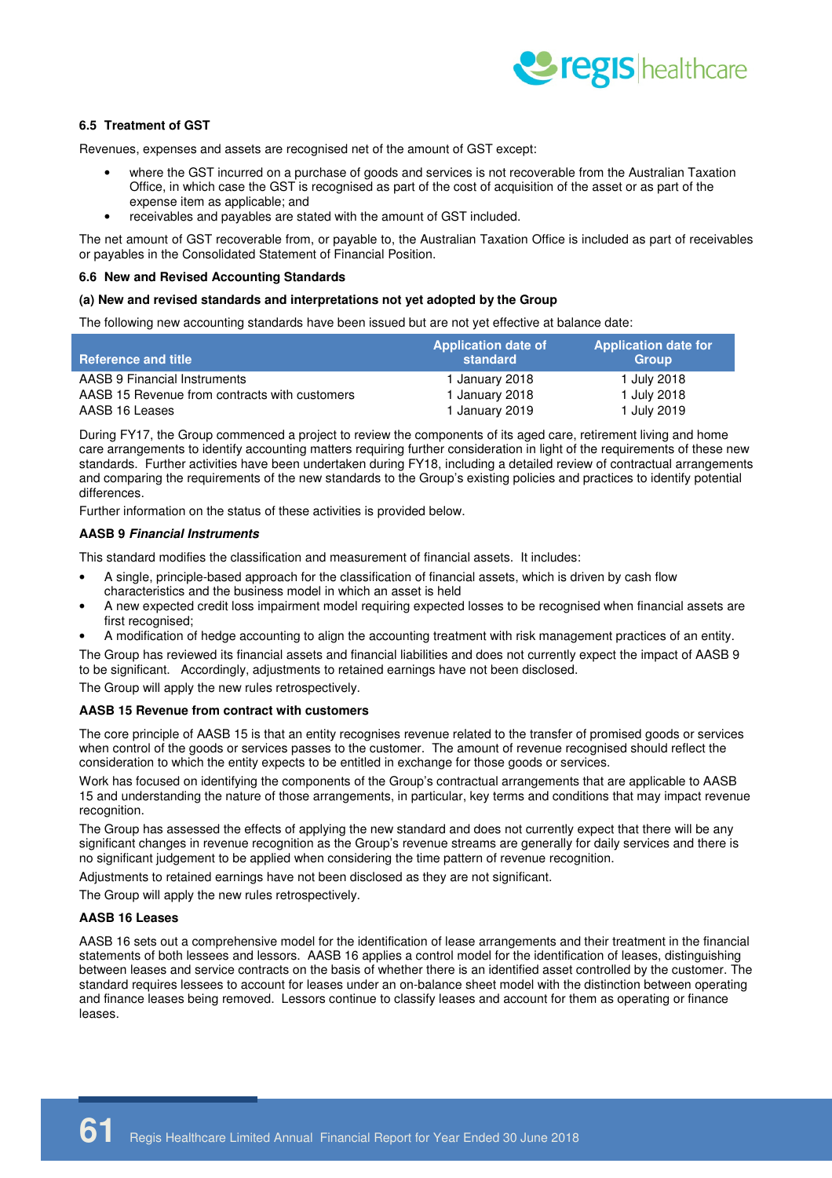### 6.5 Treatment of GST

Revenues, expenses and assets are recognised net of the amount of GST except:

- where the GST incurred on a purchase of goods and services is not recoverable from the Australian Taxation Office, in which case the GST is recognised as part of the cost of acquisition of the asset or as part of the expense item as applicable; and
- receivables and payables are stated with the amount of GST included.

The net amount of GST recoverable from, or payable to, the Australian Taxation Office is included as part of receivables or payables in the Consolidated Statement of Financial Position.

### 6.6 New and Revised Accounting Standards

**(a) New and revised standards and interpretations not yet adopted by the Group**

The following new accounting standards have been issued but are not yet effective at balance date:

| Reference and title | Application date of standard | Application date for Group |
|---|---|---|
| AASB 9 Financial Instruments | 1 January 2018 | 1 July 2018 |
| AASB 15 Revenue from contracts with customers | 1 January 2018 | 1 July 2018 |
| AASB 16 Leases | 1 January 2019 | 1 July 2019 |

During FY17, the Group commenced a project to review the components of its aged care, retirement living and home care arrangements to identify accounting matters requiring further consideration in light of the requirements of these new standards. Further activities have been undertaken during FY18, including a detailed review of contractual arrangements and comparing the requirements of the new standards to the Group's existing policies and practices to identify potential differences.

Further information on the status of these activities is provided below.

**AASB 9 *Financial Instruments***

This standard modifies the classification and measurement of financial assets. It includes:

- A single, principle-based approach for the classification of financial assets, which is driven by cash flow characteristics and the business model in which an asset is held
- A new expected credit loss impairment model requiring expected losses to be recognised when financial assets are first recognised;
- A modification of hedge accounting to align the accounting treatment with risk management practices of an entity.

The Group has reviewed its financial assets and financial liabilities and does not currently expect the impact of AASB 9 to be significant. Accordingly, adjustments to retained earnings have not been disclosed.

The Group will apply the new rules retrospectively.

**AASB 15 Revenue from contract with customers**

The core principle of AASB 15 is that an entity recognises revenue related to the transfer of promised goods or services when control of the goods or services passes to the customer. The amount of revenue recognised should reflect the consideration to which the entity expects to be entitled in exchange for those goods or services.

Work has focused on identifying the components of the Group's contractual arrangements that are applicable to AASB 15 and understanding the nature of those arrangements, in particular, key terms and conditions that may impact revenue recognition.

The Group has assessed the effects of applying the new standard and does not currently expect that there will be any significant changes in revenue recognition as the Group's revenue streams are generally for daily services and there is no significant judgement to be applied when considering the time pattern of revenue recognition.

Adjustments to retained earnings have not been disclosed as they are not significant.

The Group will apply the new rules retrospectively.

**AASB 16 Leases**

AASB 16 sets out a comprehensive model for the identification of lease arrangements and their treatment in the financial statements of both lessees and lessors. AASB 16 applies a control model for the identification of leases, distinguishing between leases and service contracts on the basis of whether there is an identified asset controlled by the customer. The standard requires lessees to account for leases under an on-balance sheet model with the distinction between operating and finance leases being removed. Lessors continue to classify leases and account for them as operating or finance leases.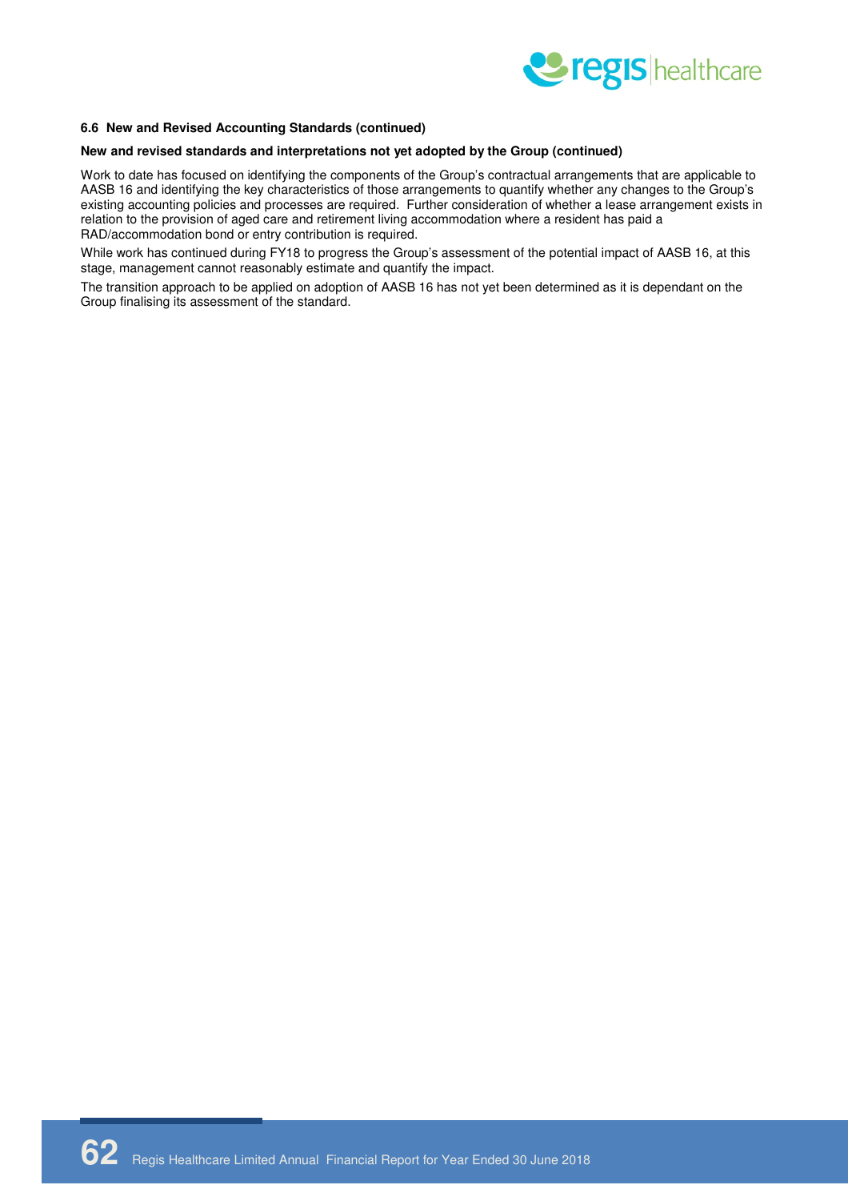**6.6 New and Revised Accounting Standards (continued)**

**New and revised standards and interpretations not yet adopted by the Group (continued)**

Work to date has focused on identifying the components of the Group's contractual arrangements that are applicable to AASB 16 and identifying the key characteristics of those arrangements to quantify whether any changes to the Group's existing accounting policies and processes are required. Further consideration of whether a lease arrangement exists in relation to the provision of aged care and retirement living accommodation where a resident has paid a RAD/accommodation bond or entry contribution is required.

While work has continued during FY18 to progress the Group's assessment of the potential impact of AASB 16, at this stage, management cannot reasonably estimate and quantify the impact.

The transition approach to be applied on adoption of AASB 16 has not yet been determined as it is dependant on the Group finalising its assessment of the standard.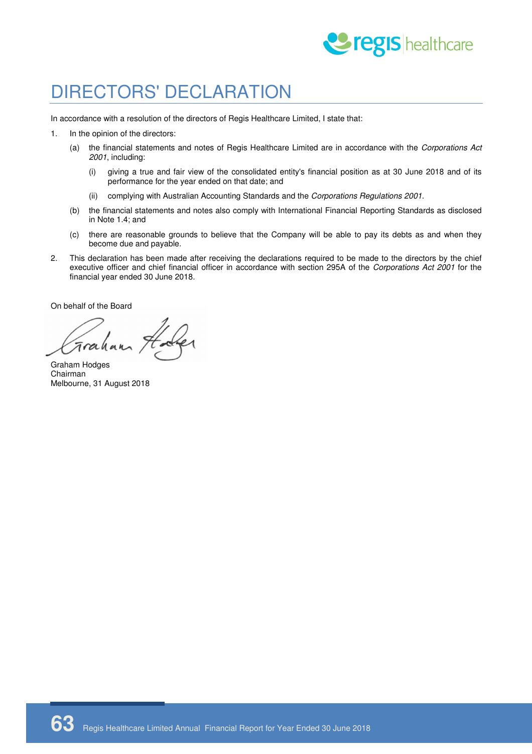# DIRECTORS' DECLARATION

In accordance with a resolution of the directors of Regis Healthcare Limited, I state that:

1. In the opinion of the directors:

   (a) the financial statements and notes of Regis Healthcare Limited are in accordance with the *Corporations Act 2001*, including:

      (i) giving a true and fair view of the consolidated entity's financial position as at 30 June 2018 and of its performance for the year ended on that date; and

      (ii) complying with Australian Accounting Standards and the *Corporations Regulations 2001*.

   (b) the financial statements and notes also comply with International Financial Reporting Standards as disclosed in Note 1.4; and

   (c) there are reasonable grounds to believe that the Company will be able to pay its debts as and when they become due and payable.

2. This declaration has been made after receiving the declarations required to be made to the directors by the chief executive officer and chief financial officer in accordance with section 295A of the *Corporations Act 2001* for the financial year ended 30 June 2018.

On behalf of the Board

Graham Hodges
Chairman
Melbourne, 31 August 2018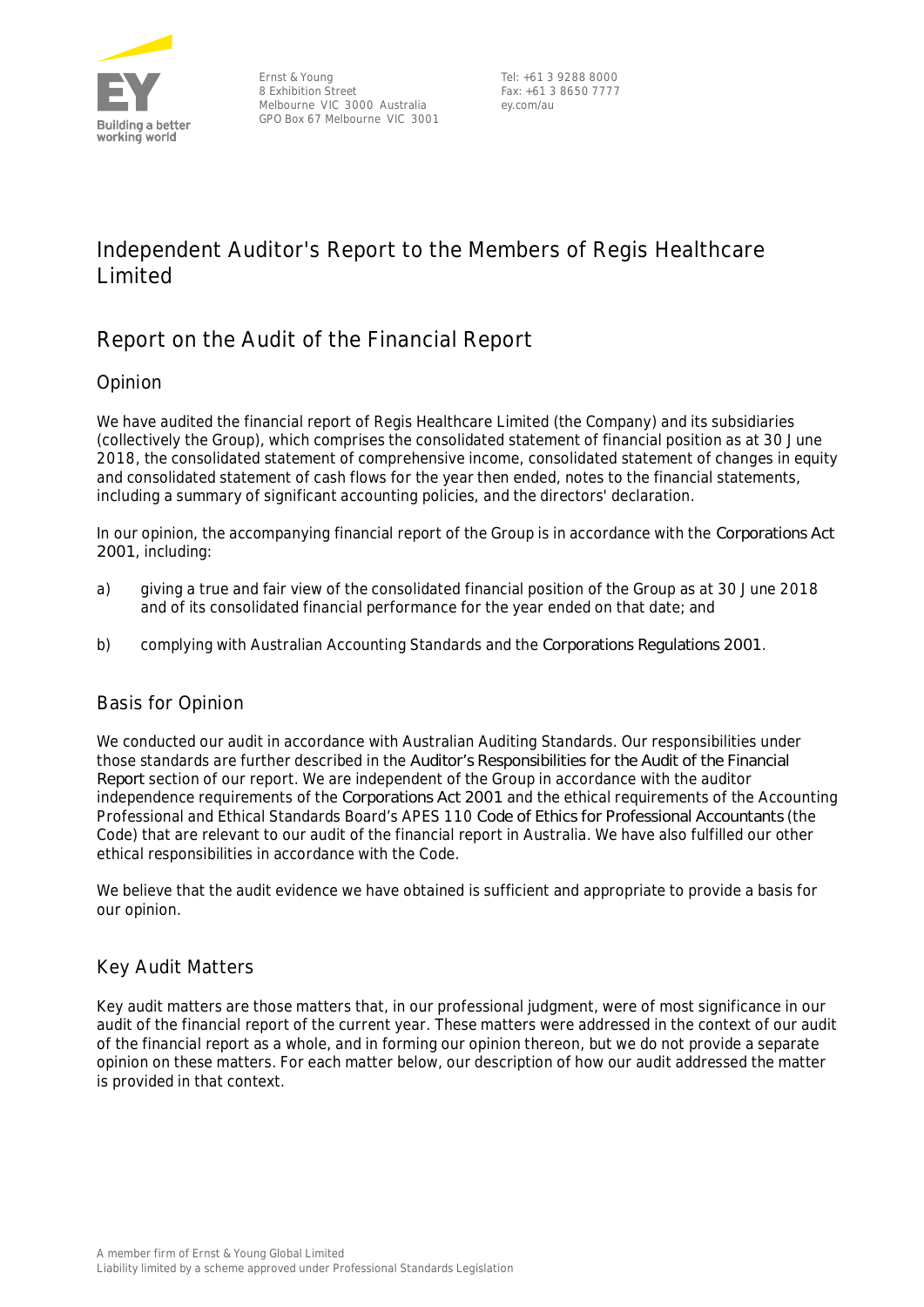Ernst & Young
8 Exhibition Street
Melbourne VIC 3000 Australia
GPO Box 67 Melbourne VIC 3001

Tel: +61 3 9288 8000
Fax: +61 3 8650 7777
ey.com/au

# Independent Auditor's Report to the Members of Regis Healthcare Limited

## Report on the Audit of the Financial Report

### Opinion

We have audited the financial report of Regis Healthcare Limited (the Company) and its subsidiaries (collectively the Group), which comprises the consolidated statement of financial position as at 30 June 2018, the consolidated statement of comprehensive income, consolidated statement of changes in equity and consolidated statement of cash flows for the year then ended, notes to the financial statements, including a summary of significant accounting policies, and the directors' declaration.

In our opinion, the accompanying financial report of the Group is in accordance with the *Corporations Act 2001*, including:

a) giving a true and fair view of the consolidated financial position of the Group as at 30 June 2018 and of its consolidated financial performance for the year ended on that date; and

b) complying with Australian Accounting Standards and the *Corporations Regulations 2001*.

### Basis for Opinion

We conducted our audit in accordance with Australian Auditing Standards. Our responsibilities under those standards are further described in the *Auditor's Responsibilities for the Audit of the Financial Report* section of our report. We are independent of the Group in accordance with the auditor independence requirements of the *Corporations Act 2001* and the ethical requirements of the Accounting Professional and Ethical Standards Board's APES 110 *Code of Ethics for Professional Accountants* (the Code) that are relevant to our audit of the financial report in Australia. We have also fulfilled our other ethical responsibilities in accordance with the Code.

We believe that the audit evidence we have obtained is sufficient and appropriate to provide a basis for our opinion.

### Key Audit Matters

Key audit matters are those matters that, in our professional judgment, were of most significance in our audit of the financial report of the current year. These matters were addressed in the context of our audit of the financial report as a whole, and in forming our opinion thereon, but we do not provide a separate opinion on these matters. For each matter below, our description of how our audit addressed the matter is provided in that context.

A member firm of Ernst & Young Global Limited
Liability limited by a scheme approved under Professional Standards Legislation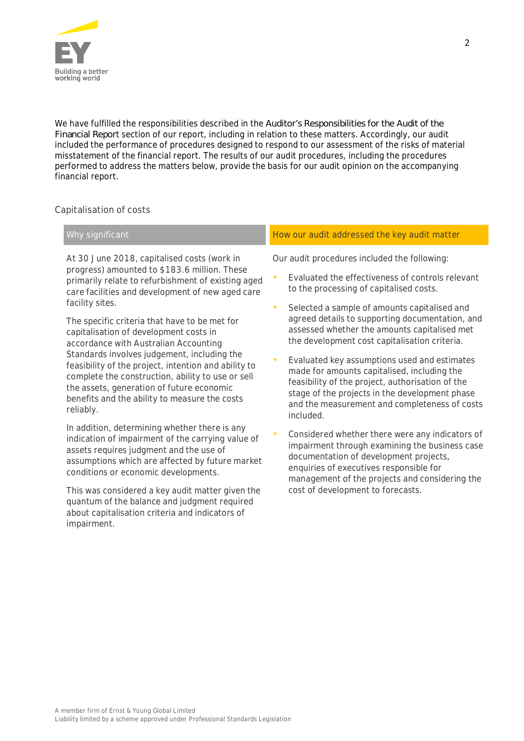We have fulfilled the responsibilities described in the Auditor's Responsibilities for the Audit of the Financial Report section of our report, including in relation to these matters. Accordingly, our audit included the performance of procedures designed to respond to our assessment of the risks of material misstatement of the financial report. The results of our audit procedures, including the procedures performed to address the matters below, provide the basis for our audit opinion on the accompanying financial report.

## Capitalisation of costs

| Why significant | How our audit addressed the key audit matter |
|---|---|
| At 30 June 2018, capitalised costs (work in progress) amounted to $183.6 million. These primarily relate to refurbishment of existing aged care facilities and development of new aged care facility sites.<br><br>The specific criteria that have to be met for capitalisation of development costs in accordance with Australian Accounting Standards involves judgement, including the feasibility of the project, intention and ability to complete the construction, ability to use or sell the assets, generation of future economic benefits and the ability to measure the costs reliably.<br><br>In addition, determining whether there is any indication of impairment of the carrying value of assets requires judgment and the use of assumptions which are affected by future market conditions or economic developments.<br><br>This was considered a key audit matter given the quantum of the balance and judgment required about capitalisation criteria and indicators of impairment. | Our audit procedures included the following:<br><br>• Evaluated the effectiveness of controls relevant to the processing of capitalised costs.<br><br>• Selected a sample of amounts capitalised and agreed details to supporting documentation, and assessed whether the amounts capitalised met the development cost capitalisation criteria.<br><br>• Evaluated key assumptions used and estimates made for amounts capitalised, including the feasibility of the project, authorisation of the stage of the projects in the development phase and the measurement and completeness of costs included.<br><br>• Considered whether there were any indicators of impairment through examining the business case documentation of development projects, enquiries of executives responsible for management of the projects and considering the cost of development to forecasts. |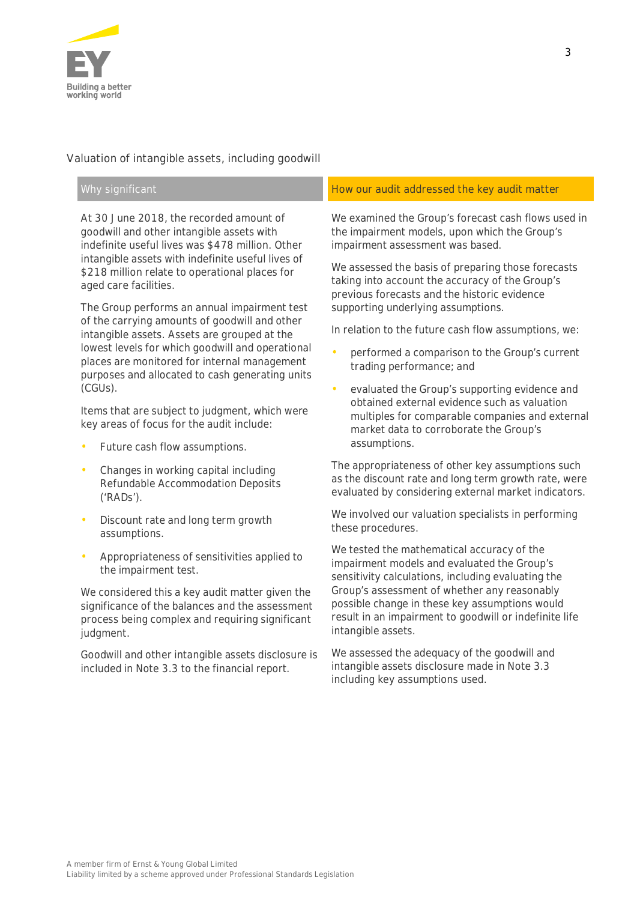### Valuation of intangible assets, including goodwill

#### Why significant

At 30 June 2018, the recorded amount of goodwill and other intangible assets with indefinite useful lives was $478 million. Other intangible assets with indefinite useful lives of $218 million relate to operational places for aged care facilities.

The Group performs an annual impairment test of the carrying amounts of goodwill and other intangible assets. Assets are grouped at the lowest levels for which goodwill and operational places are monitored for internal management purposes and allocated to cash generating units (CGUs).

Items that are subject to judgment, which were key areas of focus for the audit include:

- Future cash flow assumptions.
- Changes in working capital including Refundable Accommodation Deposits ('RADs').
- Discount rate and long term growth assumptions.
- Appropriateness of sensitivities applied to the impairment test.

We considered this a key audit matter given the significance of the balances and the assessment process being complex and requiring significant judgment.

Goodwill and other intangible assets disclosure is included in Note 3.3 to the financial report.

#### How our audit addressed the key audit matter

We examined the Group's forecast cash flows used in the impairment models, upon which the Group's impairment assessment was based.

We assessed the basis of preparing those forecasts taking into account the accuracy of the Group's previous forecasts and the historic evidence supporting underlying assumptions.

In relation to the future cash flow assumptions, we:

- performed a comparison to the Group's current trading performance; and
- evaluated the Group's supporting evidence and obtained external evidence such as valuation multiples for comparable companies and external market data to corroborate the Group's assumptions.

The appropriateness of other key assumptions such as the discount rate and long term growth rate, were evaluated by considering external market indicators.

We involved our valuation specialists in performing these procedures.

We tested the mathematical accuracy of the impairment models and evaluated the Group's sensitivity calculations, including evaluating the Group's assessment of whether any reasonably possible change in these key assumptions would result in an impairment to goodwill or indefinite life intangible assets.

We assessed the adequacy of the goodwill and intangible assets disclosure made in Note 3.3 including key assumptions used.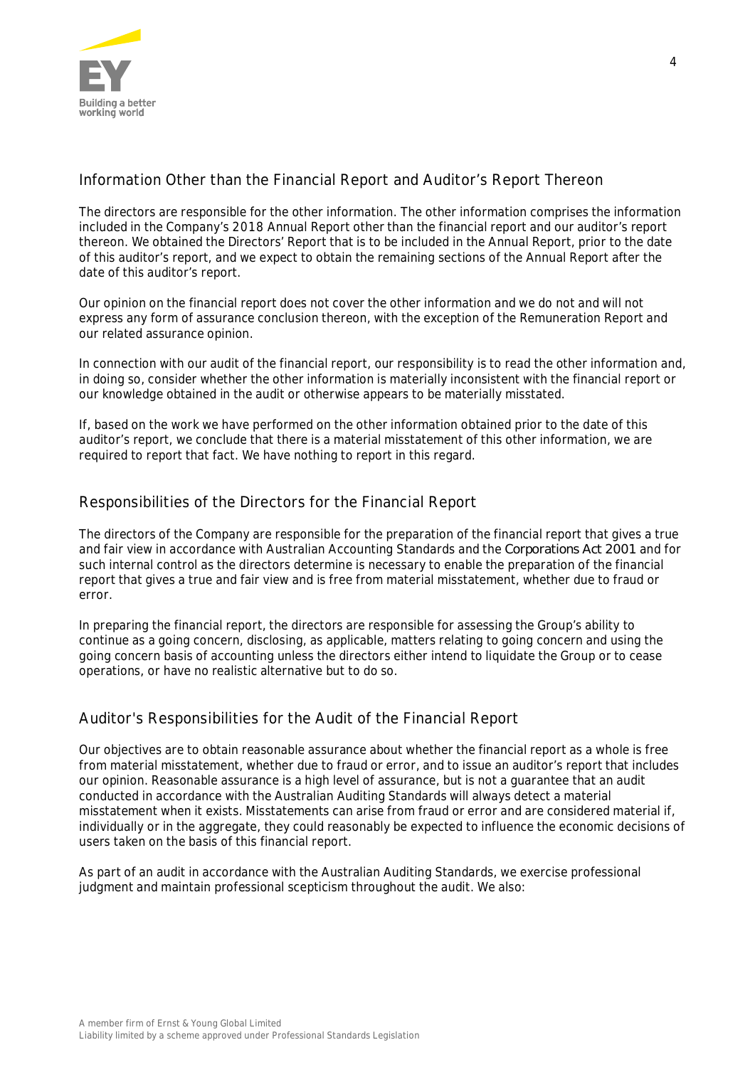## Information Other than the Financial Report and Auditor's Report Thereon

The directors are responsible for the other information. The other information comprises the information included in the Company's 2018 Annual Report other than the financial report and our auditor's report thereon. We obtained the Directors' Report that is to be included in the Annual Report, prior to the date of this auditor's report, and we expect to obtain the remaining sections of the Annual Report after the date of this auditor's report.

Our opinion on the financial report does not cover the other information and we do not and will not express any form of assurance conclusion thereon, with the exception of the Remuneration Report and our related assurance opinion.

In connection with our audit of the financial report, our responsibility is to read the other information and, in doing so, consider whether the other information is materially inconsistent with the financial report or our knowledge obtained in the audit or otherwise appears to be materially misstated.

If, based on the work we have performed on the other information obtained prior to the date of this auditor's report, we conclude that there is a material misstatement of this other information, we are required to report that fact. We have nothing to report in this regard.

## Responsibilities of the Directors for the Financial Report

The directors of the Company are responsible for the preparation of the financial report that gives a true and fair view in accordance with Australian Accounting Standards and the *Corporations Act 2001* and for such internal control as the directors determine is necessary to enable the preparation of the financial report that gives a true and fair view and is free from material misstatement, whether due to fraud or error.

In preparing the financial report, the directors are responsible for assessing the Group's ability to continue as a going concern, disclosing, as applicable, matters relating to going concern and using the going concern basis of accounting unless the directors either intend to liquidate the Group or to cease operations, or have no realistic alternative but to do so.

## Auditor's Responsibilities for the Audit of the Financial Report

Our objectives are to obtain reasonable assurance about whether the financial report as a whole is free from material misstatement, whether due to fraud or error, and to issue an auditor's report that includes our opinion. Reasonable assurance is a high level of assurance, but is not a guarantee that an audit conducted in accordance with the Australian Auditing Standards will always detect a material misstatement when it exists. Misstatements can arise from fraud or error and are considered material if, individually or in the aggregate, they could reasonably be expected to influence the economic decisions of users taken on the basis of this financial report.

As part of an audit in accordance with the Australian Auditing Standards, we exercise professional judgment and maintain professional scepticism throughout the audit. We also: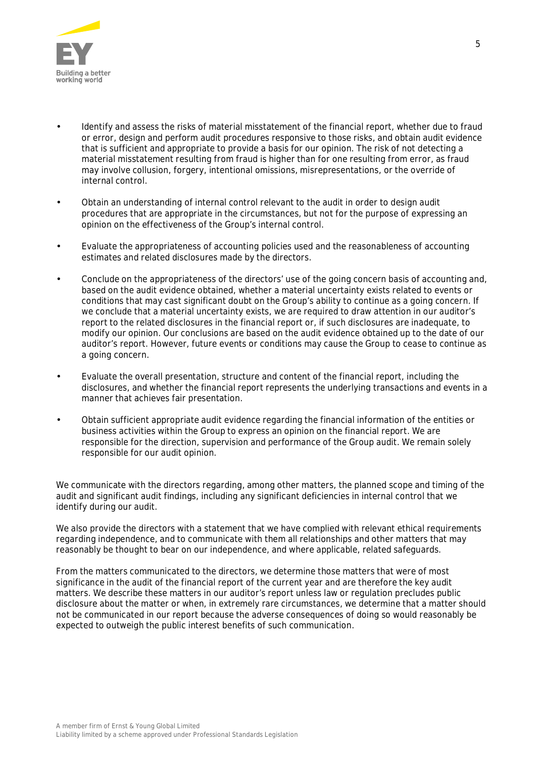- Identify and assess the risks of material misstatement of the financial report, whether due to fraud or error, design and perform audit procedures responsive to those risks, and obtain audit evidence that is sufficient and appropriate to provide a basis for our opinion. The risk of not detecting a material misstatement resulting from fraud is higher than for one resulting from error, as fraud may involve collusion, forgery, intentional omissions, misrepresentations, or the override of internal control.

- Obtain an understanding of internal control relevant to the audit in order to design audit procedures that are appropriate in the circumstances, but not for the purpose of expressing an opinion on the effectiveness of the Group's internal control.

- Evaluate the appropriateness of accounting policies used and the reasonableness of accounting estimates and related disclosures made by the directors.

- Conclude on the appropriateness of the directors' use of the going concern basis of accounting and, based on the audit evidence obtained, whether a material uncertainty exists related to events or conditions that may cast significant doubt on the Group's ability to continue as a going concern. If we conclude that a material uncertainty exists, we are required to draw attention in our auditor's report to the related disclosures in the financial report or, if such disclosures are inadequate, to modify our opinion. Our conclusions are based on the audit evidence obtained up to the date of our auditor's report. However, future events or conditions may cause the Group to cease to continue as a going concern.

- Evaluate the overall presentation, structure and content of the financial report, including the disclosures, and whether the financial report represents the underlying transactions and events in a manner that achieves fair presentation.

- Obtain sufficient appropriate audit evidence regarding the financial information of the entities or business activities within the Group to express an opinion on the financial report. We are responsible for the direction, supervision and performance of the Group audit. We remain solely responsible for our audit opinion.

We communicate with the directors regarding, among other matters, the planned scope and timing of the audit and significant audit findings, including any significant deficiencies in internal control that we identify during our audit.

We also provide the directors with a statement that we have complied with relevant ethical requirements regarding independence, and to communicate with them all relationships and other matters that may reasonably be thought to bear on our independence, and where applicable, related safeguards.

From the matters communicated to the directors, we determine those matters that were of most significance in the audit of the financial report of the current year and are therefore the key audit matters. We describe these matters in our auditor's report unless law or regulation precludes public disclosure about the matter or when, in extremely rare circumstances, we determine that a matter should not be communicated in our report because the adverse consequences of doing so would reasonably be expected to outweigh the public interest benefits of such communication.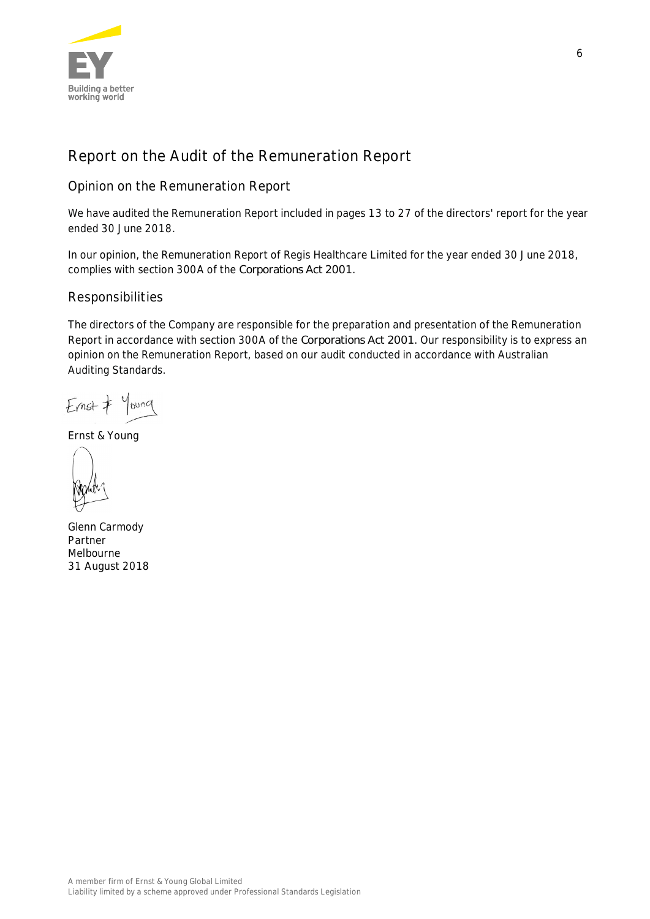## Report on the Audit of the Remuneration Report

### Opinion on the Remuneration Report

We have audited the Remuneration Report included in pages 13 to 27 of the directors' report for the year ended 30 June 2018.

In our opinion, the Remuneration Report of Regis Healthcare Limited for the year ended 30 June 2018, complies with section 300A of the *Corporations Act 2001*.

### Responsibilities

The directors of the Company are responsible for the preparation and presentation of the Remuneration Report in accordance with section 300A of the *Corporations Act 2001*. Our responsibility is to express an opinion on the Remuneration Report, based on our audit conducted in accordance with Australian Auditing Standards.

Ernst & Young

Glenn Carmody
Partner
Melbourne
31 August 2018

A member firm of Ernst & Young Global Limited
Liability limited by a scheme approved under Professional Standards Legislation